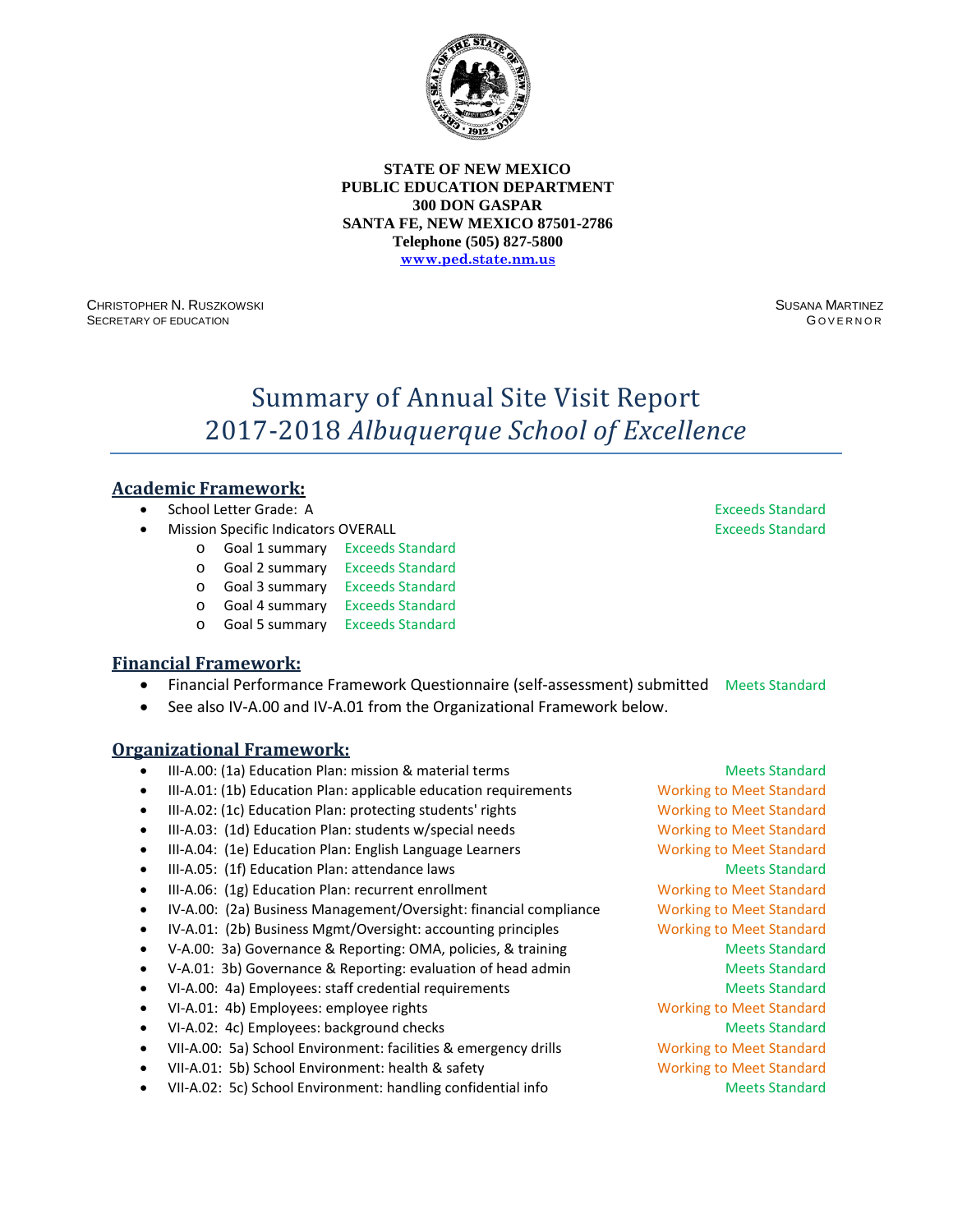**STATE OF NEW MEXICO**
**PUBLIC EDUCATION DEPARTMENT**
**300 DON GASPAR**
**SANTA FE, NEW MEXICO 87501-2786**
**Telephone (505) 827-5800**
**www.ped.state.nm.us**

CHRISTOPHER N. RUSZKOWSKI
SECRETARY OF EDUCATION

SUSANA MARTINEZ
GOVERNOR

# Summary of Annual Site Visit Report 2017-2018 *Albuquerque School of Excellence*

## Academic Framework:

- School Letter Grade: A — Exceeds Standard
- Mission Specific Indicators OVERALL — Exceeds Standard
  - Goal 1 summary — Exceeds Standard
  - Goal 2 summary — Exceeds Standard
  - Goal 3 summary — Exceeds Standard
  - Goal 4 summary — Exceeds Standard
  - Goal 5 summary — Exceeds Standard

## Financial Framework:

- Financial Performance Framework Questionnaire (self-assessment) submitted — Meets Standard
- See also IV-A.00 and IV-A.01 from the Organizational Framework below.

## Organizational Framework:

- III-A.00: (1a) Education Plan: mission & material terms — Meets Standard
- III-A.01: (1b) Education Plan: applicable education requirements — Working to Meet Standard
- III-A.02: (1c) Education Plan: protecting students' rights — Working to Meet Standard
- III-A.03: (1d) Education Plan: students w/special needs — Working to Meet Standard
- III-A.04: (1e) Education Plan: English Language Learners — Working to Meet Standard
- III-A.05: (1f) Education Plan: attendance laws — Meets Standard
- III-A.06: (1g) Education Plan: recurrent enrollment — Working to Meet Standard
- IV-A.00: (2a) Business Management/Oversight: financial compliance — Working to Meet Standard
- IV-A.01: (2b) Business Mgmt/Oversight: accounting principles — Working to Meet Standard
- V-A.00: 3a) Governance & Reporting: OMA, policies, & training — Meets Standard
- V-A.01: 3b) Governance & Reporting: evaluation of head admin — Meets Standard
- VI-A.00: 4a) Employees: staff credential requirements — Meets Standard
- VI-A.01: 4b) Employees: employee rights — Working to Meet Standard
- VI-A.02: 4c) Employees: background checks — Meets Standard
- VII-A.00: 5a) School Environment: facilities & emergency drills — Working to Meet Standard
- VII-A.01: 5b) School Environment: health & safety — Working to Meet Standard
- VII-A.02: 5c) School Environment: handling confidential info — Meets Standard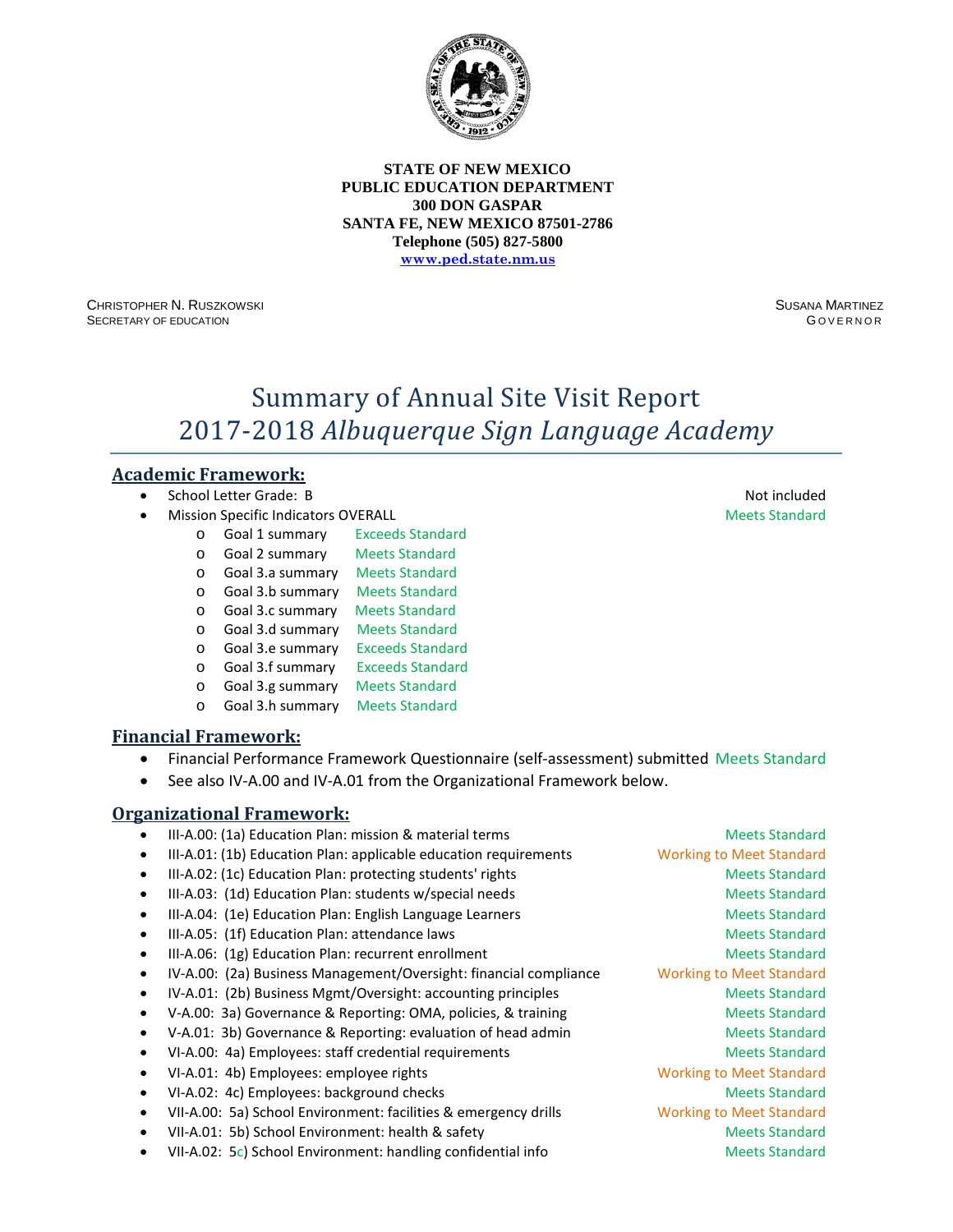**STATE OF NEW MEXICO**
**PUBLIC EDUCATION DEPARTMENT**
**300 DON GASPAR**
**SANTA FE, NEW MEXICO 87501-2786**
**Telephone (505) 827-5800**
**www.ped.state.nm.us**

CHRISTOPHER N. RUSZKOWSKI
SECRETARY OF EDUCATION

SUSANA MARTINEZ
GOVERNOR

# Summary of Annual Site Visit Report 2017-2018 *Albuquerque Sign Language Academy*

## Academic Framework:

- School Letter Grade: B — Not included
- Mission Specific Indicators OVERALL — Meets Standard
  - Goal 1 summary — Exceeds Standard
  - Goal 2 summary — Meets Standard
  - Goal 3.a summary — Meets Standard
  - Goal 3.b summary — Meets Standard
  - Goal 3.c summary — Meets Standard
  - Goal 3.d summary — Meets Standard
  - Goal 3.e summary — Exceeds Standard
  - Goal 3.f summary — Exceeds Standard
  - Goal 3.g summary — Meets Standard
  - Goal 3.h summary — Meets Standard

## Financial Framework:

- Financial Performance Framework Questionnaire (self-assessment) submitted — Meets Standard
- See also IV-A.00 and IV-A.01 from the Organizational Framework below.

## Organizational Framework:

- III-A.00: (1a) Education Plan: mission & material terms — Meets Standard
- III-A.01: (1b) Education Plan: applicable education requirements — Working to Meet Standard
- III-A.02: (1c) Education Plan: protecting students' rights — Meets Standard
- III-A.03: (1d) Education Plan: students w/special needs — Meets Standard
- III-A.04: (1e) Education Plan: English Language Learners — Meets Standard
- III-A.05: (1f) Education Plan: attendance laws — Meets Standard
- III-A.06: (1g) Education Plan: recurrent enrollment — Meets Standard
- IV-A.00: (2a) Business Management/Oversight: financial compliance — Working to Meet Standard
- IV-A.01: (2b) Business Mgmt/Oversight: accounting principles — Meets Standard
- V-A.00: 3a) Governance & Reporting: OMA, policies, & training — Meets Standard
- V-A.01: 3b) Governance & Reporting: evaluation of head admin — Meets Standard
- VI-A.00: 4a) Employees: staff credential requirements — Meets Standard
- VI-A.01: 4b) Employees: employee rights — Working to Meet Standard
- VI-A.02: 4c) Employees: background checks — Meets Standard
- VII-A.00: 5a) School Environment: facilities & emergency drills — Working to Meet Standard
- VII-A.01: 5b) School Environment: health & safety — Meets Standard
- VII-A.02: 5c) School Environment: handling confidential info — Meets Standard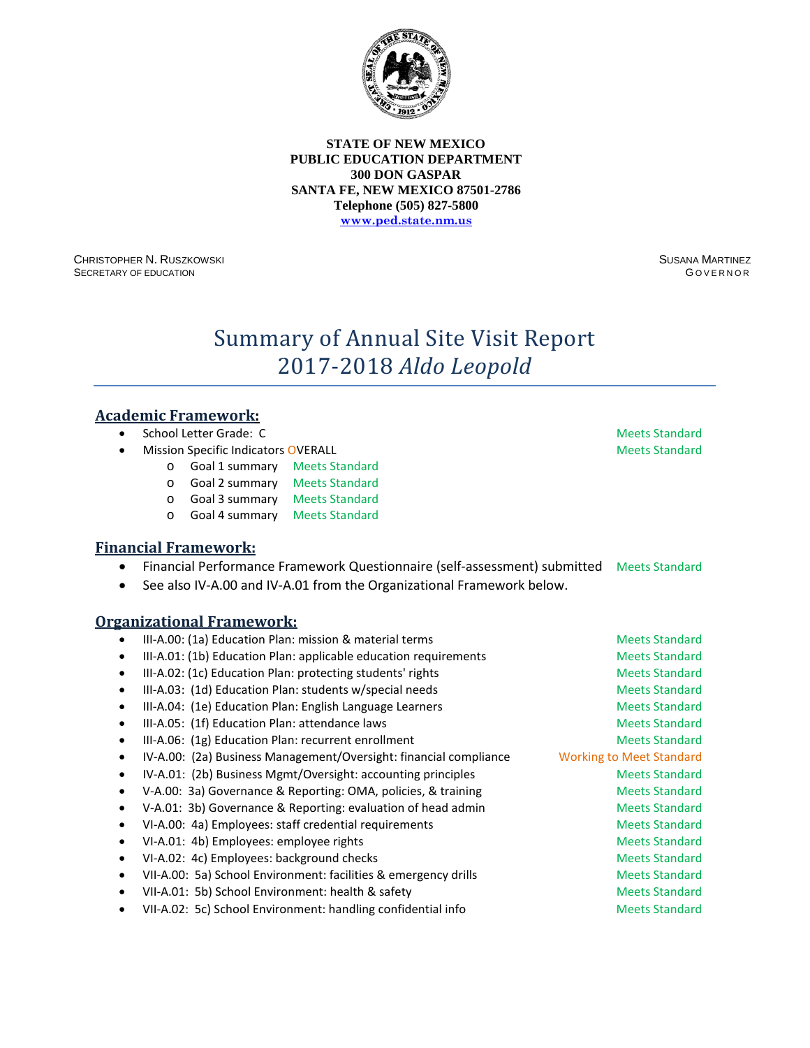**STATE OF NEW MEXICO**
**PUBLIC EDUCATION DEPARTMENT**
**300 DON GASPAR**
**SANTA FE, NEW MEXICO 87501-2786**
**Telephone (505) 827-5800**
**www.ped.state.nm.us**

CHRISTOPHER N. RUSZKOWSKI
SECRETARY OF EDUCATION

SUSANA MARTINEZ
GOVERNOR

# Summary of Annual Site Visit Report 2017-2018 *Aldo Leopold*

## Academic Framework:

- School Letter Grade: C — Meets Standard
- Mission Specific Indicators OVERALL — Meets Standard
  - Goal 1 summary — Meets Standard
  - Goal 2 summary — Meets Standard
  - Goal 3 summary — Meets Standard
  - Goal 4 summary — Meets Standard

## Financial Framework:

- Financial Performance Framework Questionnaire (self-assessment) submitted — Meets Standard
- See also IV-A.00 and IV-A.01 from the Organizational Framework below.

## Organizational Framework:

- III-A.00: (1a) Education Plan: mission & material terms — Meets Standard
- III-A.01: (1b) Education Plan: applicable education requirements — Meets Standard
- III-A.02: (1c) Education Plan: protecting students' rights — Meets Standard
- III-A.03: (1d) Education Plan: students w/special needs — Meets Standard
- III-A.04: (1e) Education Plan: English Language Learners — Meets Standard
- III-A.05: (1f) Education Plan: attendance laws — Meets Standard
- III-A.06: (1g) Education Plan: recurrent enrollment — Meets Standard
- IV-A.00: (2a) Business Management/Oversight: financial compliance — Working to Meet Standard
- IV-A.01: (2b) Business Mgmt/Oversight: accounting principles — Meets Standard
- V-A.00: 3a) Governance & Reporting: OMA, policies, & training — Meets Standard
- V-A.01: 3b) Governance & Reporting: evaluation of head admin — Meets Standard
- VI-A.00: 4a) Employees: staff credential requirements — Meets Standard
- VI-A.01: 4b) Employees: employee rights — Meets Standard
- VI-A.02: 4c) Employees: background checks — Meets Standard
- VII-A.00: 5a) School Environment: facilities & emergency drills — Meets Standard
- VII-A.01: 5b) School Environment: health & safety — Meets Standard
- VII-A.02: 5c) School Environment: handling confidential info — Meets Standard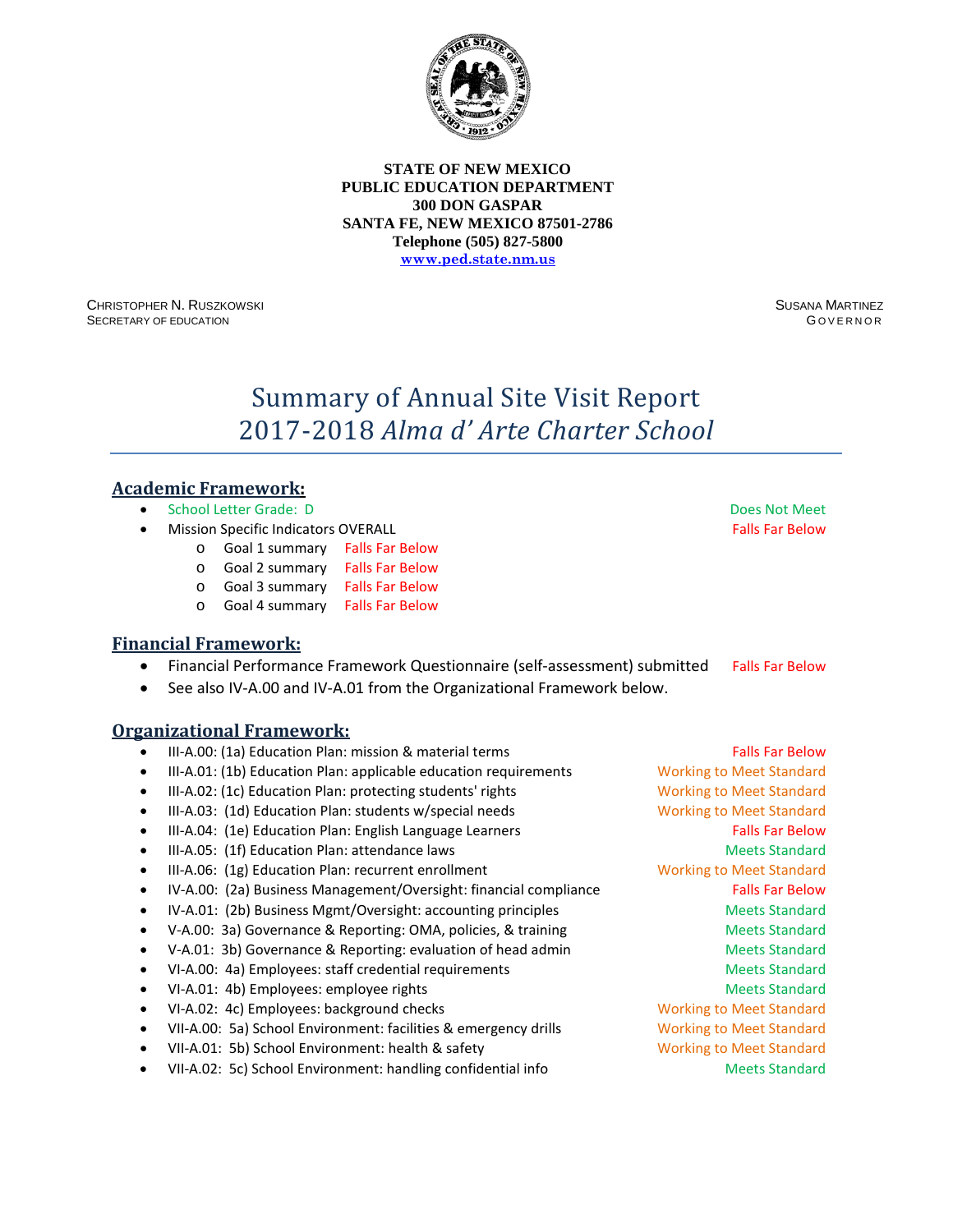**STATE OF NEW MEXICO**
**PUBLIC EDUCATION DEPARTMENT**
**300 DON GASPAR**
**SANTA FE, NEW MEXICO 87501-2786**
**Telephone (505) 827-5800**
**www.ped.state.nm.us**

CHRISTOPHER N. RUSZKOWSKI
SECRETARY OF EDUCATION

SUSANA MARTINEZ
GOVERNOR

# Summary of Annual Site Visit Report
# 2017-2018 *Alma d' Arte Charter School*

## Academic Framework:

- School Letter Grade: D — Does Not Meet
- Mission Specific Indicators OVERALL — Falls Far Below
    - Goal 1 summary — Falls Far Below
    - Goal 2 summary — Falls Far Below
    - Goal 3 summary — Falls Far Below
    - Goal 4 summary — Falls Far Below

## Financial Framework:

- Financial Performance Framework Questionnaire (self-assessment) submitted — Falls Far Below
- See also IV-A.00 and IV-A.01 from the Organizational Framework below.

## Organizational Framework:

- III-A.00: (1a) Education Plan: mission & material terms — Falls Far Below
- III-A.01: (1b) Education Plan: applicable education requirements — Working to Meet Standard
- III-A.02: (1c) Education Plan: protecting students' rights — Working to Meet Standard
- III-A.03: (1d) Education Plan: students w/special needs — Working to Meet Standard
- III-A.04: (1e) Education Plan: English Language Learners — Falls Far Below
- III-A.05: (1f) Education Plan: attendance laws — Meets Standard
- III-A.06: (1g) Education Plan: recurrent enrollment — Working to Meet Standard
- IV-A.00: (2a) Business Management/Oversight: financial compliance — Falls Far Below
- IV-A.01: (2b) Business Mgmt/Oversight: accounting principles — Meets Standard
- V-A.00: 3a) Governance & Reporting: OMA, policies, & training — Meets Standard
- V-A.01: 3b) Governance & Reporting: evaluation of head admin — Meets Standard
- VI-A.00: 4a) Employees: staff credential requirements — Meets Standard
- VI-A.01: 4b) Employees: employee rights — Meets Standard
- VI-A.02: 4c) Employees: background checks — Working to Meet Standard
- VII-A.00: 5a) School Environment: facilities & emergency drills — Working to Meet Standard
- VII-A.01: 5b) School Environment: health & safety — Working to Meet Standard
- VII-A.02: 5c) School Environment: handling confidential info — Meets Standard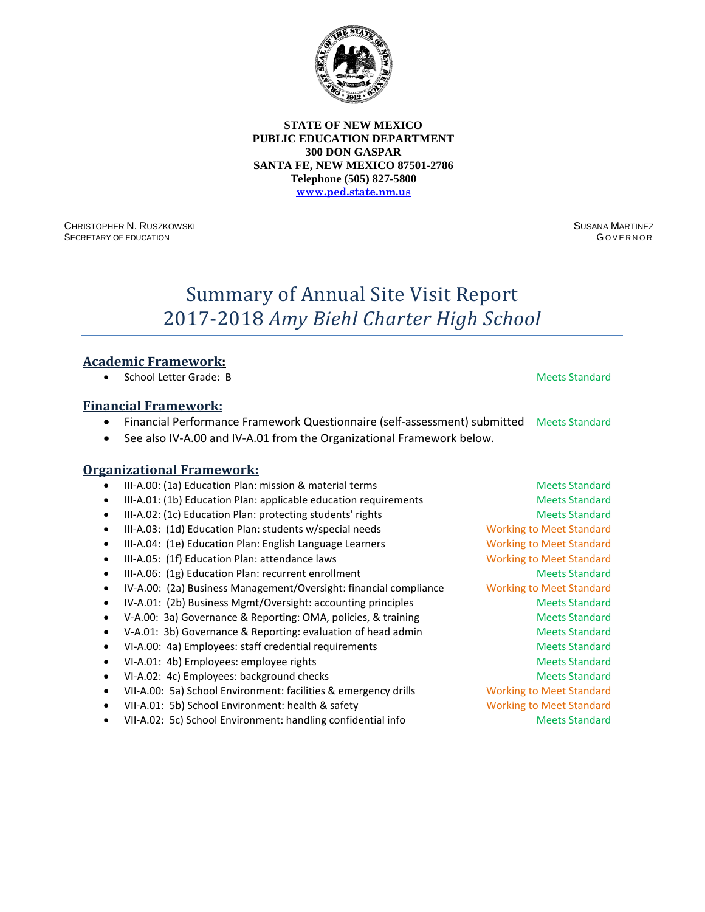**STATE OF NEW MEXICO**
**PUBLIC EDUCATION DEPARTMENT**
**300 DON GASPAR**
**SANTA FE, NEW MEXICO 87501-2786**
**Telephone (505) 827-5800**
**www.ped.state.nm.us**

CHRISTOPHER N. RUSZKOWSKI
SECRETARY OF EDUCATION

SUSANA MARTINEZ
GOVERNOR

# Summary of Annual Site Visit Report
# 2017-2018 *Amy Biehl Charter High School*

## Academic Framework:

- School Letter Grade: B — Meets Standard

## Financial Framework:

- Financial Performance Framework Questionnaire (self-assessment) submitted — Meets Standard
- See also IV-A.00 and IV-A.01 from the Organizational Framework below.

## Organizational Framework:

- III-A.00: (1a) Education Plan: mission & material terms — Meets Standard
- III-A.01: (1b) Education Plan: applicable education requirements — Meets Standard
- III-A.02: (1c) Education Plan: protecting students' rights — Meets Standard
- III-A.03: (1d) Education Plan: students w/special needs — Working to Meet Standard
- III-A.04: (1e) Education Plan: English Language Learners — Working to Meet Standard
- III-A.05: (1f) Education Plan: attendance laws — Working to Meet Standard
- III-A.06: (1g) Education Plan: recurrent enrollment — Meets Standard
- IV-A.00: (2a) Business Management/Oversight: financial compliance — Working to Meet Standard
- IV-A.01: (2b) Business Mgmt/Oversight: accounting principles — Meets Standard
- V-A.00: 3a) Governance & Reporting: OMA, policies, & training — Meets Standard
- V-A.01: 3b) Governance & Reporting: evaluation of head admin — Meets Standard
- VI-A.00: 4a) Employees: staff credential requirements — Meets Standard
- VI-A.01: 4b) Employees: employee rights — Meets Standard
- VI-A.02: 4c) Employees: background checks — Meets Standard
- VII-A.00: 5a) School Environment: facilities & emergency drills — Working to Meet Standard
- VII-A.01: 5b) School Environment: health & safety — Working to Meet Standard
- VII-A.02: 5c) School Environment: handling confidential info — Meets Standard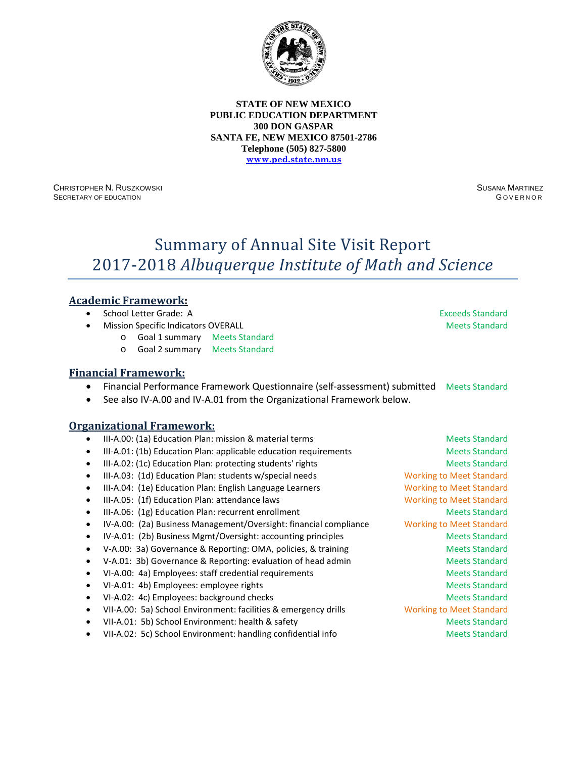**STATE OF NEW MEXICO**
**PUBLIC EDUCATION DEPARTMENT**
**300 DON GASPAR**
**SANTA FE, NEW MEXICO 87501-2786**
**Telephone (505) 827-5800**
**www.ped.state.nm.us**

CHRISTOPHER N. RUSZKOWSKI
SECRETARY OF EDUCATION

SUSANA MARTINEZ
GOVERNOR

# Summary of Annual Site Visit Report
# 2017-2018 *Albuquerque Institute of Math and Science*

## Academic Framework:

- School Letter Grade: A — Exceeds Standard
- Mission Specific Indicators OVERALL — Meets Standard
  - Goal 1 summary — Meets Standard
  - Goal 2 summary — Meets Standard

## Financial Framework:

- Financial Performance Framework Questionnaire (self-assessment) submitted — Meets Standard
- See also IV-A.00 and IV-A.01 from the Organizational Framework below.

## Organizational Framework:

- III-A.00: (1a) Education Plan: mission & material terms — Meets Standard
- III-A.01: (1b) Education Plan: applicable education requirements — Meets Standard
- III-A.02: (1c) Education Plan: protecting students' rights — Meets Standard
- III-A.03: (1d) Education Plan: students w/special needs — Working to Meet Standard
- III-A.04: (1e) Education Plan: English Language Learners — Working to Meet Standard
- III-A.05: (1f) Education Plan: attendance laws — Working to Meet Standard
- III-A.06: (1g) Education Plan: recurrent enrollment — Meets Standard
- IV-A.00: (2a) Business Management/Oversight: financial compliance — Working to Meet Standard
- IV-A.01: (2b) Business Mgmt/Oversight: accounting principles — Meets Standard
- V-A.00: 3a) Governance & Reporting: OMA, policies, & training — Meets Standard
- V-A.01: 3b) Governance & Reporting: evaluation of head admin — Meets Standard
- VI-A.00: 4a) Employees: staff credential requirements — Meets Standard
- VI-A.01: 4b) Employees: employee rights — Meets Standard
- VI-A.02: 4c) Employees: background checks — Meets Standard
- VII-A.00: 5a) School Environment: facilities & emergency drills — Working to Meet Standard
- VII-A.01: 5b) School Environment: health & safety — Meets Standard
- VII-A.02: 5c) School Environment: handling confidential info — Meets Standard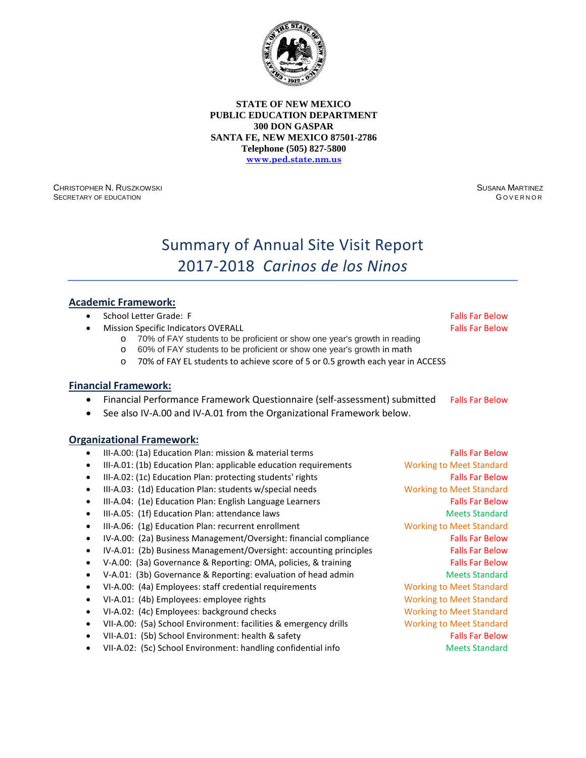**STATE OF NEW MEXICO**
**PUBLIC EDUCATION DEPARTMENT**
**300 DON GASPAR**
**SANTA FE, NEW MEXICO 87501-2786**
**Telephone (505) 827-5800**
**www.ped.state.nm.us**

CHRISTOPHER N. RUSZKOWSKI
SECRETARY OF EDUCATION

SUSANA MARTINEZ
GOVERNOR

# Summary of Annual Site Visit Report
# 2017-2018 *Carinos de los Ninos*

## Academic Framework:

- School Letter Grade: F — Falls Far Below
- Mission Specific Indicators OVERALL — Falls Far Below
  - 70% of FAY students to be proficient or show one year's growth in reading
  - 60% of FAY students to be proficient or show one year's growth in math
  - 70% of FAY EL students to achieve score of 5 or 0.5 growth each year in ACCESS

## Financial Framework:

- Financial Performance Framework Questionnaire (self-assessment) submitted — Falls Far Below
- See also IV-A.00 and IV-A.01 from the Organizational Framework below.

## Organizational Framework:

- III-A.00: (1a) Education Plan: mission & material terms — Falls Far Below
- III-A.01: (1b) Education Plan: applicable education requirements — Working to Meet Standard
- III-A.02: (1c) Education Plan: protecting students' rights — Falls Far Below
- III-A.03: (1d) Education Plan: students w/special needs — Working to Meet Standard
- III-A.04: (1e) Education Plan: English Language Learners — Falls Far Below
- III-A.05: (1f) Education Plan: attendance laws — Meets Standard
- III-A.06: (1g) Education Plan: recurrent enrollment — Working to Meet Standard
- IV-A.00: (2a) Business Management/Oversight: financial compliance — Falls Far Below
- IV-A.01: (2b) Business Management/Oversight: accounting principles — Falls Far Below
- V-A.00: (3a) Governance & Reporting: OMA, policies, & training — Falls Far Below
- V-A.01: (3b) Governance & Reporting: evaluation of head admin — Meets Standard
- VI-A.00: (4a) Employees: staff credential requirements — Working to Meet Standard
- VI-A.01: (4b) Employees: employee rights — Working to Meet Standard
- VI-A.02: (4c) Employees: background checks — Working to Meet Standard
- VII-A.00: (5a) School Environment: facilities & emergency drills — Working to Meet Standard
- VII-A.01: (5b) School Environment: health & safety — Falls Far Below
- VII-A.02: (5c) School Environment: handling confidential info — Meets Standard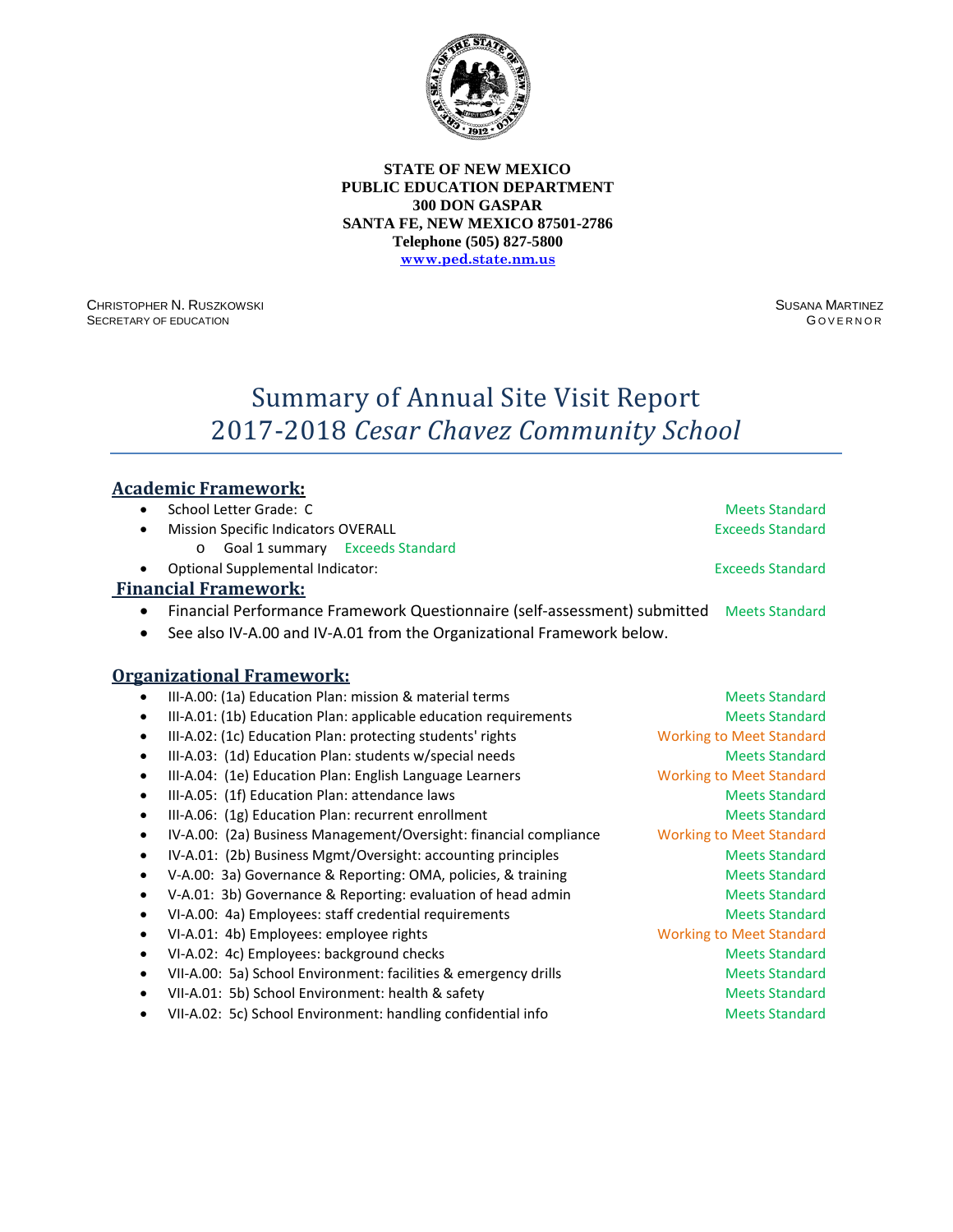**STATE OF NEW MEXICO**
**PUBLIC EDUCATION DEPARTMENT**
**300 DON GASPAR**
**SANTA FE, NEW MEXICO 87501-2786**
**Telephone (505) 827-5800**
**www.ped.state.nm.us**

CHRISTOPHER N. RUSZKOWSKI
SECRETARY OF EDUCATION

SUSANA MARTINEZ
GOVERNOR

# Summary of Annual Site Visit Report
# 2017-2018 *Cesar Chavez Community School*

## Academic Framework:

- School Letter Grade: C — Meets Standard
- Mission Specific Indicators OVERALL — Exceeds Standard
  - Goal 1 summary — Exceeds Standard
- Optional Supplemental Indicator: — Exceeds Standard

## Financial Framework:

- Financial Performance Framework Questionnaire (self-assessment) submitted — Meets Standard
- See also IV-A.00 and IV-A.01 from the Organizational Framework below.

## Organizational Framework:

- III-A.00: (1a) Education Plan: mission & material terms — Meets Standard
- III-A.01: (1b) Education Plan: applicable education requirements — Meets Standard
- III-A.02: (1c) Education Plan: protecting students' rights — Working to Meet Standard
- III-A.03: (1d) Education Plan: students w/special needs — Meets Standard
- III-A.04: (1e) Education Plan: English Language Learners — Working to Meet Standard
- III-A.05: (1f) Education Plan: attendance laws — Meets Standard
- III-A.06: (1g) Education Plan: recurrent enrollment — Meets Standard
- IV-A.00: (2a) Business Management/Oversight: financial compliance — Working to Meet Standard
- IV-A.01: (2b) Business Mgmt/Oversight: accounting principles — Meets Standard
- V-A.00: 3a) Governance & Reporting: OMA, policies, & training — Meets Standard
- V-A.01: 3b) Governance & Reporting: evaluation of head admin — Meets Standard
- VI-A.00: 4a) Employees: staff credential requirements — Meets Standard
- VI-A.01: 4b) Employees: employee rights — Working to Meet Standard
- VI-A.02: 4c) Employees: background checks — Meets Standard
- VII-A.00: 5a) School Environment: facilities & emergency drills — Meets Standard
- VII-A.01: 5b) School Environment: health & safety — Meets Standard
- VII-A.02: 5c) School Environment: handling confidential info — Meets Standard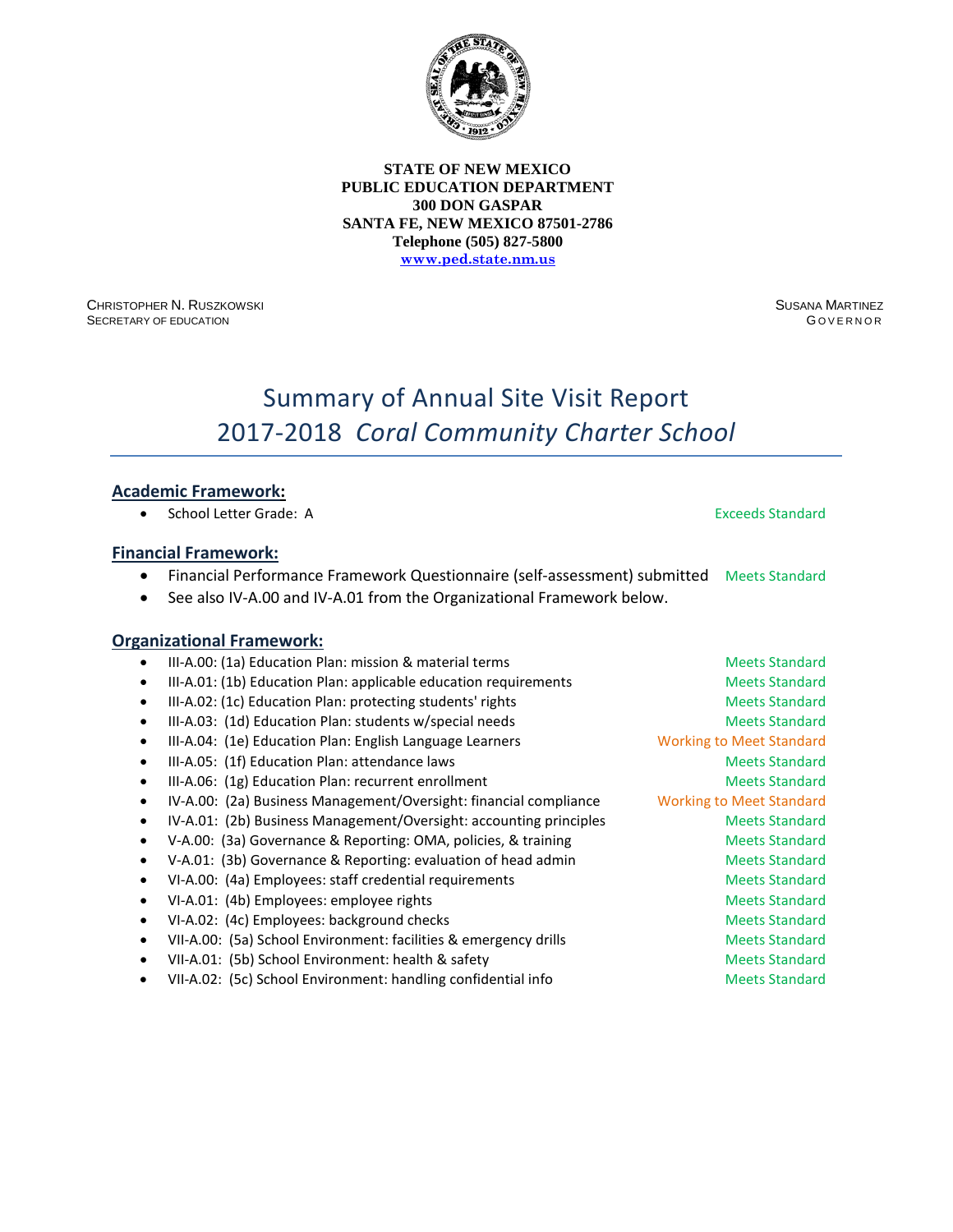**STATE OF NEW MEXICO**
**PUBLIC EDUCATION DEPARTMENT**
**300 DON GASPAR**
**SANTA FE, NEW MEXICO 87501-2786**
**Telephone (505) 827-5800**
**www.ped.state.nm.us**

CHRISTOPHER N. RUSZKOWSKI
SECRETARY OF EDUCATION

SUSANA MARTINEZ
GOVERNOR

# Summary of Annual Site Visit Report
# 2017-2018 *Coral Community Charter School*

## Academic Framework:

- School Letter Grade: A — Exceeds Standard

## Financial Framework:

- Financial Performance Framework Questionnaire (self-assessment) submitted — Meets Standard
- See also IV-A.00 and IV-A.01 from the Organizational Framework below.

## Organizational Framework:

- III-A.00: (1a) Education Plan: mission & material terms — Meets Standard
- III-A.01: (1b) Education Plan: applicable education requirements — Meets Standard
- III-A.02: (1c) Education Plan: protecting students' rights — Meets Standard
- III-A.03: (1d) Education Plan: students w/special needs — Meets Standard
- III-A.04: (1e) Education Plan: English Language Learners — Working to Meet Standard
- III-A.05: (1f) Education Plan: attendance laws — Meets Standard
- III-A.06: (1g) Education Plan: recurrent enrollment — Meets Standard
- IV-A.00: (2a) Business Management/Oversight: financial compliance — Working to Meet Standard
- IV-A.01: (2b) Business Management/Oversight: accounting principles — Meets Standard
- V-A.00: (3a) Governance & Reporting: OMA, policies, & training — Meets Standard
- V-A.01: (3b) Governance & Reporting: evaluation of head admin — Meets Standard
- VI-A.00: (4a) Employees: staff credential requirements — Meets Standard
- VI-A.01: (4b) Employees: employee rights — Meets Standard
- VI-A.02: (4c) Employees: background checks — Meets Standard
- VII-A.00: (5a) School Environment: facilities & emergency drills — Meets Standard
- VII-A.01: (5b) School Environment: health & safety — Meets Standard
- VII-A.02: (5c) School Environment: handling confidential info — Meets Standard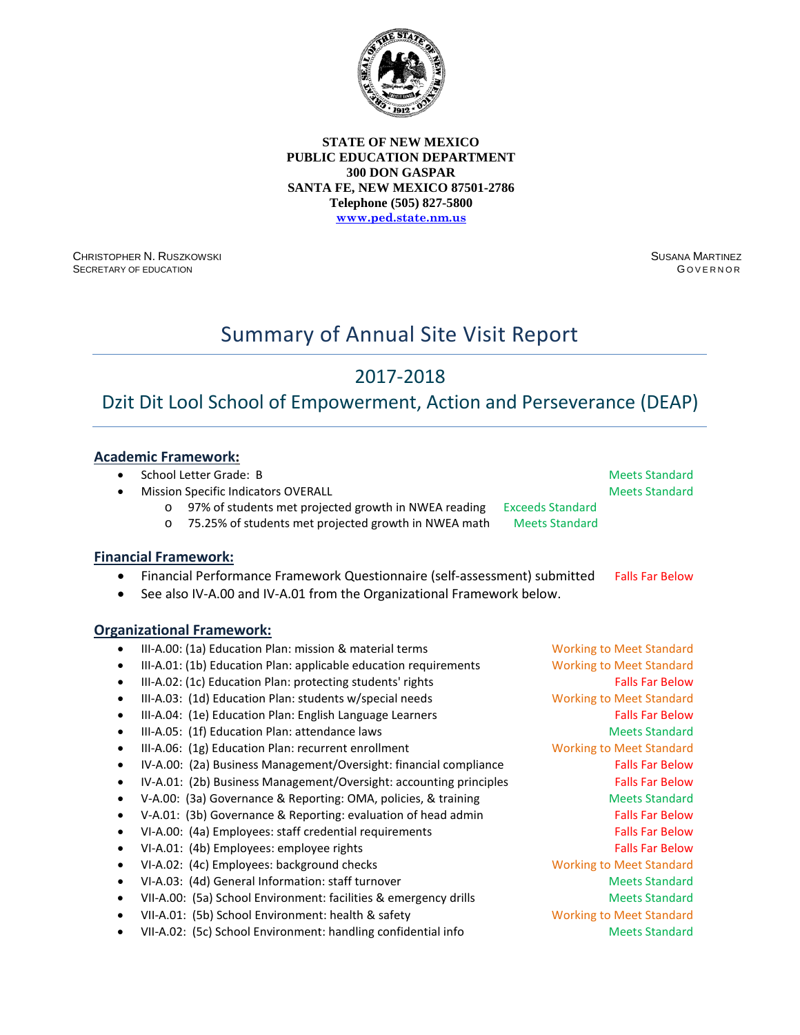**STATE OF NEW MEXICO**
**PUBLIC EDUCATION DEPARTMENT**
**300 DON GASPAR**
**SANTA FE, NEW MEXICO 87501-2786**
**Telephone (505) 827-5800**
**[www.ped.state.nm.us](http://www.ped.state.nm.us)**

CHRISTOPHER N. RUSZKOWSKI
SECRETARY OF EDUCATION

SUSANA MARTINEZ
GOVERNOR

# Summary of Annual Site Visit Report

## 2017-2018

## Dzit Dit Lool School of Empowerment, Action and Perseverance (DEAP)

### Academic Framework:

- School Letter Grade: B — Meets Standard
- Mission Specific Indicators OVERALL — Meets Standard
  - 97% of students met projected growth in NWEA reading — Exceeds Standard
  - 75.25% of students met projected growth in NWEA math — Meets Standard

### Financial Framework:

- Financial Performance Framework Questionnaire (self-assessment) submitted — Falls Far Below
- See also IV-A.00 and IV-A.01 from the Organizational Framework below.

### Organizational Framework:

- III-A.00: (1a) Education Plan: mission & material terms — Working to Meet Standard
- III-A.01: (1b) Education Plan: applicable education requirements — Working to Meet Standard
- III-A.02: (1c) Education Plan: protecting students' rights — Falls Far Below
- III-A.03: (1d) Education Plan: students w/special needs — Working to Meet Standard
- III-A.04: (1e) Education Plan: English Language Learners — Falls Far Below
- III-A.05: (1f) Education Plan: attendance laws — Meets Standard
- III-A.06: (1g) Education Plan: recurrent enrollment — Working to Meet Standard
- IV-A.00: (2a) Business Management/Oversight: financial compliance — Falls Far Below
- IV-A.01: (2b) Business Management/Oversight: accounting principles — Falls Far Below
- V-A.00: (3a) Governance & Reporting: OMA, policies, & training — Meets Standard
- V-A.01: (3b) Governance & Reporting: evaluation of head admin — Falls Far Below
- VI-A.00: (4a) Employees: staff credential requirements — Falls Far Below
- VI-A.01: (4b) Employees: employee rights — Falls Far Below
- VI-A.02: (4c) Employees: background checks — Working to Meet Standard
- VI-A.03: (4d) General Information: staff turnover — Meets Standard
- VII-A.00: (5a) School Environment: facilities & emergency drills — Meets Standard
- VII-A.01: (5b) School Environment: health & safety — Working to Meet Standard
- VII-A.02: (5c) School Environment: handling confidential info — Meets Standard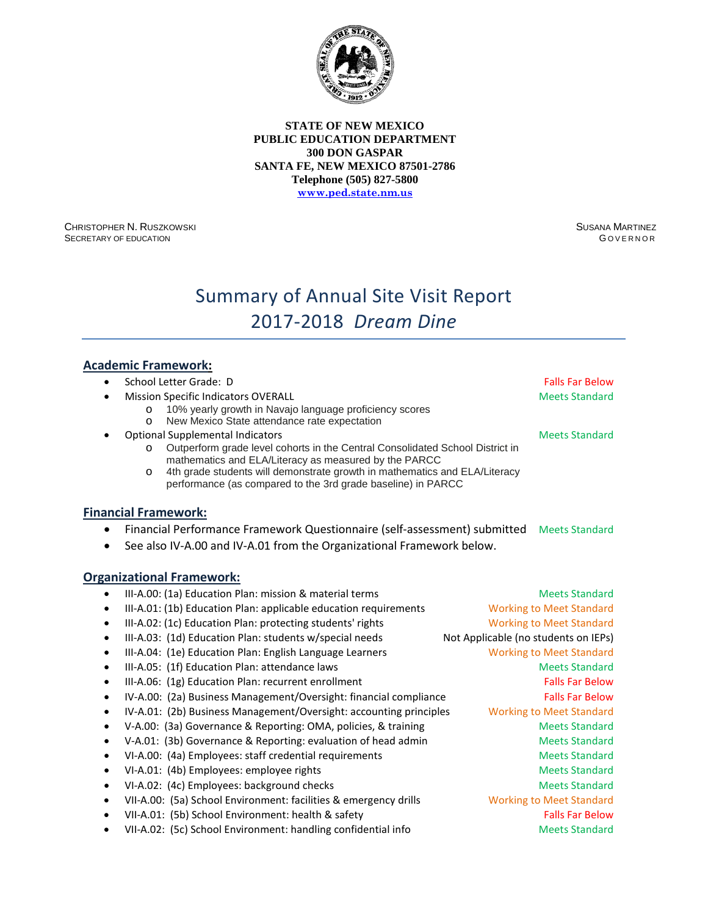**STATE OF NEW MEXICO**
**PUBLIC EDUCATION DEPARTMENT**
**300 DON GASPAR**
**SANTA FE, NEW MEXICO 87501-2786**
**Telephone (505) 827-5800**
**www.ped.state.nm.us**

CHRISTOPHER N. RUSZKOWSKI
SECRETARY OF EDUCATION

SUSANA MARTINEZ
GOVERNOR

# Summary of Annual Site Visit Report 2017-2018 *Dream Dine*

## Academic Framework:

- School Letter Grade: D — Falls Far Below
- Mission Specific Indicators OVERALL — Meets Standard
    - 10% yearly growth in Navajo language proficiency scores
    - New Mexico State attendance rate expectation
- Optional Supplemental Indicators — Meets Standard
    - Outperform grade level cohorts in the Central Consolidated School District in mathematics and ELA/Literacy as measured by the PARCC
    - 4th grade students will demonstrate growth in mathematics and ELA/Literacy performance (as compared to the 3rd grade baseline) in PARCC

## Financial Framework:

- Financial Performance Framework Questionnaire (self-assessment) submitted — Meets Standard
- See also IV-A.00 and IV-A.01 from the Organizational Framework below.

## Organizational Framework:

- III-A.00: (1a) Education Plan: mission & material terms — Meets Standard
- III-A.01: (1b) Education Plan: applicable education requirements — Working to Meet Standard
- III-A.02: (1c) Education Plan: protecting students' rights — Working to Meet Standard
- III-A.03: (1d) Education Plan: students w/special needs — Not Applicable (no students on IEPs)
- III-A.04: (1e) Education Plan: English Language Learners — Working to Meet Standard
- III-A.05: (1f) Education Plan: attendance laws — Meets Standard
- III-A.06: (1g) Education Plan: recurrent enrollment — Falls Far Below
- IV-A.00: (2a) Business Management/Oversight: financial compliance — Falls Far Below
- IV-A.01: (2b) Business Management/Oversight: accounting principles — Working to Meet Standard
- V-A.00: (3a) Governance & Reporting: OMA, policies, & training — Meets Standard
- V-A.01: (3b) Governance & Reporting: evaluation of head admin — Meets Standard
- VI-A.00: (4a) Employees: staff credential requirements — Meets Standard
- VI-A.01: (4b) Employees: employee rights — Meets Standard
- VI-A.02: (4c) Employees: background checks — Meets Standard
- VII-A.00: (5a) School Environment: facilities & emergency drills — Working to Meet Standard
- VII-A.01: (5b) School Environment: health & safety — Falls Far Below
- VII-A.02: (5c) School Environment: handling confidential info — Meets Standard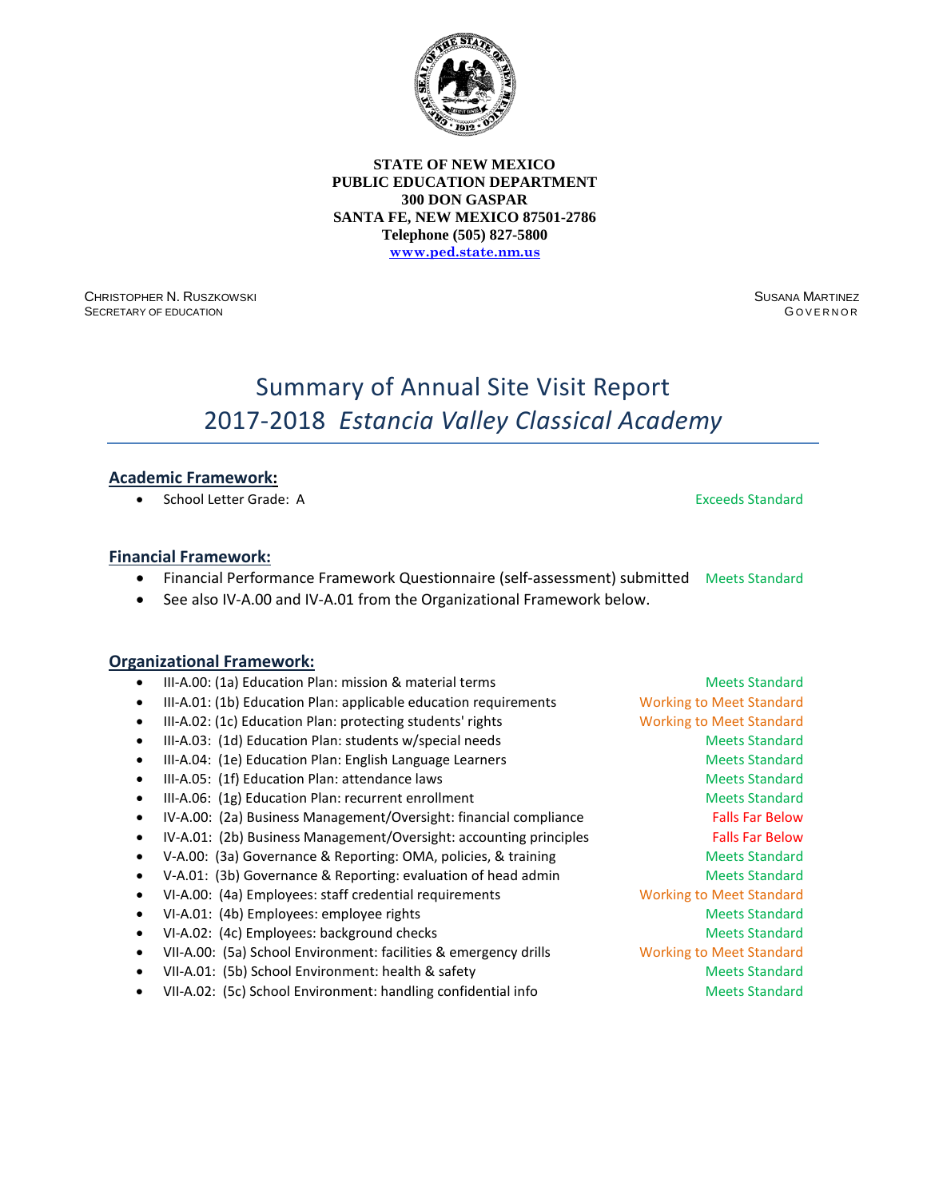**STATE OF NEW MEXICO**
**PUBLIC EDUCATION DEPARTMENT**
**300 DON GASPAR**
**SANTA FE, NEW MEXICO 87501-2786**
**Telephone (505) 827-5800**
**www.ped.state.nm.us**

CHRISTOPHER N. RUSZKOWSKI
SECRETARY OF EDUCATION

SUSANA MARTINEZ
GOVERNOR

# Summary of Annual Site Visit Report
# 2017-2018 *Estancia Valley Classical Academy*

## Academic Framework:

- School Letter Grade: A — Exceeds Standard

## Financial Framework:

- Financial Performance Framework Questionnaire (self-assessment) submitted — Meets Standard
- See also IV-A.00 and IV-A.01 from the Organizational Framework below.

## Organizational Framework:

- III-A.00: (1a) Education Plan: mission & material terms — Meets Standard
- III-A.01: (1b) Education Plan: applicable education requirements — Working to Meet Standard
- III-A.02: (1c) Education Plan: protecting students' rights — Working to Meet Standard
- III-A.03: (1d) Education Plan: students w/special needs — Meets Standard
- III-A.04: (1e) Education Plan: English Language Learners — Meets Standard
- III-A.05: (1f) Education Plan: attendance laws — Meets Standard
- III-A.06: (1g) Education Plan: recurrent enrollment — Meets Standard
- IV-A.00: (2a) Business Management/Oversight: financial compliance — Falls Far Below
- IV-A.01: (2b) Business Management/Oversight: accounting principles — Falls Far Below
- V-A.00: (3a) Governance & Reporting: OMA, policies, & training — Meets Standard
- V-A.01: (3b) Governance & Reporting: evaluation of head admin — Meets Standard
- VI-A.00: (4a) Employees: staff credential requirements — Working to Meet Standard
- VI-A.01: (4b) Employees: employee rights — Meets Standard
- VI-A.02: (4c) Employees: background checks — Meets Standard
- VII-A.00: (5a) School Environment: facilities & emergency drills — Working to Meet Standard
- VII-A.01: (5b) School Environment: health & safety — Meets Standard
- VII-A.02: (5c) School Environment: handling confidential info — Meets Standard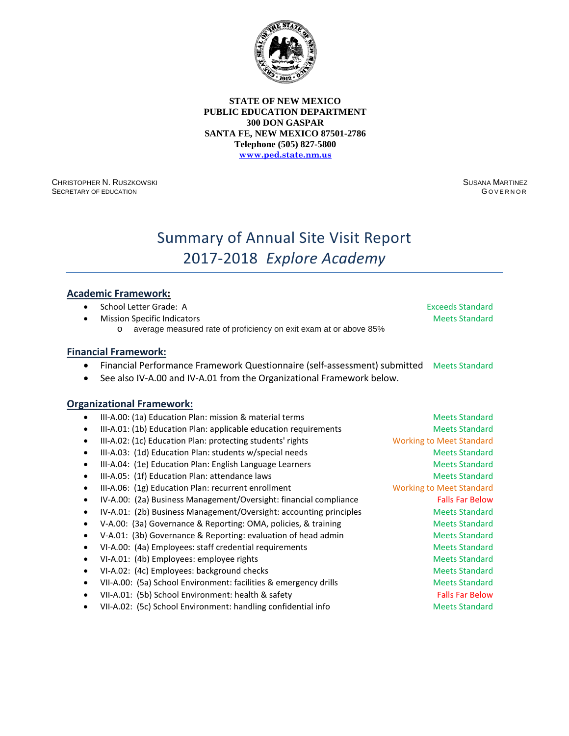**STATE OF NEW MEXICO**
**PUBLIC EDUCATION DEPARTMENT**
**300 DON GASPAR**
**SANTA FE, NEW MEXICO 87501-2786**
**Telephone (505) 827-5800**
**www.ped.state.nm.us**

CHRISTOPHER N. RUSZKOWSKI
SECRETARY OF EDUCATION

SUSANA MARTINEZ
GOVERNOR

# Summary of Annual Site Visit Report
# 2017-2018 *Explore Academy*

## Academic Framework:

- School Letter Grade: A — Exceeds Standard
- Mission Specific Indicators — Meets Standard
  - average measured rate of proficiency on exit exam at or above 85%

## Financial Framework:

- Financial Performance Framework Questionnaire (self-assessment) submitted — Meets Standard
- See also IV-A.00 and IV-A.01 from the Organizational Framework below.

## Organizational Framework:

- III-A.00: (1a) Education Plan: mission & material terms — Meets Standard
- III-A.01: (1b) Education Plan: applicable education requirements — Meets Standard
- III-A.02: (1c) Education Plan: protecting students' rights — Working to Meet Standard
- III-A.03: (1d) Education Plan: students w/special needs — Meets Standard
- III-A.04: (1e) Education Plan: English Language Learners — Meets Standard
- III-A.05: (1f) Education Plan: attendance laws — Meets Standard
- III-A.06: (1g) Education Plan: recurrent enrollment — Working to Meet Standard
- IV-A.00: (2a) Business Management/Oversight: financial compliance — Falls Far Below
- IV-A.01: (2b) Business Management/Oversight: accounting principles — Meets Standard
- V-A.00: (3a) Governance & Reporting: OMA, policies, & training — Meets Standard
- V-A.01: (3b) Governance & Reporting: evaluation of head admin — Meets Standard
- VI-A.00: (4a) Employees: staff credential requirements — Meets Standard
- VI-A.01: (4b) Employees: employee rights — Meets Standard
- VI-A.02: (4c) Employees: background checks — Meets Standard
- VII-A.00: (5a) School Environment: facilities & emergency drills — Meets Standard
- VII-A.01: (5b) School Environment: health & safety — Falls Far Below
- VII-A.02: (5c) School Environment: handling confidential info — Meets Standard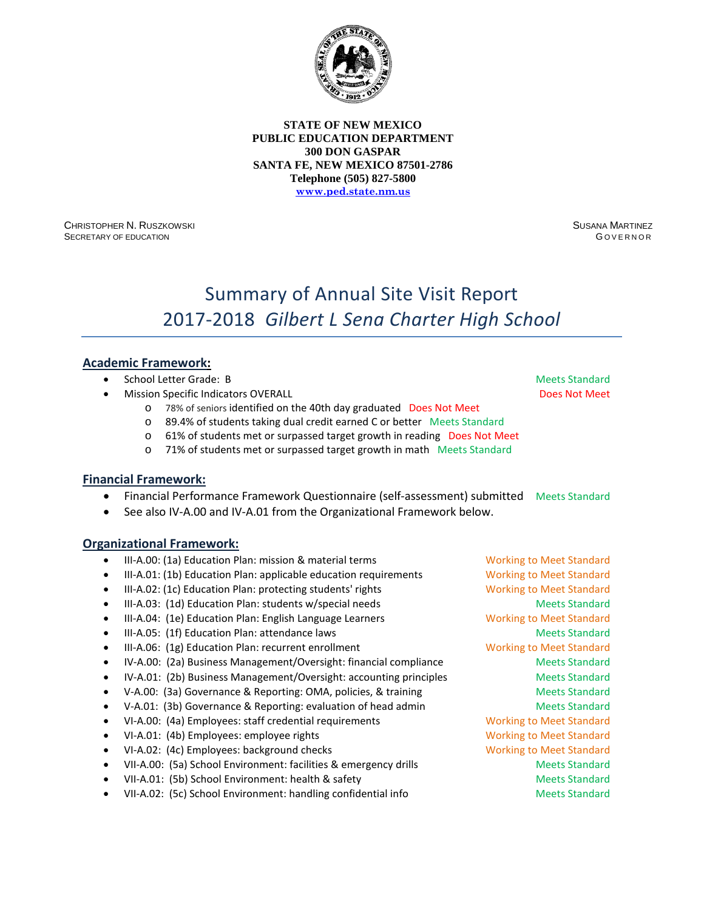**STATE OF NEW MEXICO**
**PUBLIC EDUCATION DEPARTMENT**
**300 DON GASPAR**
**SANTA FE, NEW MEXICO 87501-2786**
**Telephone (505) 827-5800**
**www.ped.state.nm.us**

CHRISTOPHER N. RUSZKOWSKI
SECRETARY OF EDUCATION

SUSANA MARTINEZ
GOVERNOR

# Summary of Annual Site Visit Report
# 2017-2018 *Gilbert L Sena Charter High School*

## Academic Framework:

- School Letter Grade: B — Meets Standard
- Mission Specific Indicators OVERALL — Does Not Meet
  - 78% of seniors identified on the 40th day graduated — Does Not Meet
  - 89.4% of students taking dual credit earned C or better — Meets Standard
  - 61% of students met or surpassed target growth in reading — Does Not Meet
  - 71% of students met or surpassed target growth in math — Meets Standard

## Financial Framework:

- Financial Performance Framework Questionnaire (self-assessment) submitted — Meets Standard
- See also IV-A.00 and IV-A.01 from the Organizational Framework below.

## Organizational Framework:

- III-A.00: (1a) Education Plan: mission & material terms — Working to Meet Standard
- III-A.01: (1b) Education Plan: applicable education requirements — Working to Meet Standard
- III-A.02: (1c) Education Plan: protecting students' rights — Working to Meet Standard
- III-A.03: (1d) Education Plan: students w/special needs — Meets Standard
- III-A.04: (1e) Education Plan: English Language Learners — Working to Meet Standard
- III-A.05: (1f) Education Plan: attendance laws — Meets Standard
- III-A.06: (1g) Education Plan: recurrent enrollment — Working to Meet Standard
- IV-A.00: (2a) Business Management/Oversight: financial compliance — Meets Standard
- IV-A.01: (2b) Business Management/Oversight: accounting principles — Meets Standard
- V-A.00: (3a) Governance & Reporting: OMA, policies, & training — Meets Standard
- V-A.01: (3b) Governance & Reporting: evaluation of head admin — Meets Standard
- VI-A.00: (4a) Employees: staff credential requirements — Working to Meet Standard
- VI-A.01: (4b) Employees: employee rights — Working to Meet Standard
- VI-A.02: (4c) Employees: background checks — Working to Meet Standard
- VII-A.00: (5a) School Environment: facilities & emergency drills — Meets Standard
- VII-A.01: (5b) School Environment: health & safety — Meets Standard
- VII-A.02: (5c) School Environment: handling confidential info — Meets Standard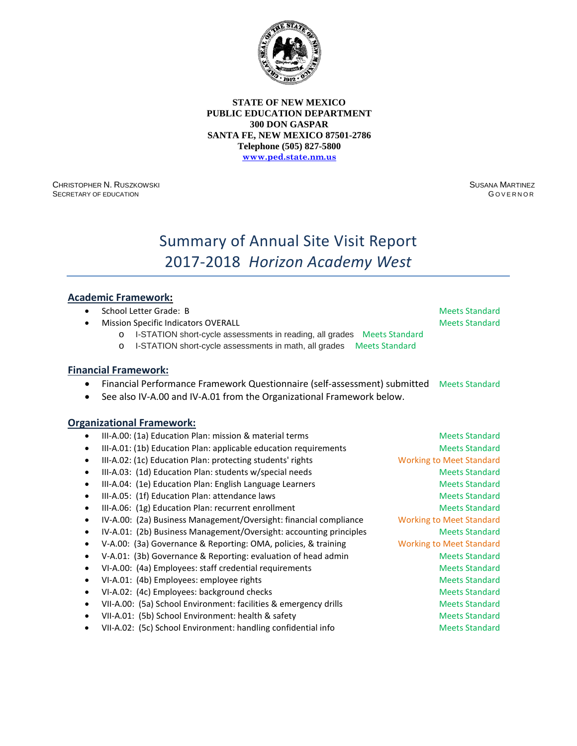**STATE OF NEW MEXICO**
**PUBLIC EDUCATION DEPARTMENT**
**300 DON GASPAR**
**SANTA FE, NEW MEXICO 87501-2786**
**Telephone (505) 827-5800**
**www.ped.state.nm.us**

CHRISTOPHER N. RUSZKOWSKI
SECRETARY OF EDUCATION

SUSANA MARTINEZ
GOVERNOR

# Summary of Annual Site Visit Report
# 2017-2018 *Horizon Academy West*

## Academic Framework:

- School Letter Grade: B — Meets Standard
- Mission Specific Indicators OVERALL — Meets Standard
  - I-STATION short-cycle assessments in reading, all grades — Meets Standard
  - I-STATION short-cycle assessments in math, all grades — Meets Standard

## Financial Framework:

- Financial Performance Framework Questionnaire (self-assessment) submitted — Meets Standard
- See also IV-A.00 and IV-A.01 from the Organizational Framework below.

## Organizational Framework:

- III-A.00: (1a) Education Plan: mission & material terms — Meets Standard
- III-A.01: (1b) Education Plan: applicable education requirements — Meets Standard
- III-A.02: (1c) Education Plan: protecting students' rights — Working to Meet Standard
- III-A.03: (1d) Education Plan: students w/special needs — Meets Standard
- III-A.04: (1e) Education Plan: English Language Learners — Meets Standard
- III-A.05: (1f) Education Plan: attendance laws — Meets Standard
- III-A.06: (1g) Education Plan: recurrent enrollment — Meets Standard
- IV-A.00: (2a) Business Management/Oversight: financial compliance — Working to Meet Standard
- IV-A.01: (2b) Business Management/Oversight: accounting principles — Meets Standard
- V-A.00: (3a) Governance & Reporting: OMA, policies, & training — Working to Meet Standard
- V-A.01: (3b) Governance & Reporting: evaluation of head admin — Meets Standard
- VI-A.00: (4a) Employees: staff credential requirements — Meets Standard
- VI-A.01: (4b) Employees: employee rights — Meets Standard
- VI-A.02: (4c) Employees: background checks — Meets Standard
- VII-A.00: (5a) School Environment: facilities & emergency drills — Meets Standard
- VII-A.01: (5b) School Environment: health & safety — Meets Standard
- VII-A.02: (5c) School Environment: handling confidential info — Meets Standard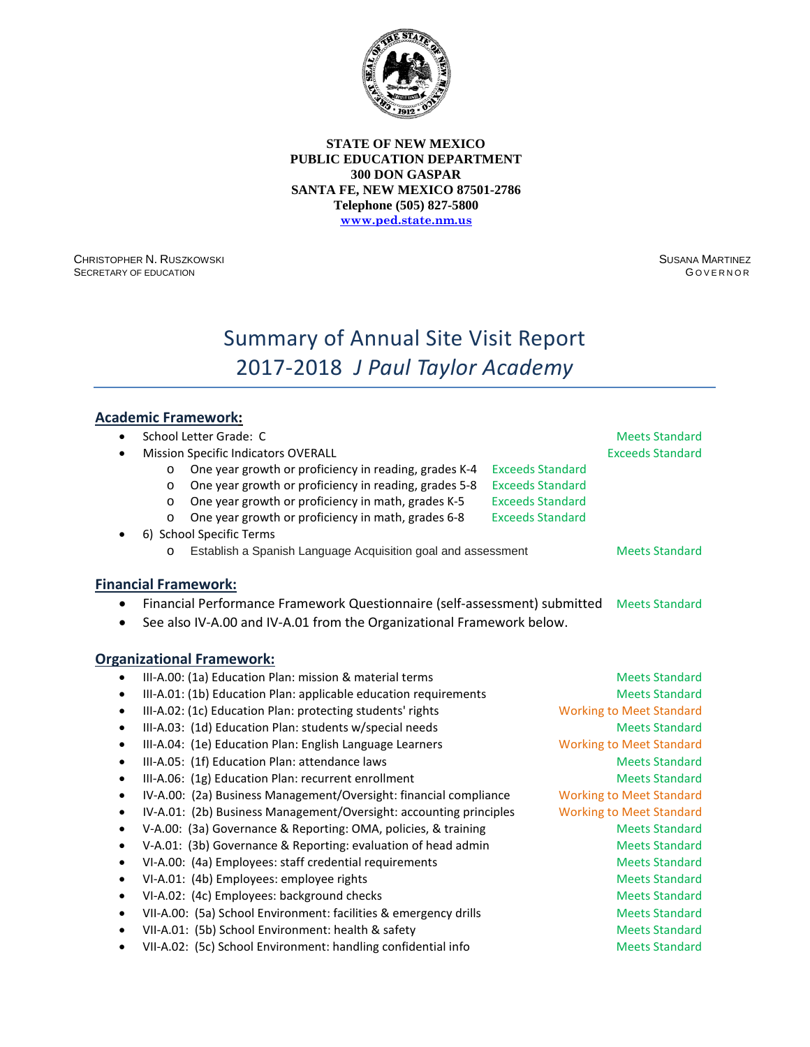**STATE OF NEW MEXICO**
**PUBLIC EDUCATION DEPARTMENT**
**300 DON GASPAR**
**SANTA FE, NEW MEXICO 87501-2786**
**Telephone (505) 827-5800**
**www.ped.state.nm.us**

CHRISTOPHER N. RUSZKOWSKI
SECRETARY OF EDUCATION

SUSANA MARTINEZ
GOVERNOR

# Summary of Annual Site Visit Report
# 2017-2018 *J Paul Taylor Academy*

## Academic Framework:

- School Letter Grade: C — Meets Standard
- Mission Specific Indicators OVERALL — Exceeds Standard
  - One year growth or proficiency in reading, grades K-4 — Exceeds Standard
  - One year growth or proficiency in reading, grades 5-8 — Exceeds Standard
  - One year growth or proficiency in math, grades K-5 — Exceeds Standard
  - One year growth or proficiency in math, grades 6-8 — Exceeds Standard
- 6) School Specific Terms
  - Establish a Spanish Language Acquisition goal and assessment — Meets Standard

## Financial Framework:

- Financial Performance Framework Questionnaire (self-assessment) submitted — Meets Standard
- See also IV-A.00 and IV-A.01 from the Organizational Framework below.

## Organizational Framework:

- III-A.00: (1a) Education Plan: mission & material terms — Meets Standard
- III-A.01: (1b) Education Plan: applicable education requirements — Meets Standard
- III-A.02: (1c) Education Plan: protecting students' rights — Working to Meet Standard
- III-A.03: (1d) Education Plan: students w/special needs — Meets Standard
- III-A.04: (1e) Education Plan: English Language Learners — Working to Meet Standard
- III-A.05: (1f) Education Plan: attendance laws — Meets Standard
- III-A.06: (1g) Education Plan: recurrent enrollment — Meets Standard
- IV-A.00: (2a) Business Management/Oversight: financial compliance — Working to Meet Standard
- IV-A.01: (2b) Business Management/Oversight: accounting principles — Working to Meet Standard
- V-A.00: (3a) Governance & Reporting: OMA, policies, & training — Meets Standard
- V-A.01: (3b) Governance & Reporting: evaluation of head admin — Meets Standard
- VI-A.00: (4a) Employees: staff credential requirements — Meets Standard
- VI-A.01: (4b) Employees: employee rights — Meets Standard
- VI-A.02: (4c) Employees: background checks — Meets Standard
- VII-A.00: (5a) School Environment: facilities & emergency drills — Meets Standard
- VII-A.01: (5b) School Environment: health & safety — Meets Standard
- VII-A.02: (5c) School Environment: handling confidential info — Meets Standard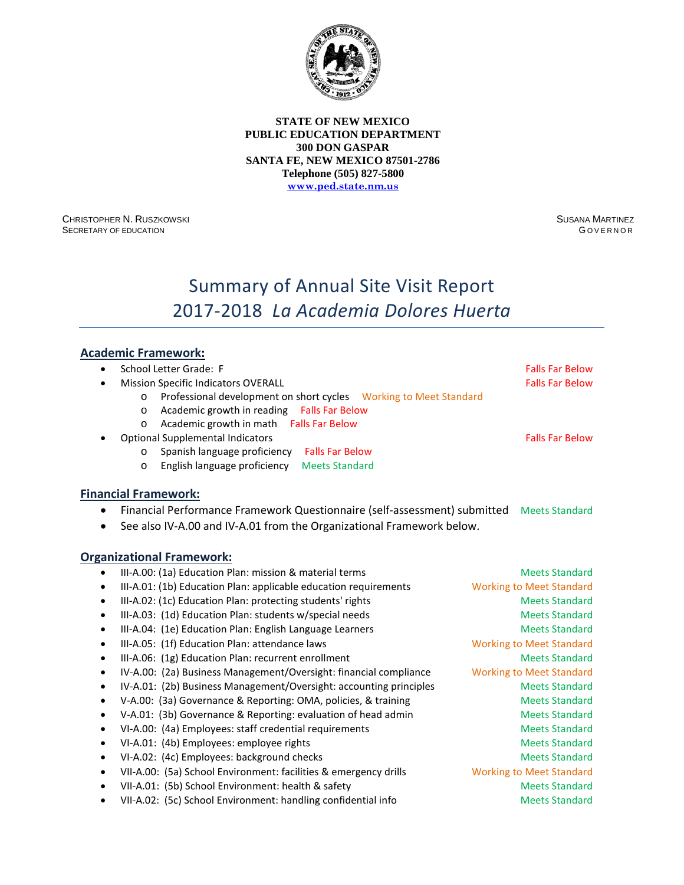**STATE OF NEW MEXICO**
**PUBLIC EDUCATION DEPARTMENT**
**300 DON GASPAR**
**SANTA FE, NEW MEXICO 87501-2786**
**Telephone (505) 827-5800**
**www.ped.state.nm.us**

CHRISTOPHER N. RUSZKOWSKI
SECRETARY OF EDUCATION

SUSANA MARTINEZ
GOVERNOR

# Summary of Annual Site Visit Report
# 2017-2018 *La Academia Dolores Huerta*

## Academic Framework:

- School Letter Grade: F — Falls Far Below
- Mission Specific Indicators OVERALL — Falls Far Below
  - Professional development on short cycles — Working to Meet Standard
  - Academic growth in reading — Falls Far Below
  - Academic growth in math — Falls Far Below
- Optional Supplemental Indicators — Falls Far Below
  - Spanish language proficiency — Falls Far Below
  - English language proficiency — Meets Standard

## Financial Framework:

- Financial Performance Framework Questionnaire (self-assessment) submitted — Meets Standard
- See also IV-A.00 and IV-A.01 from the Organizational Framework below.

## Organizational Framework:

- III-A.00: (1a) Education Plan: mission & material terms — Meets Standard
- III-A.01: (1b) Education Plan: applicable education requirements — Working to Meet Standard
- III-A.02: (1c) Education Plan: protecting students' rights — Meets Standard
- III-A.03: (1d) Education Plan: students w/special needs — Meets Standard
- III-A.04: (1e) Education Plan: English Language Learners — Meets Standard
- III-A.05: (1f) Education Plan: attendance laws — Working to Meet Standard
- III-A.06: (1g) Education Plan: recurrent enrollment — Meets Standard
- IV-A.00: (2a) Business Management/Oversight: financial compliance — Working to Meet Standard
- IV-A.01: (2b) Business Management/Oversight: accounting principles — Meets Standard
- V-A.00: (3a) Governance & Reporting: OMA, policies, & training — Meets Standard
- V-A.01: (3b) Governance & Reporting: evaluation of head admin — Meets Standard
- VI-A.00: (4a) Employees: staff credential requirements — Meets Standard
- VI-A.01: (4b) Employees: employee rights — Meets Standard
- VI-A.02: (4c) Employees: background checks — Meets Standard
- VII-A.00: (5a) School Environment: facilities & emergency drills — Working to Meet Standard
- VII-A.01: (5b) School Environment: health & safety — Meets Standard
- VII-A.02: (5c) School Environment: handling confidential info — Meets Standard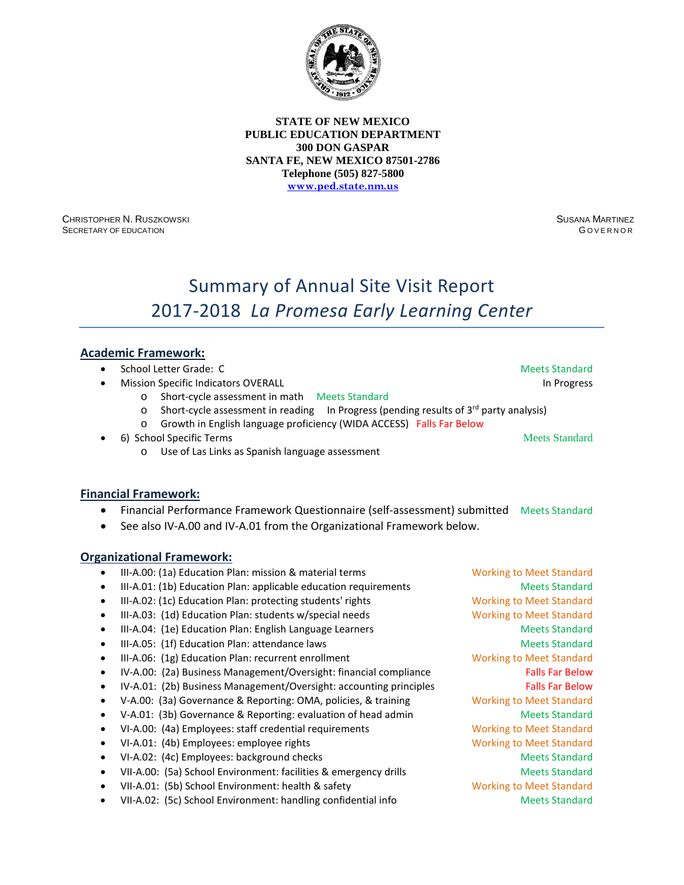**STATE OF NEW MEXICO**
**PUBLIC EDUCATION DEPARTMENT**
**300 DON GASPAR**
**SANTA FE, NEW MEXICO 87501-2786**
**Telephone (505) 827-5800**
**www.ped.state.nm.us**

CHRISTOPHER N. RUSZKOWSKI
SECRETARY OF EDUCATION

SUSANA MARTINEZ
GOVERNOR

# Summary of Annual Site Visit Report
# 2017-2018 *La Promesa Early Learning Center*

## Academic Framework:

- School Letter Grade: C — Meets Standard
- Mission Specific Indicators OVERALL — In Progress
  - Short-cycle assessment in math — Meets Standard
  - Short-cycle assessment in reading — In Progress (pending results of 3rd party analysis)
  - Growth in English language proficiency (WIDA ACCESS) — Falls Far Below
- 6) School Specific Terms — Meets Standard
  - Use of Las Links as Spanish language assessment

## Financial Framework:

- Financial Performance Framework Questionnaire (self-assessment) submitted — Meets Standard
- See also IV-A.00 and IV-A.01 from the Organizational Framework below.

## Organizational Framework:

- III-A.00: (1a) Education Plan: mission & material terms — Working to Meet Standard
- III-A.01: (1b) Education Plan: applicable education requirements — Meets Standard
- III-A.02: (1c) Education Plan: protecting students' rights — Working to Meet Standard
- III-A.03: (1d) Education Plan: students w/special needs — Working to Meet Standard
- III-A.04: (1e) Education Plan: English Language Learners — Meets Standard
- III-A.05: (1f) Education Plan: attendance laws — Meets Standard
- III-A.06: (1g) Education Plan: recurrent enrollment — Working to Meet Standard
- IV-A.00: (2a) Business Management/Oversight: financial compliance — Falls Far Below
- IV-A.01: (2b) Business Management/Oversight: accounting principles — Falls Far Below
- V-A.00: (3a) Governance & Reporting: OMA, policies, & training — Working to Meet Standard
- V-A.01: (3b) Governance & Reporting: evaluation of head admin — Meets Standard
- VI-A.00: (4a) Employees: staff credential requirements — Working to Meet Standard
- VI-A.01: (4b) Employees: employee rights — Working to Meet Standard
- VI-A.02: (4c) Employees: background checks — Meets Standard
- VII-A.00: (5a) School Environment: facilities & emergency drills — Meets Standard
- VII-A.01: (5b) School Environment: health & safety — Working to Meet Standard
- VII-A.02: (5c) School Environment: handling confidential info — Meets Standard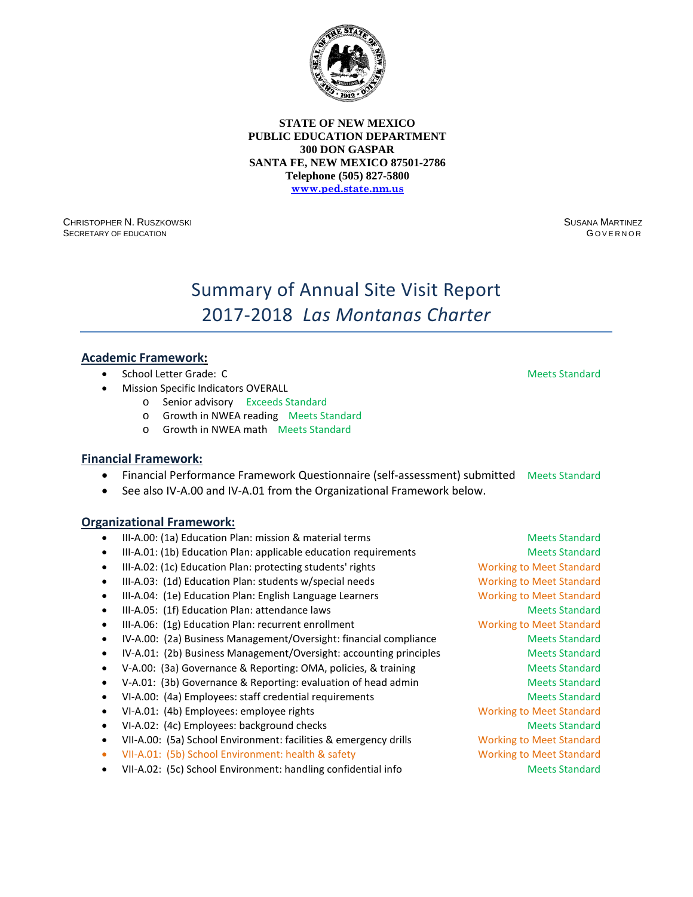**STATE OF NEW MEXICO**
**PUBLIC EDUCATION DEPARTMENT**
**300 DON GASPAR**
**SANTA FE, NEW MEXICO 87501-2786**
**Telephone (505) 827-5800**
**www.ped.state.nm.us**

CHRISTOPHER N. RUSZKOWSKI
SECRETARY OF EDUCATION

SUSANA MARTINEZ
GOVERNOR

# Summary of Annual Site Visit Report
# 2017-2018 *Las Montanas Charter*

## Academic Framework:

- School Letter Grade: C — Meets Standard
- Mission Specific Indicators OVERALL
  - Senior advisory — Exceeds Standard
  - Growth in NWEA reading — Meets Standard
  - Growth in NWEA math — Meets Standard

## Financial Framework:

- Financial Performance Framework Questionnaire (self-assessment) submitted — Meets Standard
- See also IV-A.00 and IV-A.01 from the Organizational Framework below.

## Organizational Framework:

- III-A.00: (1a) Education Plan: mission & material terms — Meets Standard
- III-A.01: (1b) Education Plan: applicable education requirements — Meets Standard
- III-A.02: (1c) Education Plan: protecting students' rights — Working to Meet Standard
- III-A.03: (1d) Education Plan: students w/special needs — Working to Meet Standard
- III-A.04: (1e) Education Plan: English Language Learners — Working to Meet Standard
- III-A.05: (1f) Education Plan: attendance laws — Meets Standard
- III-A.06: (1g) Education Plan: recurrent enrollment — Working to Meet Standard
- IV-A.00: (2a) Business Management/Oversight: financial compliance — Meets Standard
- IV-A.01: (2b) Business Management/Oversight: accounting principles — Meets Standard
- V-A.00: (3a) Governance & Reporting: OMA, policies, & training — Meets Standard
- V-A.01: (3b) Governance & Reporting: evaluation of head admin — Meets Standard
- VI-A.00: (4a) Employees: staff credential requirements — Meets Standard
- VI-A.01: (4b) Employees: employee rights — Working to Meet Standard
- VI-A.02: (4c) Employees: background checks — Meets Standard
- VII-A.00: (5a) School Environment: facilities & emergency drills — Working to Meet Standard
- VII-A.01: (5b) School Environment: health & safety — Working to Meet Standard
- VII-A.02: (5c) School Environment: handling confidential info — Meets Standard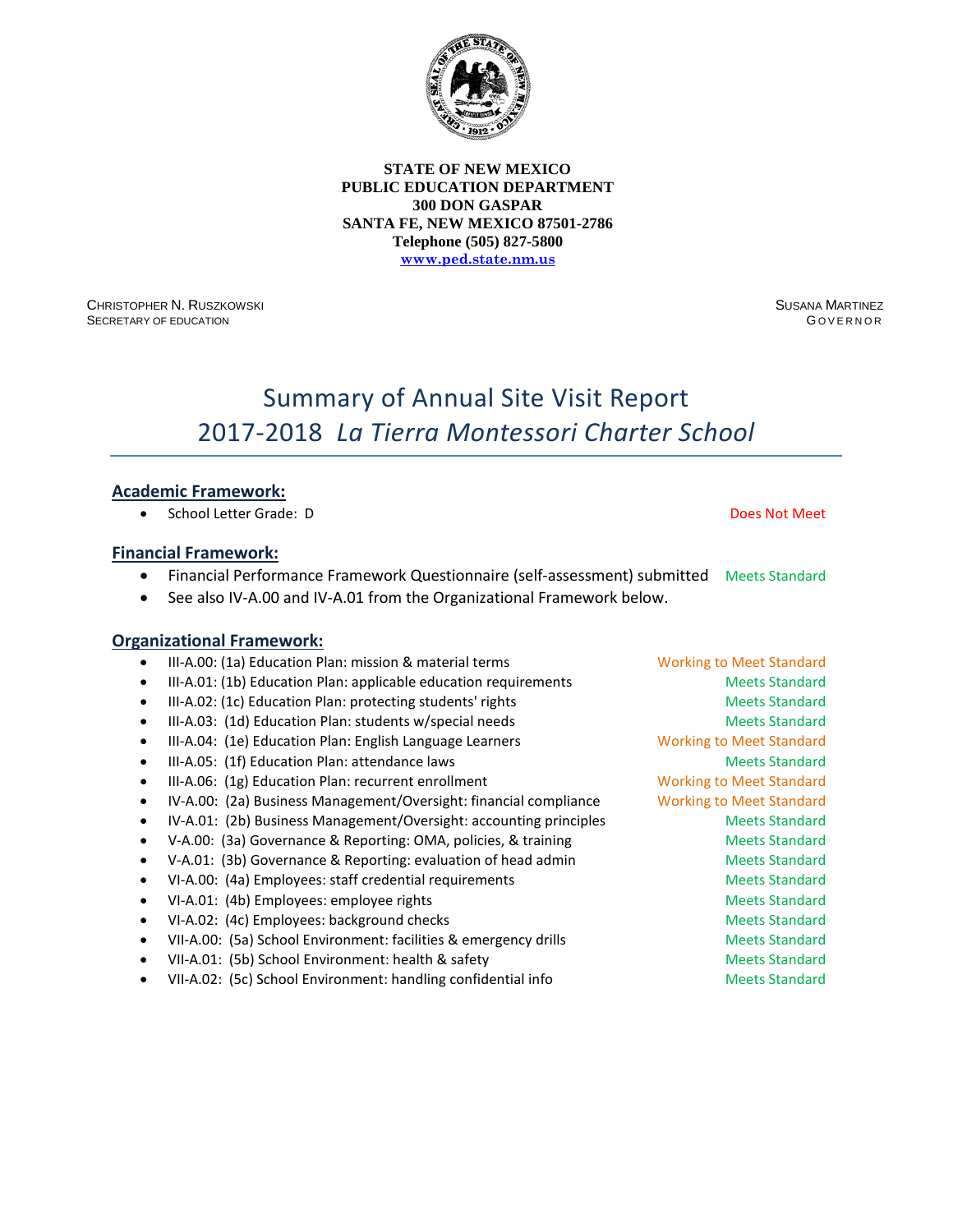**STATE OF NEW MEXICO**
**PUBLIC EDUCATION DEPARTMENT**
**300 DON GASPAR**
**SANTA FE, NEW MEXICO 87501-2786**
**Telephone (505) 827-5800**
**www.ped.state.nm.us**

CHRISTOPHER N. RUSZKOWSKI
SECRETARY OF EDUCATION

SUSANA MARTINEZ
GOVERNOR

# Summary of Annual Site Visit Report
# 2017-2018 *La Tierra Montessori Charter School*

## Academic Framework:

- School Letter Grade: D — Does Not Meet

## Financial Framework:

- Financial Performance Framework Questionnaire (self-assessment) submitted — Meets Standard
- See also IV-A.00 and IV-A.01 from the Organizational Framework below.

## Organizational Framework:

- III-A.00: (1a) Education Plan: mission & material terms — Working to Meet Standard
- III-A.01: (1b) Education Plan: applicable education requirements — Meets Standard
- III-A.02: (1c) Education Plan: protecting students' rights — Meets Standard
- III-A.03: (1d) Education Plan: students w/special needs — Meets Standard
- III-A.04: (1e) Education Plan: English Language Learners — Working to Meet Standard
- III-A.05: (1f) Education Plan: attendance laws — Meets Standard
- III-A.06: (1g) Education Plan: recurrent enrollment — Working to Meet Standard
- IV-A.00: (2a) Business Management/Oversight: financial compliance — Working to Meet Standard
- IV-A.01: (2b) Business Management/Oversight: accounting principles — Meets Standard
- V-A.00: (3a) Governance & Reporting: OMA, policies, & training — Meets Standard
- V-A.01: (3b) Governance & Reporting: evaluation of head admin — Meets Standard
- VI-A.00: (4a) Employees: staff credential requirements — Meets Standard
- VI-A.01: (4b) Employees: employee rights — Meets Standard
- VI-A.02: (4c) Employees: background checks — Meets Standard
- VII-A.00: (5a) School Environment: facilities & emergency drills — Meets Standard
- VII-A.01: (5b) School Environment: health & safety — Meets Standard
- VII-A.02: (5c) School Environment: handling confidential info — Meets Standard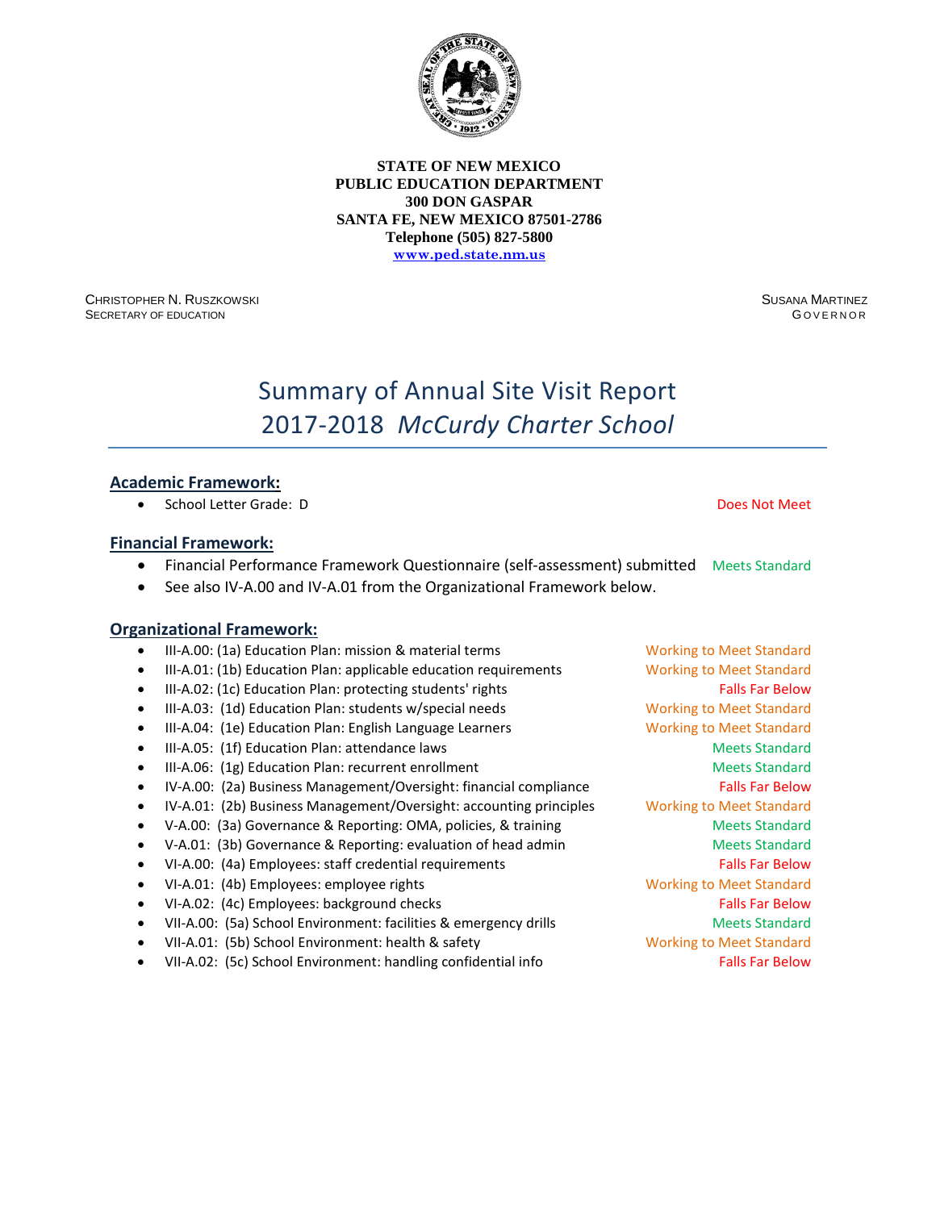**STATE OF NEW MEXICO**
**PUBLIC EDUCATION DEPARTMENT**
**300 DON GASPAR**
**SANTA FE, NEW MEXICO 87501-2786**
**Telephone (505) 827-5800**
**www.ped.state.nm.us**

CHRISTOPHER N. RUSZKOWSKI
SECRETARY OF EDUCATION

SUSANA MARTINEZ
GOVERNOR

# Summary of Annual Site Visit Report
# 2017-2018 *McCurdy Charter School*

## Academic Framework:

- School Letter Grade: D — Does Not Meet

## Financial Framework:

- Financial Performance Framework Questionnaire (self-assessment) submitted — Meets Standard
- See also IV-A.00 and IV-A.01 from the Organizational Framework below.

## Organizational Framework:

- III-A.00: (1a) Education Plan: mission & material terms — Working to Meet Standard
- III-A.01: (1b) Education Plan: applicable education requirements — Working to Meet Standard
- III-A.02: (1c) Education Plan: protecting students' rights — Falls Far Below
- III-A.03: (1d) Education Plan: students w/special needs — Working to Meet Standard
- III-A.04: (1e) Education Plan: English Language Learners — Working to Meet Standard
- III-A.05: (1f) Education Plan: attendance laws — Meets Standard
- III-A.06: (1g) Education Plan: recurrent enrollment — Meets Standard
- IV-A.00: (2a) Business Management/Oversight: financial compliance — Falls Far Below
- IV-A.01: (2b) Business Management/Oversight: accounting principles — Working to Meet Standard
- V-A.00: (3a) Governance & Reporting: OMA, policies, & training — Meets Standard
- V-A.01: (3b) Governance & Reporting: evaluation of head admin — Meets Standard
- VI-A.00: (4a) Employees: staff credential requirements — Falls Far Below
- VI-A.01: (4b) Employees: employee rights — Working to Meet Standard
- VI-A.02: (4c) Employees: background checks — Falls Far Below
- VII-A.00: (5a) School Environment: facilities & emergency drills — Meets Standard
- VII-A.01: (5b) School Environment: health & safety — Working to Meet Standard
- VII-A.02: (5c) School Environment: handling confidential info — Falls Far Below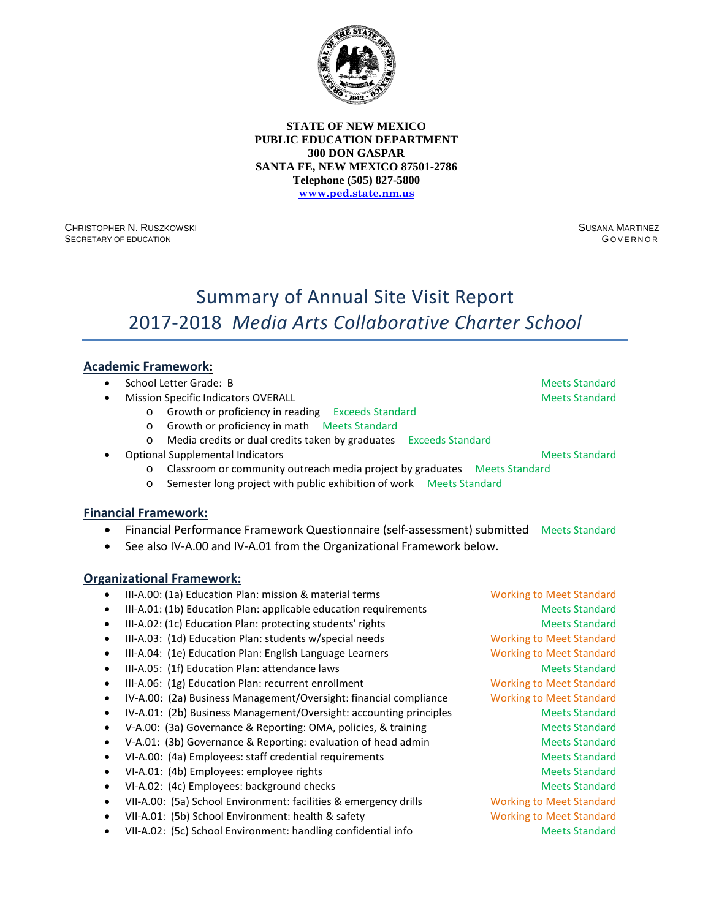**STATE OF NEW MEXICO**
**PUBLIC EDUCATION DEPARTMENT**
**300 DON GASPAR**
**SANTA FE, NEW MEXICO 87501-2786**
**Telephone (505) 827-5800**
**www.ped.state.nm.us**

CHRISTOPHER N. RUSZKOWSKI
SECRETARY OF EDUCATION

SUSANA MARTINEZ
GOVERNOR

# Summary of Annual Site Visit Report 2017-2018 *Media Arts Collaborative Charter School*

## Academic Framework:

- School Letter Grade: B — Meets Standard
- Mission Specific Indicators OVERALL — Meets Standard
  - Growth or proficiency in reading — Exceeds Standard
  - Growth or proficiency in math — Meets Standard
  - Media credits or dual credits taken by graduates — Exceeds Standard
- Optional Supplemental Indicators — Meets Standard
  - Classroom or community outreach media project by graduates — Meets Standard
  - Semester long project with public exhibition of work — Meets Standard

## Financial Framework:

- Financial Performance Framework Questionnaire (self-assessment) submitted — Meets Standard
- See also IV-A.00 and IV-A.01 from the Organizational Framework below.

## Organizational Framework:

- III-A.00: (1a) Education Plan: mission & material terms — Working to Meet Standard
- III-A.01: (1b) Education Plan: applicable education requirements — Meets Standard
- III-A.02: (1c) Education Plan: protecting students' rights — Meets Standard
- III-A.03: (1d) Education Plan: students w/special needs — Working to Meet Standard
- III-A.04: (1e) Education Plan: English Language Learners — Working to Meet Standard
- III-A.05: (1f) Education Plan: attendance laws — Meets Standard
- III-A.06: (1g) Education Plan: recurrent enrollment — Working to Meet Standard
- IV-A.00: (2a) Business Management/Oversight: financial compliance — Working to Meet Standard
- IV-A.01: (2b) Business Management/Oversight: accounting principles — Meets Standard
- V-A.00: (3a) Governance & Reporting: OMA, policies, & training — Meets Standard
- V-A.01: (3b) Governance & Reporting: evaluation of head admin — Meets Standard
- VI-A.00: (4a) Employees: staff credential requirements — Meets Standard
- VI-A.01: (4b) Employees: employee rights — Meets Standard
- VI-A.02: (4c) Employees: background checks — Meets Standard
- VII-A.00: (5a) School Environment: facilities & emergency drills — Working to Meet Standard
- VII-A.01: (5b) School Environment: health & safety — Working to Meet Standard
- VII-A.02: (5c) School Environment: handling confidential info — Meets Standard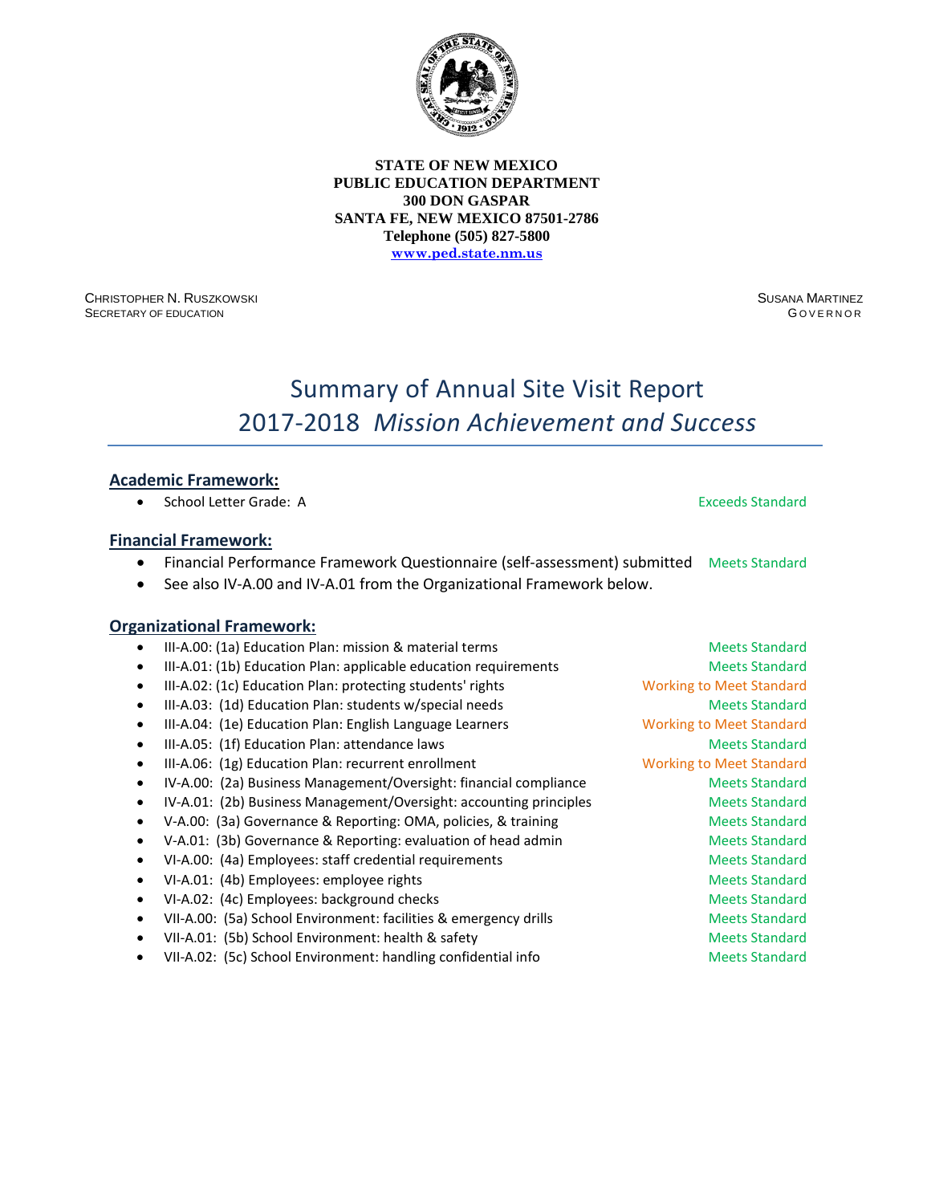**STATE OF NEW MEXICO**
**PUBLIC EDUCATION DEPARTMENT**
**300 DON GASPAR**
**SANTA FE, NEW MEXICO 87501-2786**
**Telephone (505) 827-5800**
**www.ped.state.nm.us**

CHRISTOPHER N. RUSZKOWSKI
SECRETARY OF EDUCATION

SUSANA MARTINEZ
GOVERNOR

# Summary of Annual Site Visit Report
# 2017-2018 *Mission Achievement and Success*

## Academic Framework:

- School Letter Grade: A — Exceeds Standard

## Financial Framework:

- Financial Performance Framework Questionnaire (self-assessment) submitted — Meets Standard
- See also IV-A.00 and IV-A.01 from the Organizational Framework below.

## Organizational Framework:

- III-A.00: (1a) Education Plan: mission & material terms — Meets Standard
- III-A.01: (1b) Education Plan: applicable education requirements — Meets Standard
- III-A.02: (1c) Education Plan: protecting students' rights — Working to Meet Standard
- III-A.03: (1d) Education Plan: students w/special needs — Meets Standard
- III-A.04: (1e) Education Plan: English Language Learners — Working to Meet Standard
- III-A.05: (1f) Education Plan: attendance laws — Meets Standard
- III-A.06: (1g) Education Plan: recurrent enrollment — Working to Meet Standard
- IV-A.00: (2a) Business Management/Oversight: financial compliance — Meets Standard
- IV-A.01: (2b) Business Management/Oversight: accounting principles — Meets Standard
- V-A.00: (3a) Governance & Reporting: OMA, policies, & training — Meets Standard
- V-A.01: (3b) Governance & Reporting: evaluation of head admin — Meets Standard
- VI-A.00: (4a) Employees: staff credential requirements — Meets Standard
- VI-A.01: (4b) Employees: employee rights — Meets Standard
- VI-A.02: (4c) Employees: background checks — Meets Standard
- VII-A.00: (5a) School Environment: facilities & emergency drills — Meets Standard
- VII-A.01: (5b) School Environment: health & safety — Meets Standard
- VII-A.02: (5c) School Environment: handling confidential info — Meets Standard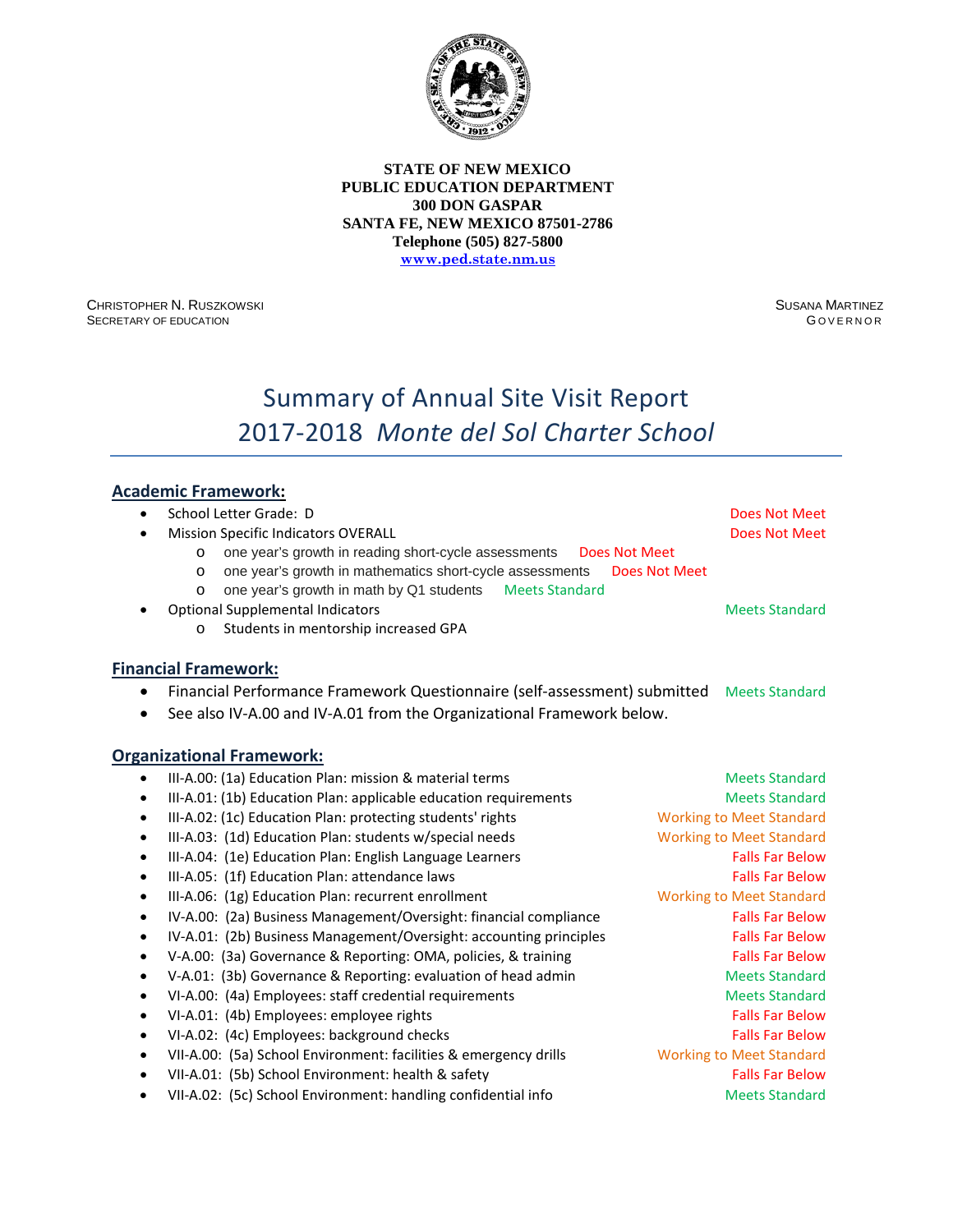**STATE OF NEW MEXICO**
**PUBLIC EDUCATION DEPARTMENT**
**300 DON GASPAR**
**SANTA FE, NEW MEXICO 87501-2786**
**Telephone (505) 827-5800**
**www.ped.state.nm.us**

CHRISTOPHER N. RUSZKOWSKI
SECRETARY OF EDUCATION

SUSANA MARTINEZ
GOVERNOR

# Summary of Annual Site Visit Report
# 2017-2018 *Monte del Sol Charter School*

## Academic Framework:

- School Letter Grade: D — Does Not Meet
- Mission Specific Indicators OVERALL — Does Not Meet
  - one year's growth in reading short-cycle assessments — Does Not Meet
  - one year's growth in mathematics short-cycle assessments — Does Not Meet
  - one year's growth in math by Q1 students — Meets Standard
- Optional Supplemental Indicators — Meets Standard
  - Students in mentorship increased GPA

## Financial Framework:

- Financial Performance Framework Questionnaire (self-assessment) submitted — Meets Standard
- See also IV-A.00 and IV-A.01 from the Organizational Framework below.

## Organizational Framework:

- III-A.00: (1a) Education Plan: mission & material terms — Meets Standard
- III-A.01: (1b) Education Plan: applicable education requirements — Meets Standard
- III-A.02: (1c) Education Plan: protecting students' rights — Working to Meet Standard
- III-A.03: (1d) Education Plan: students w/special needs — Working to Meet Standard
- III-A.04: (1e) Education Plan: English Language Learners — Falls Far Below
- III-A.05: (1f) Education Plan: attendance laws — Falls Far Below
- III-A.06: (1g) Education Plan: recurrent enrollment — Working to Meet Standard
- IV-A.00: (2a) Business Management/Oversight: financial compliance — Falls Far Below
- IV-A.01: (2b) Business Management/Oversight: accounting principles — Falls Far Below
- V-A.00: (3a) Governance & Reporting: OMA, policies, & training — Falls Far Below
- V-A.01: (3b) Governance & Reporting: evaluation of head admin — Meets Standard
- VI-A.00: (4a) Employees: staff credential requirements — Meets Standard
- VI-A.01: (4b) Employees: employee rights — Falls Far Below
- VI-A.02: (4c) Employees: background checks — Falls Far Below
- VII-A.00: (5a) School Environment: facilities & emergency drills — Working to Meet Standard
- VII-A.01: (5b) School Environment: health & safety — Falls Far Below
- VII-A.02: (5c) School Environment: handling confidential info — Meets Standard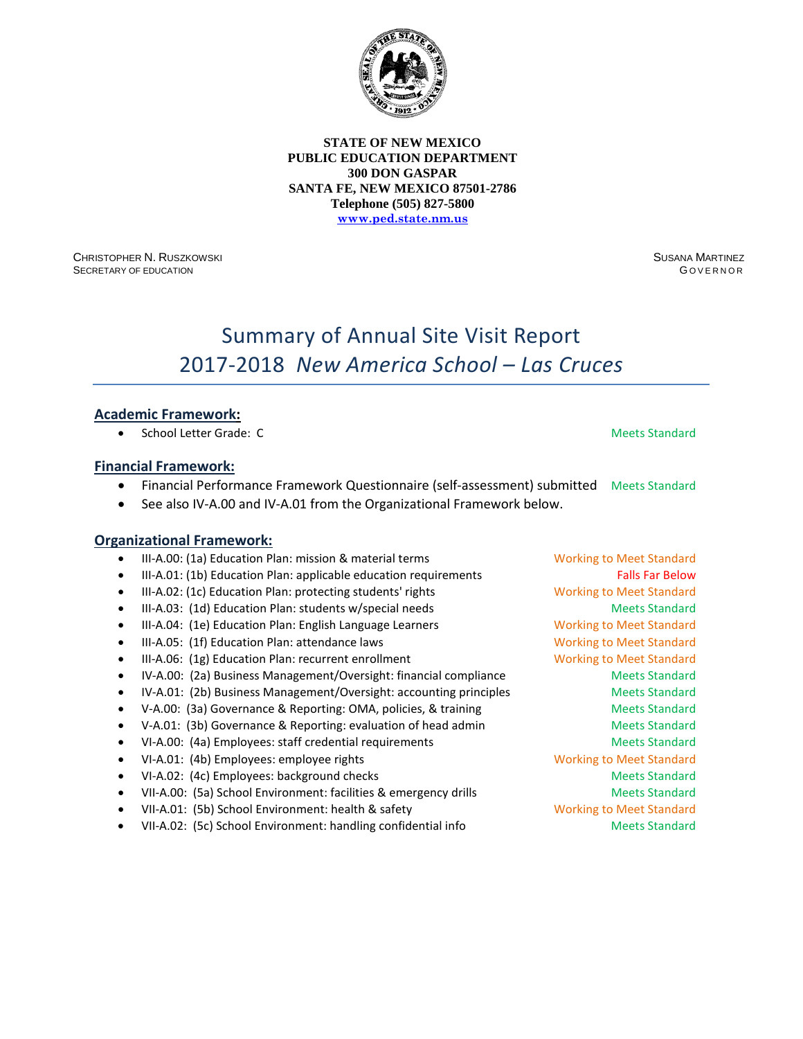**STATE OF NEW MEXICO**
**PUBLIC EDUCATION DEPARTMENT**
**300 DON GASPAR**
**SANTA FE, NEW MEXICO 87501-2786**
**Telephone (505) 827-5800**
**[www.ped.state.nm.us](http://www.ped.state.nm.us)**

CHRISTOPHER N. RUSZKOWSKI
SECRETARY OF EDUCATION

SUSANA MARTINEZ
GOVERNOR

# Summary of Annual Site Visit Report
# 2017-2018 *New America School – Las Cruces*

## Academic Framework:

- School Letter Grade: C — Meets Standard

## Financial Framework:

- Financial Performance Framework Questionnaire (self-assessment) submitted — Meets Standard
- See also IV-A.00 and IV-A.01 from the Organizational Framework below.

## Organizational Framework:

- III-A.00: (1a) Education Plan: mission & material terms — Working to Meet Standard
- III-A.01: (1b) Education Plan: applicable education requirements — Falls Far Below
- III-A.02: (1c) Education Plan: protecting students' rights — Working to Meet Standard
- III-A.03: (1d) Education Plan: students w/special needs — Meets Standard
- III-A.04: (1e) Education Plan: English Language Learners — Working to Meet Standard
- III-A.05: (1f) Education Plan: attendance laws — Working to Meet Standard
- III-A.06: (1g) Education Plan: recurrent enrollment — Working to Meet Standard
- IV-A.00: (2a) Business Management/Oversight: financial compliance — Meets Standard
- IV-A.01: (2b) Business Management/Oversight: accounting principles — Meets Standard
- V-A.00: (3a) Governance & Reporting: OMA, policies, & training — Meets Standard
- V-A.01: (3b) Governance & Reporting: evaluation of head admin — Meets Standard
- VI-A.00: (4a) Employees: staff credential requirements — Meets Standard
- VI-A.01: (4b) Employees: employee rights — Working to Meet Standard
- VI-A.02: (4c) Employees: background checks — Meets Standard
- VII-A.00: (5a) School Environment: facilities & emergency drills — Meets Standard
- VII-A.01: (5b) School Environment: health & safety — Working to Meet Standard
- VII-A.02: (5c) School Environment: handling confidential info — Meets Standard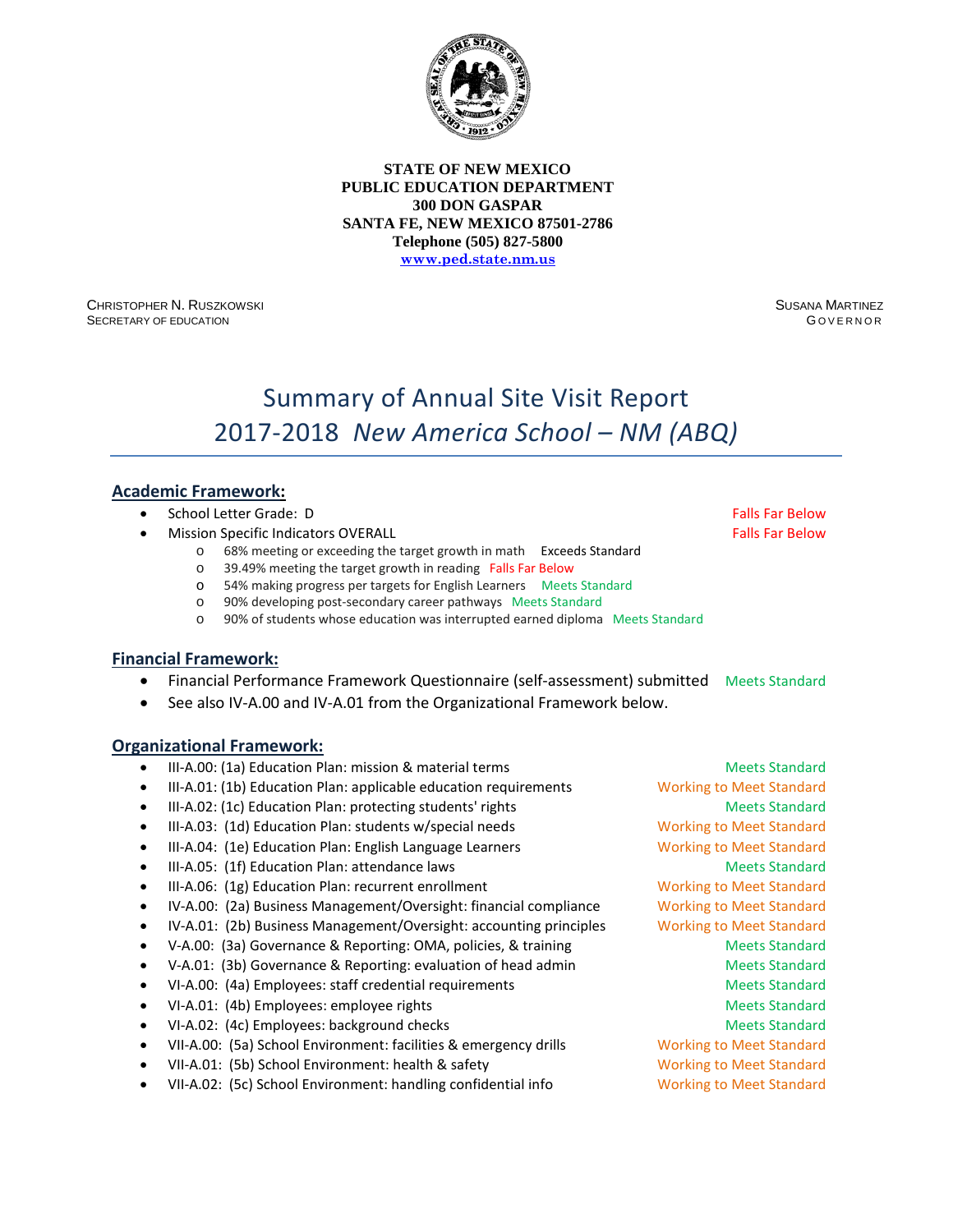**STATE OF NEW MEXICO**
**PUBLIC EDUCATION DEPARTMENT**
**300 DON GASPAR**
**SANTA FE, NEW MEXICO 87501-2786**
**Telephone (505) 827-5800**
**www.ped.state.nm.us**

CHRISTOPHER N. RUSZKOWSKI
SECRETARY OF EDUCATION

SUSANA MARTINEZ
GOVERNOR

# Summary of Annual Site Visit Report
# 2017-2018 *New America School – NM (ABQ)*

## Academic Framework:

- School Letter Grade: D — Falls Far Below
- Mission Specific Indicators OVERALL — Falls Far Below
  - 68% meeting or exceeding the target growth in math — Exceeds Standard
  - 39.49% meeting the target growth in reading — Falls Far Below
  - 54% making progress per targets for English Learners — Meets Standard
  - 90% developing post-secondary career pathways — Meets Standard
  - 90% of students whose education was interrupted earned diploma — Meets Standard

## Financial Framework:

- Financial Performance Framework Questionnaire (self-assessment) submitted — Meets Standard
- See also IV-A.00 and IV-A.01 from the Organizational Framework below.

## Organizational Framework:

- III-A.00: (1a) Education Plan: mission & material terms — Meets Standard
- III-A.01: (1b) Education Plan: applicable education requirements — Working to Meet Standard
- III-A.02: (1c) Education Plan: protecting students' rights — Meets Standard
- III-A.03: (1d) Education Plan: students w/special needs — Working to Meet Standard
- III-A.04: (1e) Education Plan: English Language Learners — Working to Meet Standard
- III-A.05: (1f) Education Plan: attendance laws — Meets Standard
- III-A.06: (1g) Education Plan: recurrent enrollment — Working to Meet Standard
- IV-A.00: (2a) Business Management/Oversight: financial compliance — Working to Meet Standard
- IV-A.01: (2b) Business Management/Oversight: accounting principles — Working to Meet Standard
- V-A.00: (3a) Governance & Reporting: OMA, policies, & training — Meets Standard
- V-A.01: (3b) Governance & Reporting: evaluation of head admin — Meets Standard
- VI-A.00: (4a) Employees: staff credential requirements — Meets Standard
- VI-A.01: (4b) Employees: employee rights — Meets Standard
- VI-A.02: (4c) Employees: background checks — Meets Standard
- VII-A.00: (5a) School Environment: facilities & emergency drills — Working to Meet Standard
- VII-A.01: (5b) School Environment: health & safety — Working to Meet Standard
- VII-A.02: (5c) School Environment: handling confidential info — Working to Meet Standard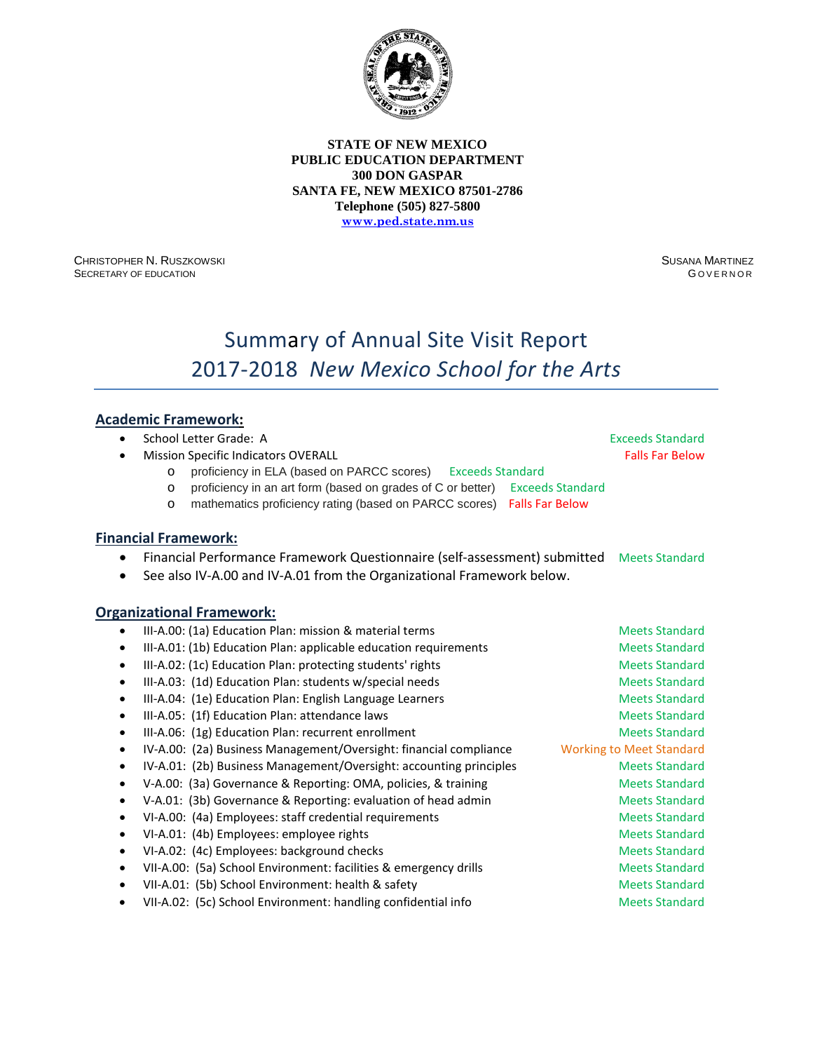**STATE OF NEW MEXICO**
**PUBLIC EDUCATION DEPARTMENT**
**300 DON GASPAR**
**SANTA FE, NEW MEXICO 87501-2786**
**Telephone (505) 827-5800**
**www.ped.state.nm.us**

CHRISTOPHER N. RUSZKOWSKI
SECRETARY OF EDUCATION

SUSANA MARTINEZ
GOVERNOR

# Summary of Annual Site Visit Report
# 2017-2018 *New Mexico School for the Arts*

## Academic Framework:

- School Letter Grade: A — Exceeds Standard
- Mission Specific Indicators OVERALL — Falls Far Below
  - proficiency in ELA (based on PARCC scores) — Exceeds Standard
  - proficiency in an art form (based on grades of C or better) — Exceeds Standard
  - mathematics proficiency rating (based on PARCC scores) — Falls Far Below

## Financial Framework:

- Financial Performance Framework Questionnaire (self-assessment) submitted — Meets Standard
- See also IV-A.00 and IV-A.01 from the Organizational Framework below.

## Organizational Framework:

- III-A.00: (1a) Education Plan: mission & material terms — Meets Standard
- III-A.01: (1b) Education Plan: applicable education requirements — Meets Standard
- III-A.02: (1c) Education Plan: protecting students' rights — Meets Standard
- III-A.03: (1d) Education Plan: students w/special needs — Meets Standard
- III-A.04: (1e) Education Plan: English Language Learners — Meets Standard
- III-A.05: (1f) Education Plan: attendance laws — Meets Standard
- III-A.06: (1g) Education Plan: recurrent enrollment — Meets Standard
- IV-A.00: (2a) Business Management/Oversight: financial compliance — Working to Meet Standard
- IV-A.01: (2b) Business Management/Oversight: accounting principles — Meets Standard
- V-A.00: (3a) Governance & Reporting: OMA, policies, & training — Meets Standard
- V-A.01: (3b) Governance & Reporting: evaluation of head admin — Meets Standard
- VI-A.00: (4a) Employees: staff credential requirements — Meets Standard
- VI-A.01: (4b) Employees: employee rights — Meets Standard
- VI-A.02: (4c) Employees: background checks — Meets Standard
- VII-A.00: (5a) School Environment: facilities & emergency drills — Meets Standard
- VII-A.01: (5b) School Environment: health & safety — Meets Standard
- VII-A.02: (5c) School Environment: handling confidential info — Meets Standard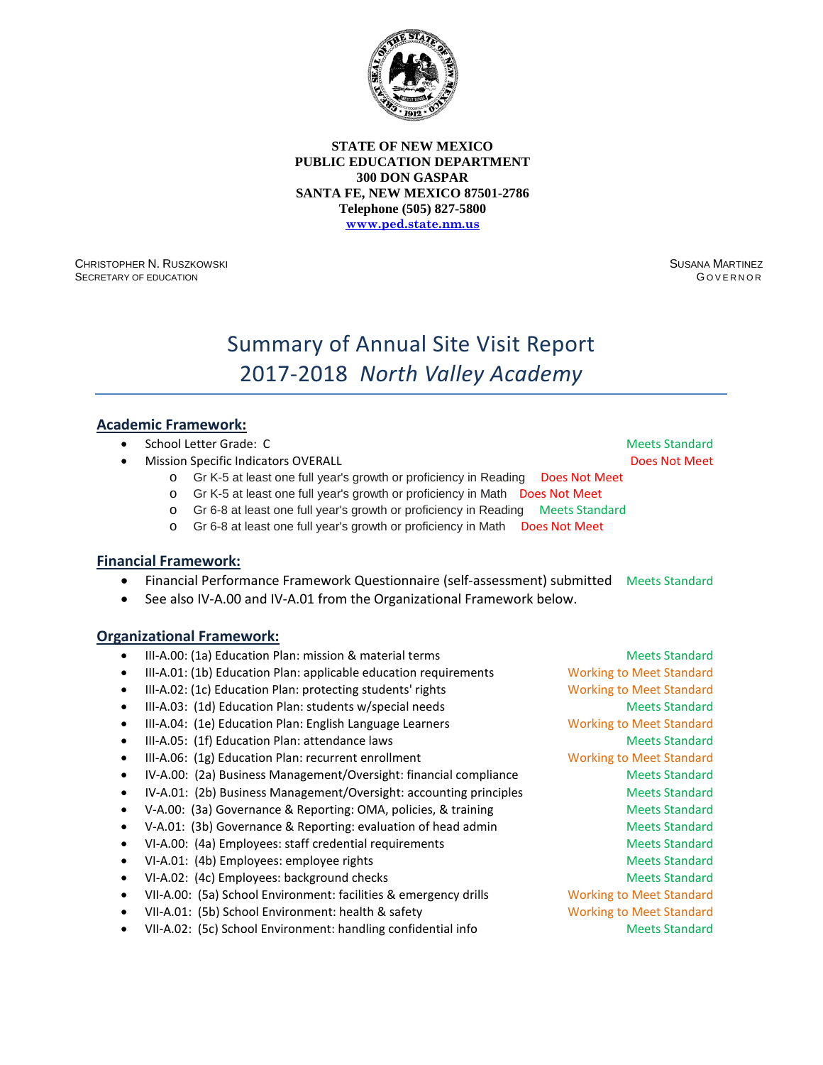**STATE OF NEW MEXICO**
**PUBLIC EDUCATION DEPARTMENT**
**300 DON GASPAR**
**SANTA FE, NEW MEXICO 87501-2786**
**Telephone (505) 827-5800**
**www.ped.state.nm.us**

CHRISTOPHER N. RUSZKOWSKI
SECRETARY OF EDUCATION

SUSANA MARTINEZ
GOVERNOR

# Summary of Annual Site Visit Report
# 2017-2018 *North Valley Academy*

## Academic Framework:

- School Letter Grade: C — Meets Standard
- Mission Specific Indicators OVERALL — Does Not Meet
  - Gr K-5 at least one full year's growth or proficiency in Reading — Does Not Meet
  - Gr K-5 at least one full year's growth or proficiency in Math — Does Not Meet
  - Gr 6-8 at least one full year's growth or proficiency in Reading — Meets Standard
  - Gr 6-8 at least one full year's growth or proficiency in Math — Does Not Meet

## Financial Framework:

- Financial Performance Framework Questionnaire (self-assessment) submitted — Meets Standard
- See also IV-A.00 and IV-A.01 from the Organizational Framework below.

## Organizational Framework:

- III-A.00: (1a) Education Plan: mission & material terms — Meets Standard
- III-A.01: (1b) Education Plan: applicable education requirements — Working to Meet Standard
- III-A.02: (1c) Education Plan: protecting students' rights — Working to Meet Standard
- III-A.03: (1d) Education Plan: students w/special needs — Meets Standard
- III-A.04: (1e) Education Plan: English Language Learners — Working to Meet Standard
- III-A.05: (1f) Education Plan: attendance laws — Meets Standard
- III-A.06: (1g) Education Plan: recurrent enrollment — Working to Meet Standard
- IV-A.00: (2a) Business Management/Oversight: financial compliance — Meets Standard
- IV-A.01: (2b) Business Management/Oversight: accounting principles — Meets Standard
- V-A.00: (3a) Governance & Reporting: OMA, policies, & training — Meets Standard
- V-A.01: (3b) Governance & Reporting: evaluation of head admin — Meets Standard
- VI-A.00: (4a) Employees: staff credential requirements — Meets Standard
- VI-A.01: (4b) Employees: employee rights — Meets Standard
- VI-A.02: (4c) Employees: background checks — Meets Standard
- VII-A.00: (5a) School Environment: facilities & emergency drills — Working to Meet Standard
- VII-A.01: (5b) School Environment: health & safety — Working to Meet Standard
- VII-A.02: (5c) School Environment: handling confidential info — Meets Standard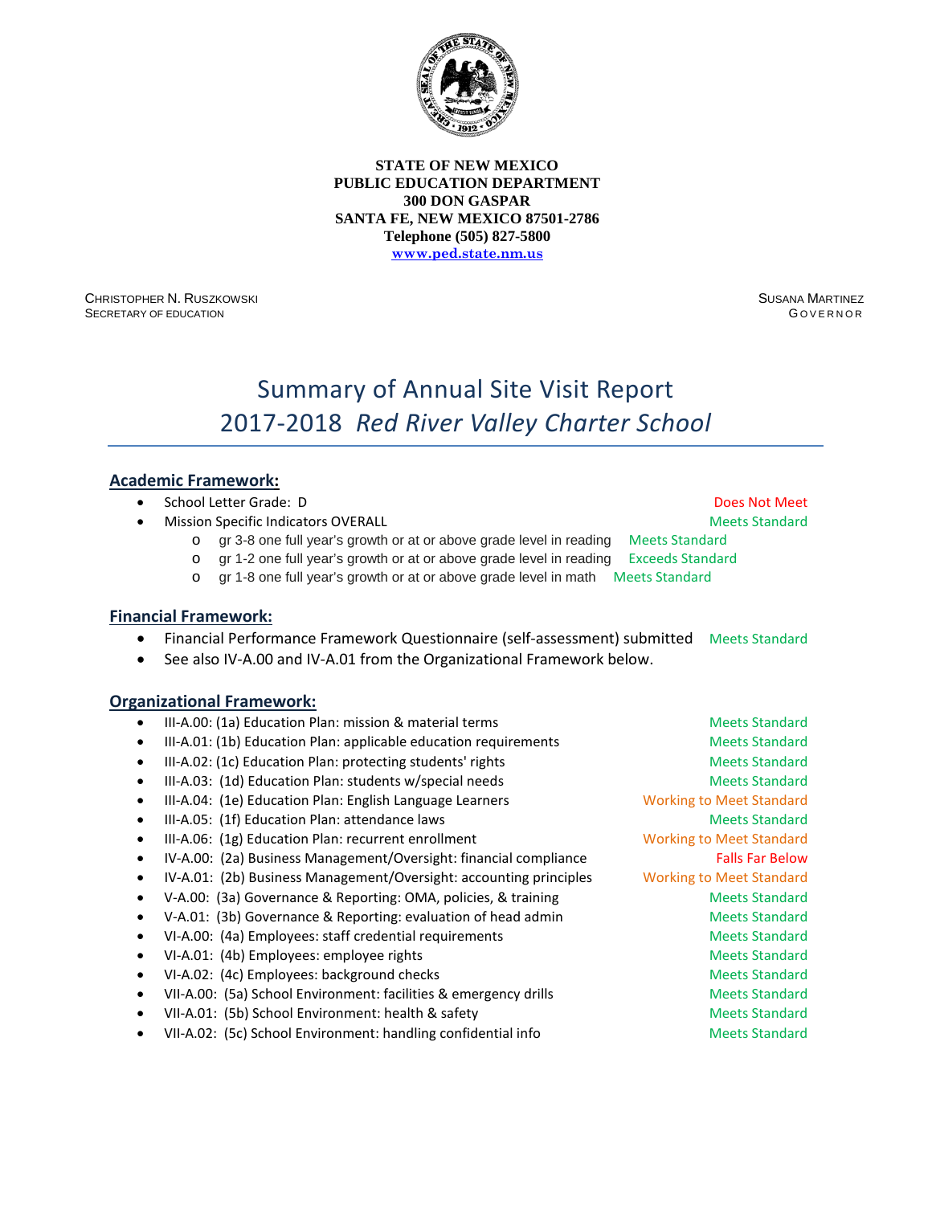**STATE OF NEW MEXICO**
**PUBLIC EDUCATION DEPARTMENT**
**300 DON GASPAR**
**SANTA FE, NEW MEXICO 87501-2786**
**Telephone (505) 827-5800**
**www.ped.state.nm.us**

CHRISTOPHER N. RUSZKOWSKI
SECRETARY OF EDUCATION

SUSANA MARTINEZ
GOVERNOR

# Summary of Annual Site Visit Report
# 2017-2018 *Red River Valley Charter School*

## Academic Framework:

- School Letter Grade: D — Does Not Meet
- Mission Specific Indicators OVERALL — Meets Standard
  - gr 3-8 one full year's growth or at or above grade level in reading — Meets Standard
  - gr 1-2 one full year's growth or at or above grade level in reading — Exceeds Standard
  - gr 1-8 one full year's growth or at or above grade level in math — Meets Standard

## Financial Framework:

- Financial Performance Framework Questionnaire (self-assessment) submitted — Meets Standard
- See also IV-A.00 and IV-A.01 from the Organizational Framework below.

## Organizational Framework:

- III-A.00: (1a) Education Plan: mission & material terms — Meets Standard
- III-A.01: (1b) Education Plan: applicable education requirements — Meets Standard
- III-A.02: (1c) Education Plan: protecting students' rights — Meets Standard
- III-A.03: (1d) Education Plan: students w/special needs — Meets Standard
- III-A.04: (1e) Education Plan: English Language Learners — Working to Meet Standard
- III-A.05: (1f) Education Plan: attendance laws — Meets Standard
- III-A.06: (1g) Education Plan: recurrent enrollment — Working to Meet Standard
- IV-A.00: (2a) Business Management/Oversight: financial compliance — Falls Far Below
- IV-A.01: (2b) Business Management/Oversight: accounting principles — Working to Meet Standard
- V-A.00: (3a) Governance & Reporting: OMA, policies, & training — Meets Standard
- V-A.01: (3b) Governance & Reporting: evaluation of head admin — Meets Standard
- VI-A.00: (4a) Employees: staff credential requirements — Meets Standard
- VI-A.01: (4b) Employees: employee rights — Meets Standard
- VI-A.02: (4c) Employees: background checks — Meets Standard
- VII-A.00: (5a) School Environment: facilities & emergency drills — Meets Standard
- VII-A.01: (5b) School Environment: health & safety — Meets Standard
- VII-A.02: (5c) School Environment: handling confidential info — Meets Standard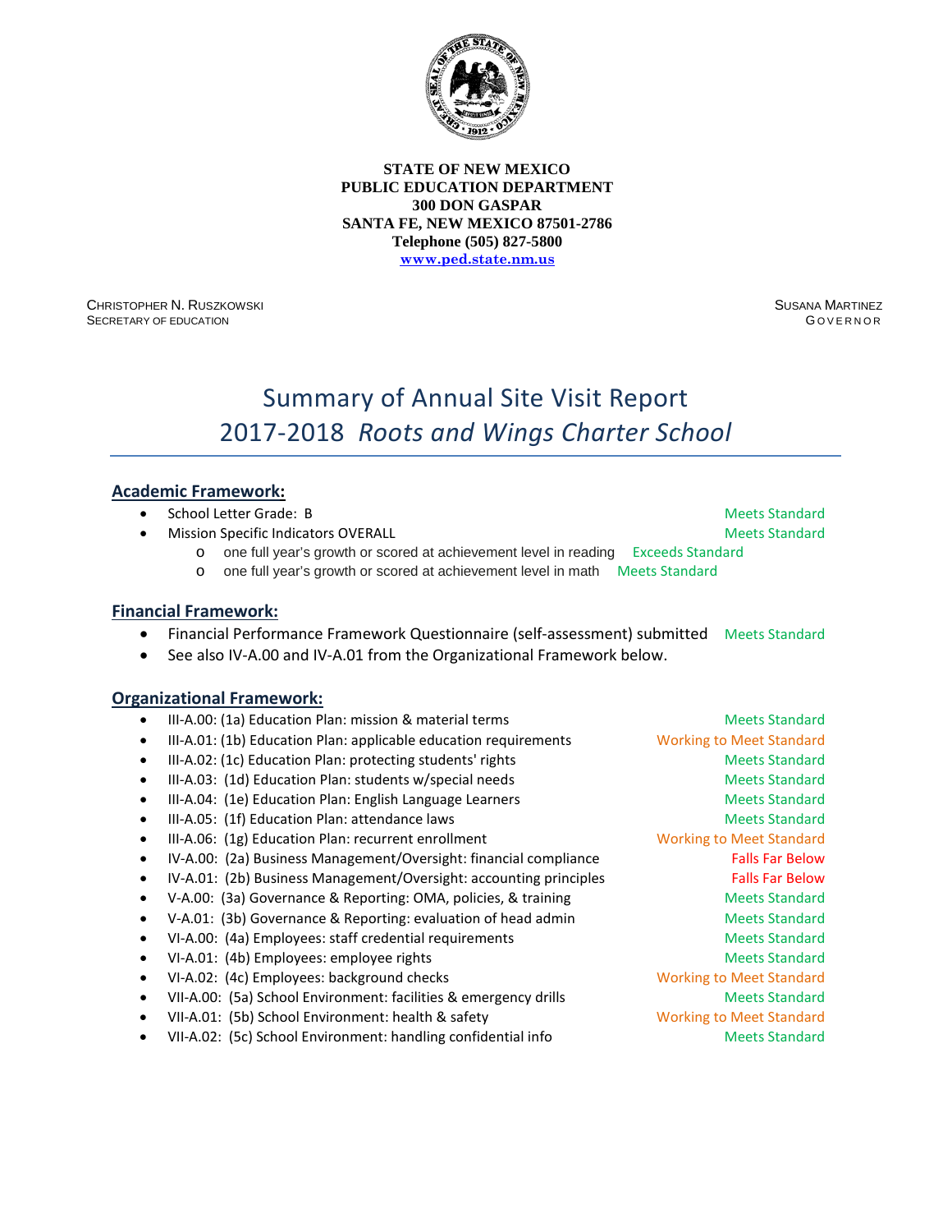**STATE OF NEW MEXICO**
**PUBLIC EDUCATION DEPARTMENT**
**300 DON GASPAR**
**SANTA FE, NEW MEXICO 87501-2786**
**Telephone (505) 827-5800**
**www.ped.state.nm.us**

CHRISTOPHER N. RUSZKOWSKI
SECRETARY OF EDUCATION

SUSANA MARTINEZ
GOVERNOR

# Summary of Annual Site Visit Report
# 2017-2018 *Roots and Wings Charter School*

## Academic Framework:

- School Letter Grade: B — Meets Standard
- Mission Specific Indicators OVERALL — Meets Standard
  - one full year's growth or scored at achievement level in reading — Exceeds Standard
  - one full year's growth or scored at achievement level in math — Meets Standard

## Financial Framework:

- Financial Performance Framework Questionnaire (self-assessment) submitted — Meets Standard
- See also IV-A.00 and IV-A.01 from the Organizational Framework below.

## Organizational Framework:

- III-A.00: (1a) Education Plan: mission & material terms — Meets Standard
- III-A.01: (1b) Education Plan: applicable education requirements — Working to Meet Standard
- III-A.02: (1c) Education Plan: protecting students' rights — Meets Standard
- III-A.03: (1d) Education Plan: students w/special needs — Meets Standard
- III-A.04: (1e) Education Plan: English Language Learners — Meets Standard
- III-A.05: (1f) Education Plan: attendance laws — Meets Standard
- III-A.06: (1g) Education Plan: recurrent enrollment — Working to Meet Standard
- IV-A.00: (2a) Business Management/Oversight: financial compliance — Falls Far Below
- IV-A.01: (2b) Business Management/Oversight: accounting principles — Falls Far Below
- V-A.00: (3a) Governance & Reporting: OMA, policies, & training — Meets Standard
- V-A.01: (3b) Governance & Reporting: evaluation of head admin — Meets Standard
- VI-A.00: (4a) Employees: staff credential requirements — Meets Standard
- VI-A.01: (4b) Employees: employee rights — Meets Standard
- VI-A.02: (4c) Employees: background checks — Working to Meet Standard
- VII-A.00: (5a) School Environment: facilities & emergency drills — Meets Standard
- VII-A.01: (5b) School Environment: health & safety — Working to Meet Standard
- VII-A.02: (5c) School Environment: handling confidential info — Meets Standard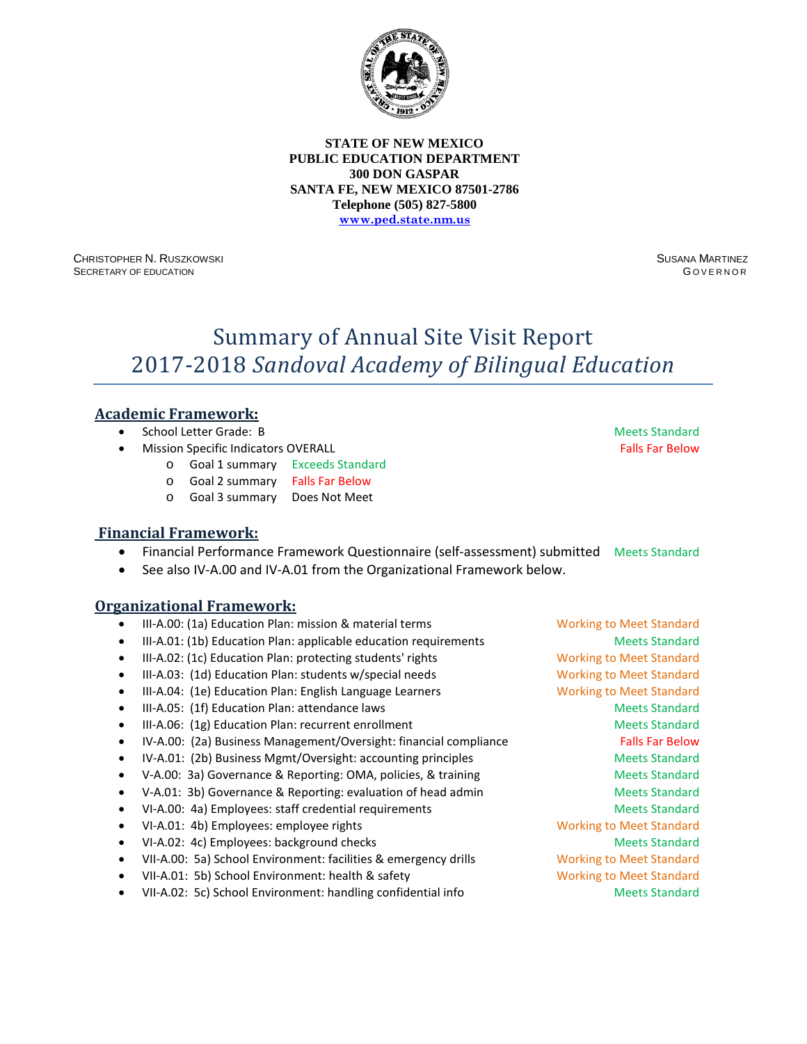**STATE OF NEW MEXICO**
**PUBLIC EDUCATION DEPARTMENT**
**300 DON GASPAR**
**SANTA FE, NEW MEXICO 87501-2786**
**Telephone (505) 827-5800**
**www.ped.state.nm.us**

CHRISTOPHER N. RUSZKOWSKI
SECRETARY OF EDUCATION

SUSANA MARTINEZ
GOVERNOR

# Summary of Annual Site Visit Report
# 2017-2018 *Sandoval Academy of Bilingual Education*

## Academic Framework:

- School Letter Grade: B — Meets Standard
- Mission Specific Indicators OVERALL — Falls Far Below
    - Goal 1 summary — Exceeds Standard
    - Goal 2 summary — Falls Far Below
    - Goal 3 summary — Does Not Meet

## Financial Framework:

- Financial Performance Framework Questionnaire (self-assessment) submitted — Meets Standard
- See also IV-A.00 and IV-A.01 from the Organizational Framework below.

## Organizational Framework:

- III-A.00: (1a) Education Plan: mission & material terms — Working to Meet Standard
- III-A.01: (1b) Education Plan: applicable education requirements — Meets Standard
- III-A.02: (1c) Education Plan: protecting students' rights — Working to Meet Standard
- III-A.03: (1d) Education Plan: students w/special needs — Working to Meet Standard
- III-A.04: (1e) Education Plan: English Language Learners — Working to Meet Standard
- III-A.05: (1f) Education Plan: attendance laws — Meets Standard
- III-A.06: (1g) Education Plan: recurrent enrollment — Meets Standard
- IV-A.00: (2a) Business Management/Oversight: financial compliance — Falls Far Below
- IV-A.01: (2b) Business Mgmt/Oversight: accounting principles — Meets Standard
- V-A.00: 3a) Governance & Reporting: OMA, policies, & training — Meets Standard
- V-A.01: 3b) Governance & Reporting: evaluation of head admin — Meets Standard
- VI-A.00: 4a) Employees: staff credential requirements — Meets Standard
- VI-A.01: 4b) Employees: employee rights — Working to Meet Standard
- VI-A.02: 4c) Employees: background checks — Meets Standard
- VII-A.00: 5a) School Environment: facilities & emergency drills — Working to Meet Standard
- VII-A.01: 5b) School Environment: health & safety — Working to Meet Standard
- VII-A.02: 5c) School Environment: handling confidential info — Meets Standard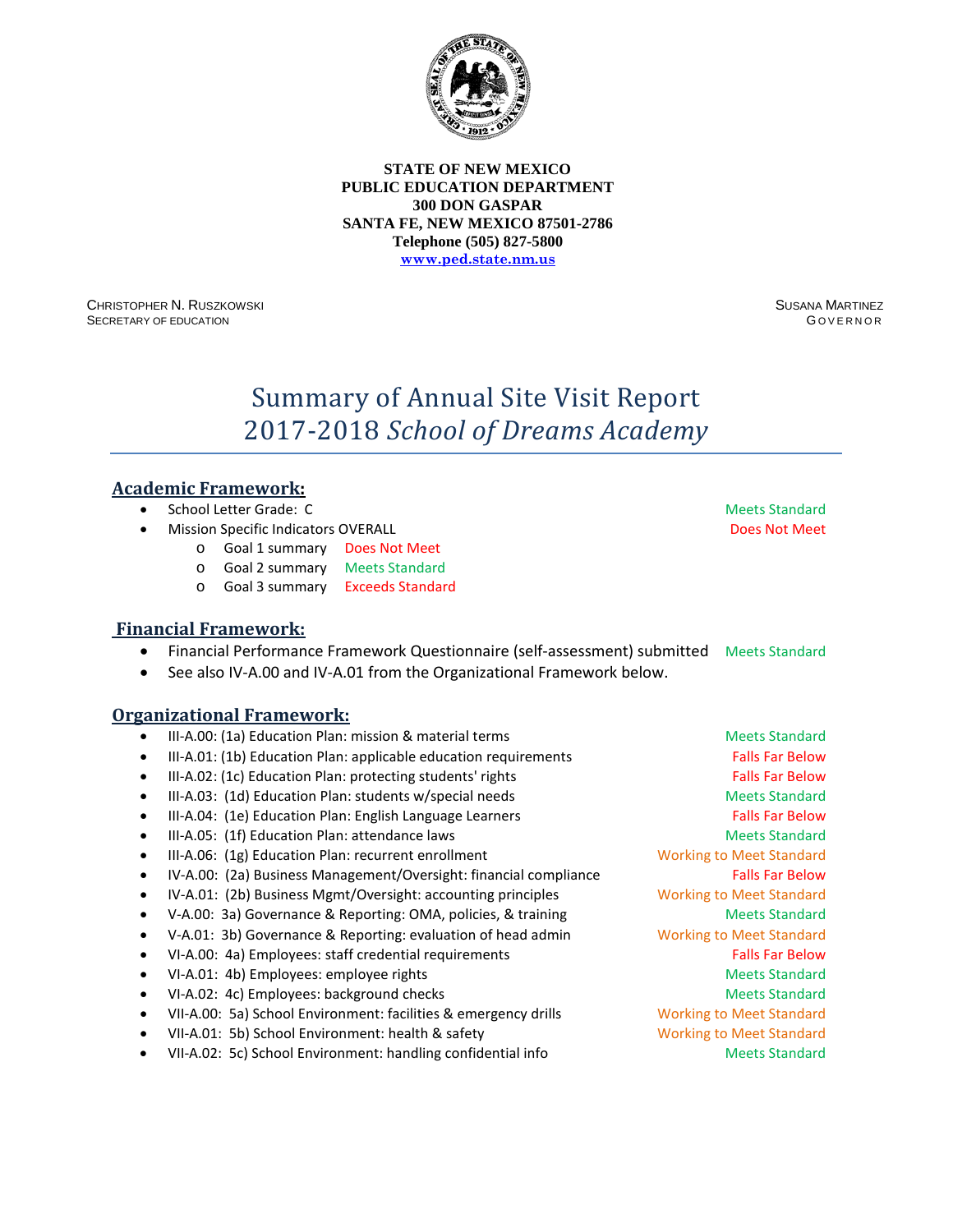**STATE OF NEW MEXICO**
**PUBLIC EDUCATION DEPARTMENT**
**300 DON GASPAR**
**SANTA FE, NEW MEXICO 87501-2786**
**Telephone (505) 827-5800**
**www.ped.state.nm.us**

CHRISTOPHER N. RUSZKOWSKI
SECRETARY OF EDUCATION

SUSANA MARTINEZ
GOVERNOR

# Summary of Annual Site Visit Report
# 2017-2018 *School of Dreams Academy*

## Academic Framework:

- School Letter Grade: C — Meets Standard
- Mission Specific Indicators OVERALL — Does Not Meet
  - Goal 1 summary — Does Not Meet
  - Goal 2 summary — Meets Standard
  - Goal 3 summary — Exceeds Standard

## Financial Framework:

- Financial Performance Framework Questionnaire (self-assessment) submitted — Meets Standard
- See also IV-A.00 and IV-A.01 from the Organizational Framework below.

## Organizational Framework:

- III-A.00: (1a) Education Plan: mission & material terms — Meets Standard
- III-A.01: (1b) Education Plan: applicable education requirements — Falls Far Below
- III-A.02: (1c) Education Plan: protecting students' rights — Falls Far Below
- III-A.03: (1d) Education Plan: students w/special needs — Meets Standard
- III-A.04: (1e) Education Plan: English Language Learners — Falls Far Below
- III-A.05: (1f) Education Plan: attendance laws — Meets Standard
- III-A.06: (1g) Education Plan: recurrent enrollment — Working to Meet Standard
- IV-A.00: (2a) Business Management/Oversight: financial compliance — Falls Far Below
- IV-A.01: (2b) Business Mgmt/Oversight: accounting principles — Working to Meet Standard
- V-A.00: 3a) Governance & Reporting: OMA, policies, & training — Meets Standard
- V-A.01: 3b) Governance & Reporting: evaluation of head admin — Working to Meet Standard
- VI-A.00: 4a) Employees: staff credential requirements — Falls Far Below
- VI-A.01: 4b) Employees: employee rights — Meets Standard
- VI-A.02: 4c) Employees: background checks — Meets Standard
- VII-A.00: 5a) School Environment: facilities & emergency drills — Working to Meet Standard
- VII-A.01: 5b) School Environment: health & safety — Working to Meet Standard
- VII-A.02: 5c) School Environment: handling confidential info — Meets Standard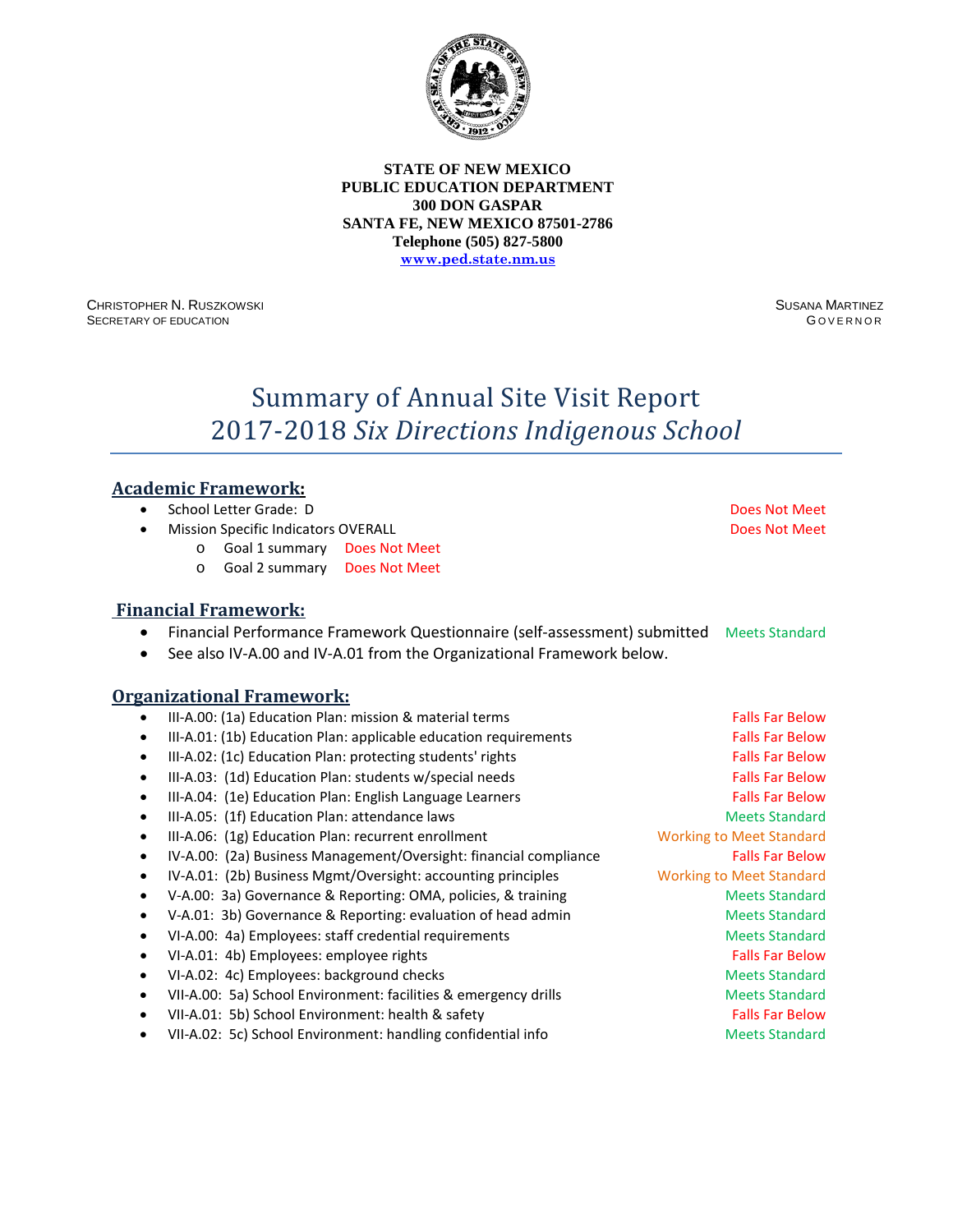**STATE OF NEW MEXICO**
**PUBLIC EDUCATION DEPARTMENT**
**300 DON GASPAR**
**SANTA FE, NEW MEXICO 87501-2786**
**Telephone (505) 827-5800**
**www.ped.state.nm.us**

CHRISTOPHER N. RUSZKOWSKI
SECRETARY OF EDUCATION

SUSANA MARTINEZ
GOVERNOR

# Summary of Annual Site Visit Report
# 2017-2018 *Six Directions Indigenous School*

## Academic Framework:

- School Letter Grade: D — Does Not Meet
- Mission Specific Indicators OVERALL — Does Not Meet
  - Goal 1 summary — Does Not Meet
  - Goal 2 summary — Does Not Meet

## Financial Framework:

- Financial Performance Framework Questionnaire (self-assessment) submitted — Meets Standard
- See also IV-A.00 and IV-A.01 from the Organizational Framework below.

## Organizational Framework:

- III-A.00: (1a) Education Plan: mission & material terms — Falls Far Below
- III-A.01: (1b) Education Plan: applicable education requirements — Falls Far Below
- III-A.02: (1c) Education Plan: protecting students' rights — Falls Far Below
- III-A.03: (1d) Education Plan: students w/special needs — Falls Far Below
- III-A.04: (1e) Education Plan: English Language Learners — Falls Far Below
- III-A.05: (1f) Education Plan: attendance laws — Meets Standard
- III-A.06: (1g) Education Plan: recurrent enrollment — Working to Meet Standard
- IV-A.00: (2a) Business Management/Oversight: financial compliance — Falls Far Below
- IV-A.01: (2b) Business Mgmt/Oversight: accounting principles — Working to Meet Standard
- V-A.00: 3a) Governance & Reporting: OMA, policies, & training — Meets Standard
- V-A.01: 3b) Governance & Reporting: evaluation of head admin — Meets Standard
- VI-A.00: 4a) Employees: staff credential requirements — Meets Standard
- VI-A.01: 4b) Employees: employee rights — Falls Far Below
- VI-A.02: 4c) Employees: background checks — Meets Standard
- VII-A.00: 5a) School Environment: facilities & emergency drills — Meets Standard
- VII-A.01: 5b) School Environment: health & safety — Falls Far Below
- VII-A.02: 5c) School Environment: handling confidential info — Meets Standard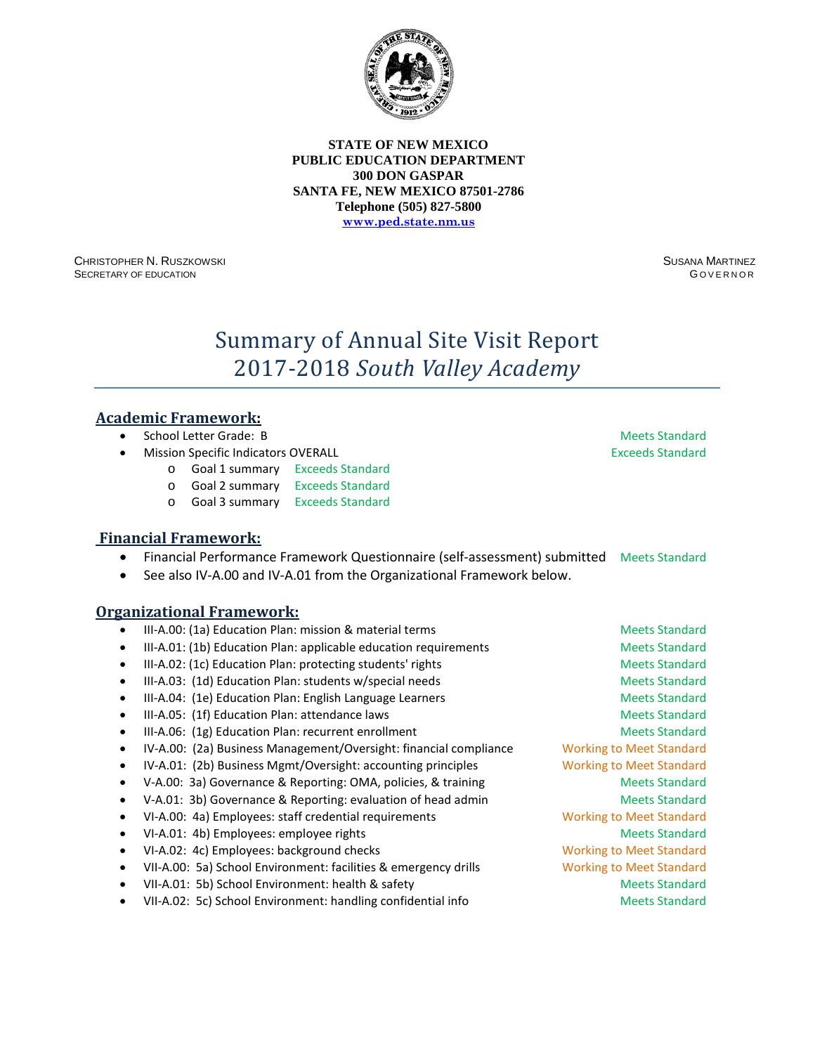**STATE OF NEW MEXICO**
**PUBLIC EDUCATION DEPARTMENT**
**300 DON GASPAR**
**SANTA FE, NEW MEXICO 87501-2786**
**Telephone (505) 827-5800**
**www.ped.state.nm.us**

CHRISTOPHER N. RUSZKOWSKI
SECRETARY OF EDUCATION

SUSANA MARTINEZ
GOVERNOR

# Summary of Annual Site Visit Report 2017-2018 *South Valley Academy*

## Academic Framework:

- School Letter Grade: B — Meets Standard
- Mission Specific Indicators OVERALL — Exceeds Standard
  - Goal 1 summary — Exceeds Standard
  - Goal 2 summary — Exceeds Standard
  - Goal 3 summary — Exceeds Standard

## Financial Framework:

- Financial Performance Framework Questionnaire (self-assessment) submitted — Meets Standard
- See also IV-A.00 and IV-A.01 from the Organizational Framework below.

## Organizational Framework:

- III-A.00: (1a) Education Plan: mission & material terms — Meets Standard
- III-A.01: (1b) Education Plan: applicable education requirements — Meets Standard
- III-A.02: (1c) Education Plan: protecting students' rights — Meets Standard
- III-A.03: (1d) Education Plan: students w/special needs — Meets Standard
- III-A.04: (1e) Education Plan: English Language Learners — Meets Standard
- III-A.05: (1f) Education Plan: attendance laws — Meets Standard
- III-A.06: (1g) Education Plan: recurrent enrollment — Meets Standard
- IV-A.00: (2a) Business Management/Oversight: financial compliance — Working to Meet Standard
- IV-A.01: (2b) Business Mgmt/Oversight: accounting principles — Working to Meet Standard
- V-A.00: 3a) Governance & Reporting: OMA, policies, & training — Meets Standard
- V-A.01: 3b) Governance & Reporting: evaluation of head admin — Meets Standard
- VI-A.00: 4a) Employees: staff credential requirements — Working to Meet Standard
- VI-A.01: 4b) Employees: employee rights — Meets Standard
- VI-A.02: 4c) Employees: background checks — Working to Meet Standard
- VII-A.00: 5a) School Environment: facilities & emergency drills — Working to Meet Standard
- VII-A.01: 5b) School Environment: health & safety — Meets Standard
- VII-A.02: 5c) School Environment: handling confidential info — Meets Standard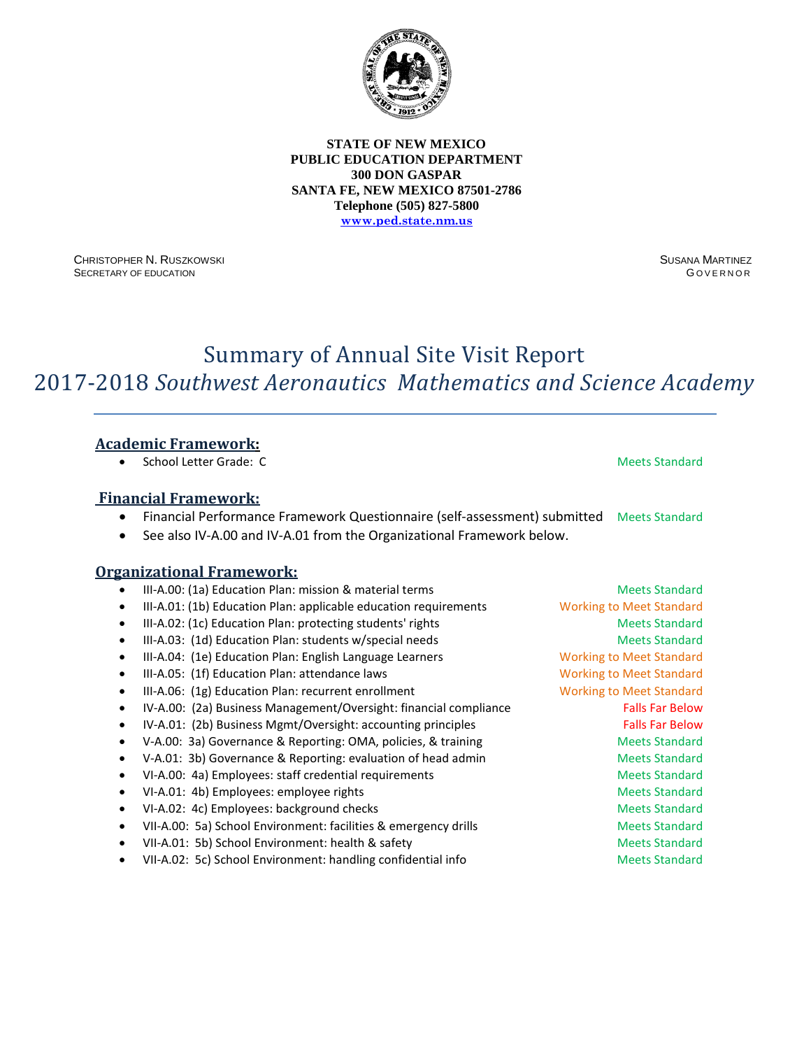**STATE OF NEW MEXICO**
**PUBLIC EDUCATION DEPARTMENT**
**300 DON GASPAR**
**SANTA FE, NEW MEXICO 87501-2786**
**Telephone (505) 827-5800**
**www.ped.state.nm.us**

CHRISTOPHER N. RUSZKOWSKI
SECRETARY OF EDUCATION

SUSANA MARTINEZ
GOVERNOR

# Summary of Annual Site Visit Report

# 2017-2018 *Southwest Aeronautics Mathematics and Science Academy*

---

## Academic Framework:

- School Letter Grade: C — Meets Standard

## Financial Framework:

- Financial Performance Framework Questionnaire (self-assessment) submitted — Meets Standard
- See also IV-A.00 and IV-A.01 from the Organizational Framework below.

## Organizational Framework:

- III-A.00: (1a) Education Plan: mission & material terms — Meets Standard
- III-A.01: (1b) Education Plan: applicable education requirements — Working to Meet Standard
- III-A.02: (1c) Education Plan: protecting students' rights — Meets Standard
- III-A.03: (1d) Education Plan: students w/special needs — Meets Standard
- III-A.04: (1e) Education Plan: English Language Learners — Working to Meet Standard
- III-A.05: (1f) Education Plan: attendance laws — Working to Meet Standard
- III-A.06: (1g) Education Plan: recurrent enrollment — Working to Meet Standard
- IV-A.00: (2a) Business Management/Oversight: financial compliance — Falls Far Below
- IV-A.01: (2b) Business Mgmt/Oversight: accounting principles — Falls Far Below
- V-A.00: 3a) Governance & Reporting: OMA, policies, & training — Meets Standard
- V-A.01: 3b) Governance & Reporting: evaluation of head admin — Meets Standard
- VI-A.00: 4a) Employees: staff credential requirements — Meets Standard
- VI-A.01: 4b) Employees: employee rights — Meets Standard
- VI-A.02: 4c) Employees: background checks — Meets Standard
- VII-A.00: 5a) School Environment: facilities & emergency drills — Meets Standard
- VII-A.01: 5b) School Environment: health & safety — Meets Standard
- VII-A.02: 5c) School Environment: handling confidential info — Meets Standard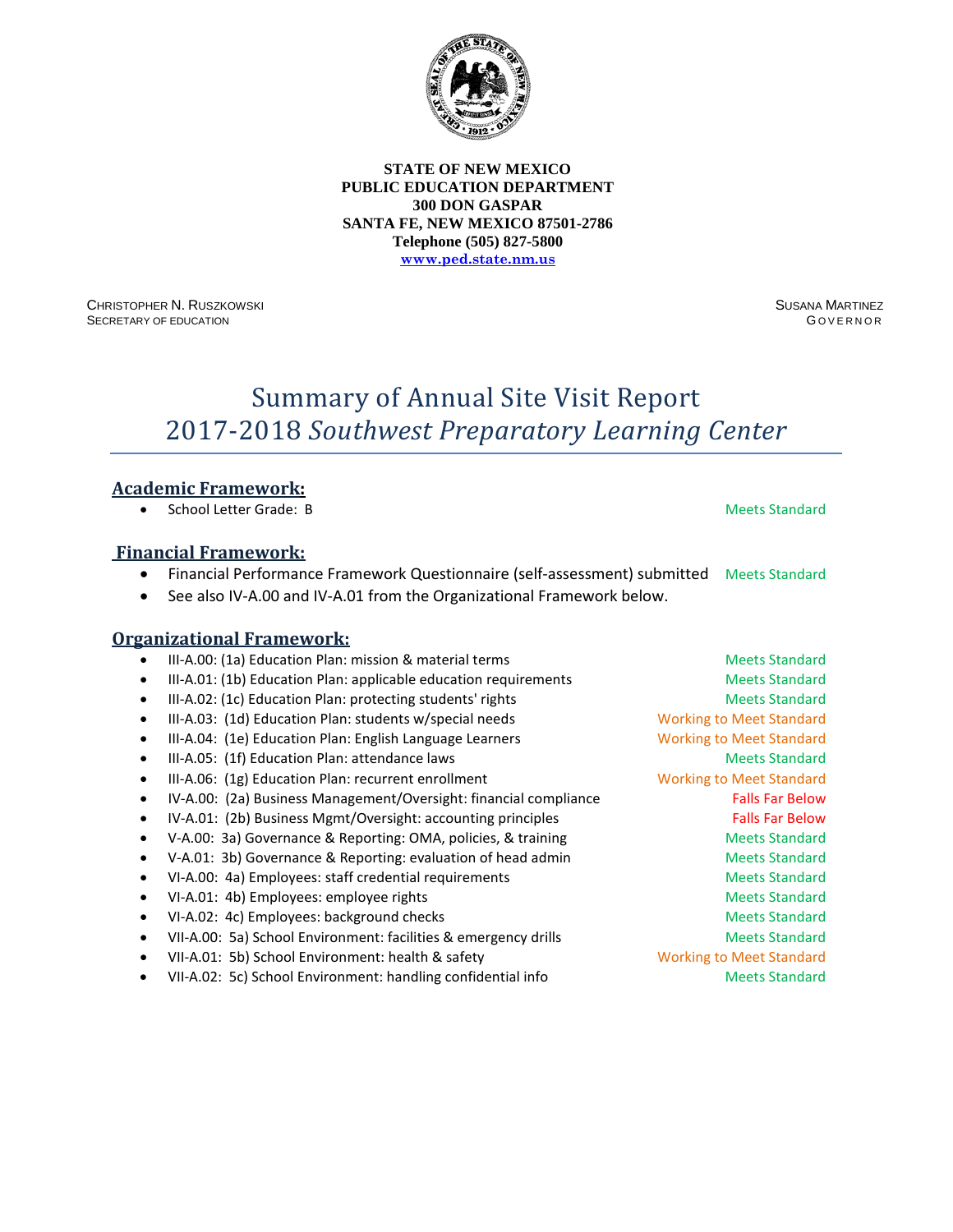**STATE OF NEW MEXICO**
**PUBLIC EDUCATION DEPARTMENT**
**300 DON GASPAR**
**SANTA FE, NEW MEXICO 87501-2786**
**Telephone (505) 827-5800**
**www.ped.state.nm.us**

CHRISTOPHER N. RUSZKOWSKI
SECRETARY OF EDUCATION

SUSANA MARTINEZ
GOVERNOR

# Summary of Annual Site Visit Report
# 2017-2018 *Southwest Preparatory Learning Center*

## Academic Framework:

- School Letter Grade: B — Meets Standard

## Financial Framework:

- Financial Performance Framework Questionnaire (self-assessment) submitted — Meets Standard
- See also IV-A.00 and IV-A.01 from the Organizational Framework below.

## Organizational Framework:

- III-A.00: (1a) Education Plan: mission & material terms — Meets Standard
- III-A.01: (1b) Education Plan: applicable education requirements — Meets Standard
- III-A.02: (1c) Education Plan: protecting students' rights — Meets Standard
- III-A.03: (1d) Education Plan: students w/special needs — Working to Meet Standard
- III-A.04: (1e) Education Plan: English Language Learners — Working to Meet Standard
- III-A.05: (1f) Education Plan: attendance laws — Meets Standard
- III-A.06: (1g) Education Plan: recurrent enrollment — Working to Meet Standard
- IV-A.00: (2a) Business Management/Oversight: financial compliance — Falls Far Below
- IV-A.01: (2b) Business Mgmt/Oversight: accounting principles — Falls Far Below
- V-A.00: 3a) Governance & Reporting: OMA, policies, & training — Meets Standard
- V-A.01: 3b) Governance & Reporting: evaluation of head admin — Meets Standard
- VI-A.00: 4a) Employees: staff credential requirements — Meets Standard
- VI-A.01: 4b) Employees: employee rights — Meets Standard
- VI-A.02: 4c) Employees: background checks — Meets Standard
- VII-A.00: 5a) School Environment: facilities & emergency drills — Meets Standard
- VII-A.01: 5b) School Environment: health & safety — Working to Meet Standard
- VII-A.02: 5c) School Environment: handling confidential info — Meets Standard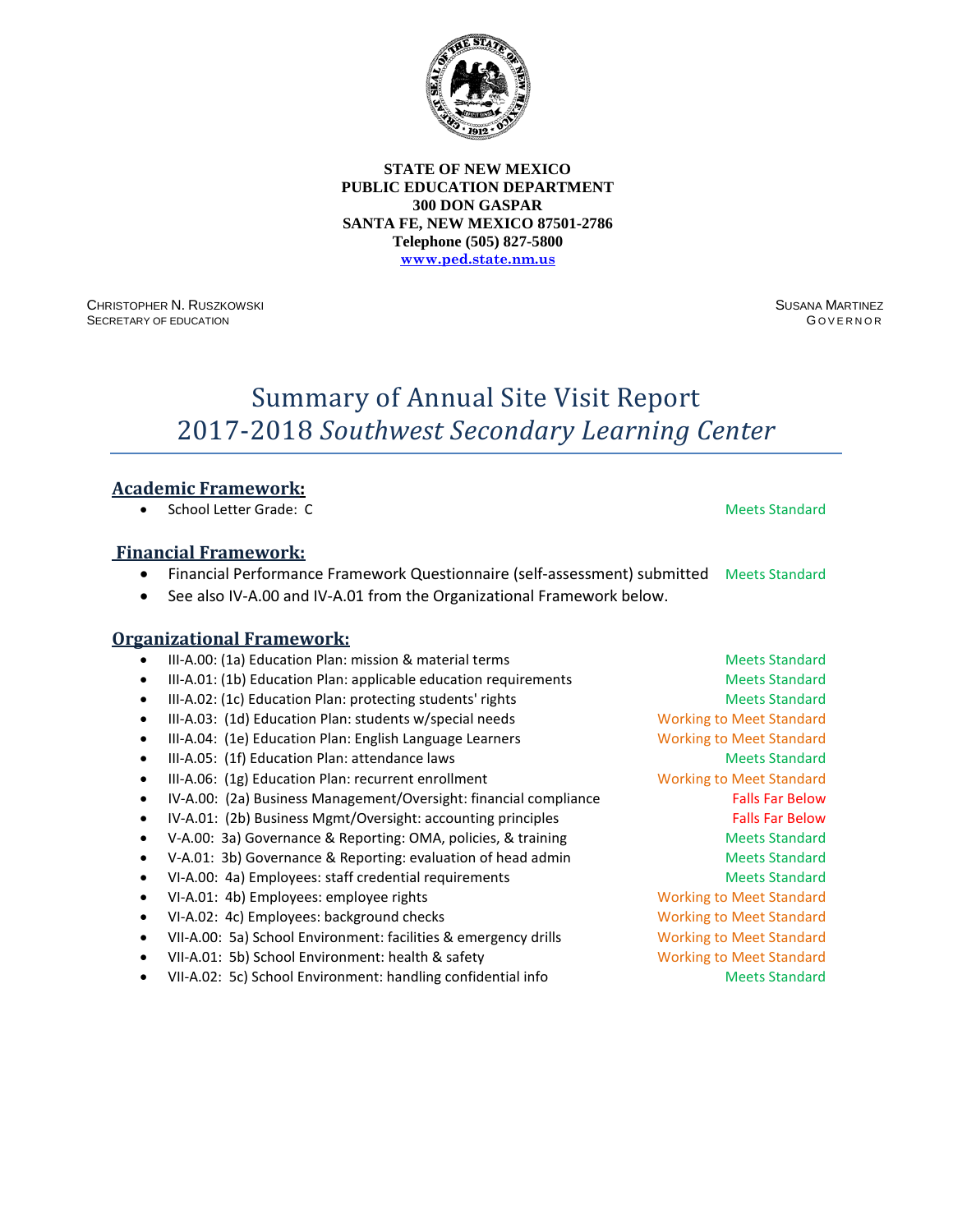**STATE OF NEW MEXICO**
**PUBLIC EDUCATION DEPARTMENT**
**300 DON GASPAR**
**SANTA FE, NEW MEXICO 87501-2786**
**Telephone (505) 827-5800**
**www.ped.state.nm.us**

CHRISTOPHER N. RUSZKOWSKI
SECRETARY OF EDUCATION

SUSANA MARTINEZ
GOVERNOR

# Summary of Annual Site Visit Report
# 2017-2018 *Southwest Secondary Learning Center*

## Academic Framework:

- School Letter Grade: C — Meets Standard

## Financial Framework:

- Financial Performance Framework Questionnaire (self-assessment) submitted — Meets Standard
- See also IV-A.00 and IV-A.01 from the Organizational Framework below.

## Organizational Framework:

- III-A.00: (1a) Education Plan: mission & material terms — Meets Standard
- III-A.01: (1b) Education Plan: applicable education requirements — Meets Standard
- III-A.02: (1c) Education Plan: protecting students' rights — Meets Standard
- III-A.03: (1d) Education Plan: students w/special needs — Working to Meet Standard
- III-A.04: (1e) Education Plan: English Language Learners — Working to Meet Standard
- III-A.05: (1f) Education Plan: attendance laws — Meets Standard
- III-A.06: (1g) Education Plan: recurrent enrollment — Working to Meet Standard
- IV-A.00: (2a) Business Management/Oversight: financial compliance — Falls Far Below
- IV-A.01: (2b) Business Mgmt/Oversight: accounting principles — Falls Far Below
- V-A.00: 3a) Governance & Reporting: OMA, policies, & training — Meets Standard
- V-A.01: 3b) Governance & Reporting: evaluation of head admin — Meets Standard
- VI-A.00: 4a) Employees: staff credential requirements — Meets Standard
- VI-A.01: 4b) Employees: employee rights — Working to Meet Standard
- VI-A.02: 4c) Employees: background checks — Working to Meet Standard
- VII-A.00: 5a) School Environment: facilities & emergency drills — Working to Meet Standard
- VII-A.01: 5b) School Environment: health & safety — Working to Meet Standard
- VII-A.02: 5c) School Environment: handling confidential info — Meets Standard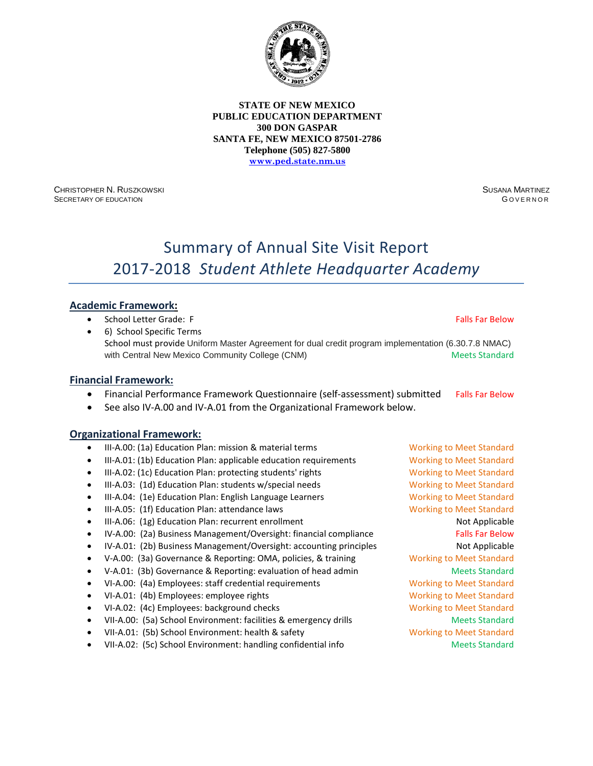**STATE OF NEW MEXICO**
**PUBLIC EDUCATION DEPARTMENT**
**300 DON GASPAR**
**SANTA FE, NEW MEXICO 87501-2786**
**Telephone (505) 827-5800**
**www.ped.state.nm.us**

CHRISTOPHER N. RUSZKOWSKI
SECRETARY OF EDUCATION

SUSANA MARTINEZ
GOVERNOR

# Summary of Annual Site Visit Report
# 2017-2018 *Student Athlete Headquarter Academy*

## Academic Framework:

- School Letter Grade: F — Falls Far Below
- 6) School Specific Terms
  School must provide Uniform Master Agreement for dual credit program implementation (6.30.7.8 NMAC) with Central New Mexico Community College (CNM) — Meets Standard

## Financial Framework:

- Financial Performance Framework Questionnaire (self-assessment) submitted — Falls Far Below
- See also IV-A.00 and IV-A.01 from the Organizational Framework below.

## Organizational Framework:

- III-A.00: (1a) Education Plan: mission & material terms — Working to Meet Standard
- III-A.01: (1b) Education Plan: applicable education requirements — Working to Meet Standard
- III-A.02: (1c) Education Plan: protecting students' rights — Working to Meet Standard
- III-A.03: (1d) Education Plan: students w/special needs — Working to Meet Standard
- III-A.04: (1e) Education Plan: English Language Learners — Working to Meet Standard
- III-A.05: (1f) Education Plan: attendance laws — Working to Meet Standard
- III-A.06: (1g) Education Plan: recurrent enrollment — Not Applicable
- IV-A.00: (2a) Business Management/Oversight: financial compliance — Falls Far Below
- IV-A.01: (2b) Business Management/Oversight: accounting principles — Not Applicable
- V-A.00: (3a) Governance & Reporting: OMA, policies, & training — Working to Meet Standard
- V-A.01: (3b) Governance & Reporting: evaluation of head admin — Meets Standard
- VI-A.00: (4a) Employees: staff credential requirements — Working to Meet Standard
- VI-A.01: (4b) Employees: employee rights — Working to Meet Standard
- VI-A.02: (4c) Employees: background checks — Working to Meet Standard
- VII-A.00: (5a) School Environment: facilities & emergency drills — Meets Standard
- VII-A.01: (5b) School Environment: health & safety — Working to Meet Standard
- VII-A.02: (5c) School Environment: handling confidential info — Meets Standard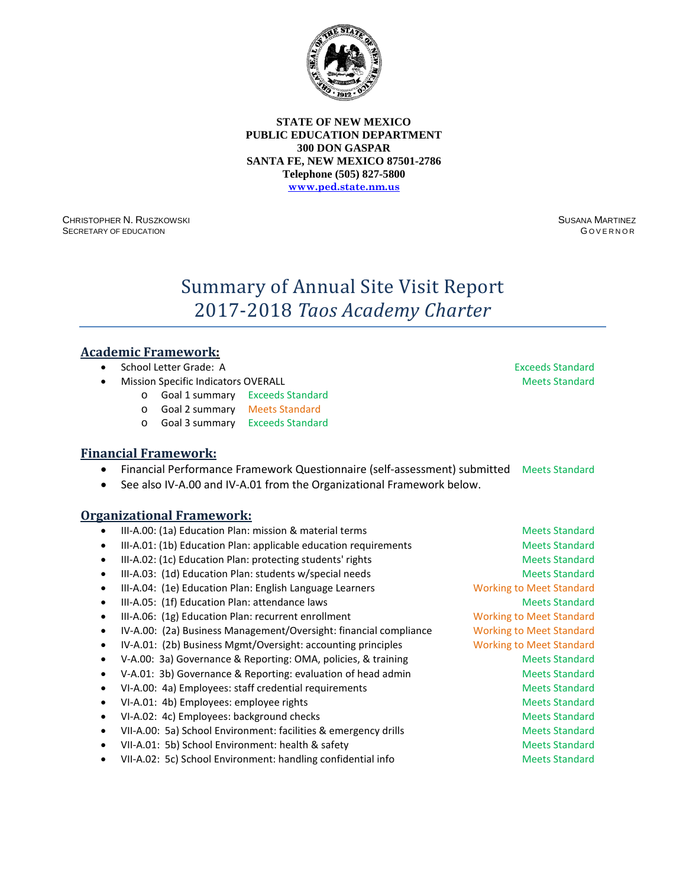**STATE OF NEW MEXICO**
**PUBLIC EDUCATION DEPARTMENT**
**300 DON GASPAR**
**SANTA FE, NEW MEXICO 87501-2786**
**Telephone (505) 827-5800**
**www.ped.state.nm.us**

CHRISTOPHER N. RUSZKOWSKI
SECRETARY OF EDUCATION

SUSANA MARTINEZ
GOVERNOR

# Summary of Annual Site Visit Report 2017-2018 *Taos Academy Charter*

## Academic Framework:

- School Letter Grade: A — Exceeds Standard
- Mission Specific Indicators OVERALL — Meets Standard
  - Goal 1 summary — Exceeds Standard
  - Goal 2 summary — Meets Standard
  - Goal 3 summary — Exceeds Standard

## Financial Framework:

- Financial Performance Framework Questionnaire (self-assessment) submitted — Meets Standard
- See also IV-A.00 and IV-A.01 from the Organizational Framework below.

## Organizational Framework:

- III-A.00: (1a) Education Plan: mission & material terms — Meets Standard
- III-A.01: (1b) Education Plan: applicable education requirements — Meets Standard
- III-A.02: (1c) Education Plan: protecting students' rights — Meets Standard
- III-A.03: (1d) Education Plan: students w/special needs — Meets Standard
- III-A.04: (1e) Education Plan: English Language Learners — Working to Meet Standard
- III-A.05: (1f) Education Plan: attendance laws — Meets Standard
- III-A.06: (1g) Education Plan: recurrent enrollment — Working to Meet Standard
- IV-A.00: (2a) Business Management/Oversight: financial compliance — Working to Meet Standard
- IV-A.01: (2b) Business Mgmt/Oversight: accounting principles — Working to Meet Standard
- V-A.00: 3a) Governance & Reporting: OMA, policies, & training — Meets Standard
- V-A.01: 3b) Governance & Reporting: evaluation of head admin — Meets Standard
- VI-A.00: 4a) Employees: staff credential requirements — Meets Standard
- VI-A.01: 4b) Employees: employee rights — Meets Standard
- VI-A.02: 4c) Employees: background checks — Meets Standard
- VII-A.00: 5a) School Environment: facilities & emergency drills — Meets Standard
- VII-A.01: 5b) School Environment: health & safety — Meets Standard
- VII-A.02: 5c) School Environment: handling confidential info — Meets Standard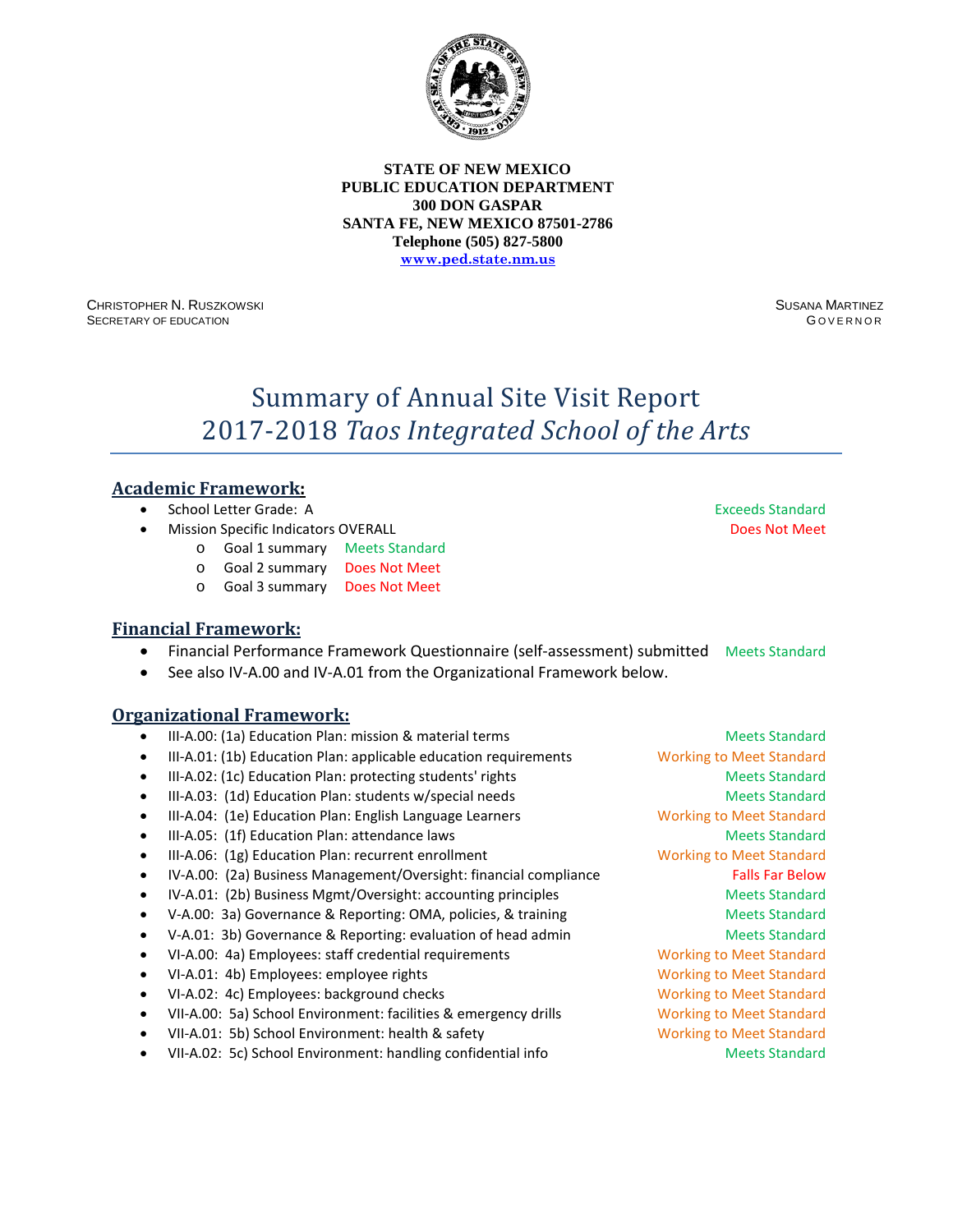**STATE OF NEW MEXICO**
**PUBLIC EDUCATION DEPARTMENT**
**300 DON GASPAR**
**SANTA FE, NEW MEXICO 87501-2786**
**Telephone (505) 827-5800**
**[www.ped.state.nm.us](http://www.ped.state.nm.us)**

CHRISTOPHER N. RUSZKOWSKI
SECRETARY OF EDUCATION

SUSANA MARTINEZ
GOVERNOR

# Summary of Annual Site Visit Report
# 2017-2018 *Taos Integrated School of the Arts*

## Academic Framework:

- School Letter Grade: A — Exceeds Standard
- Mission Specific Indicators OVERALL — Does Not Meet
  - Goal 1 summary — Meets Standard
  - Goal 2 summary — Does Not Meet
  - Goal 3 summary — Does Not Meet

## Financial Framework:

- Financial Performance Framework Questionnaire (self-assessment) submitted — Meets Standard
- See also IV-A.00 and IV-A.01 from the Organizational Framework below.

## Organizational Framework:

- III-A.00: (1a) Education Plan: mission & material terms — Meets Standard
- III-A.01: (1b) Education Plan: applicable education requirements — Working to Meet Standard
- III-A.02: (1c) Education Plan: protecting students' rights — Meets Standard
- III-A.03: (1d) Education Plan: students w/special needs — Meets Standard
- III-A.04: (1e) Education Plan: English Language Learners — Working to Meet Standard
- III-A.05: (1f) Education Plan: attendance laws — Meets Standard
- III-A.06: (1g) Education Plan: recurrent enrollment — Working to Meet Standard
- IV-A.00: (2a) Business Management/Oversight: financial compliance — Falls Far Below
- IV-A.01: (2b) Business Mgmt/Oversight: accounting principles — Meets Standard
- V-A.00: 3a) Governance & Reporting: OMA, policies, & training — Meets Standard
- V-A.01: 3b) Governance & Reporting: evaluation of head admin — Meets Standard
- VI-A.00: 4a) Employees: staff credential requirements — Working to Meet Standard
- VI-A.01: 4b) Employees: employee rights — Working to Meet Standard
- VI-A.02: 4c) Employees: background checks — Working to Meet Standard
- VII-A.00: 5a) School Environment: facilities & emergency drills — Working to Meet Standard
- VII-A.01: 5b) School Environment: health & safety — Working to Meet Standard
- VII-A.02: 5c) School Environment: handling confidential info — Meets Standard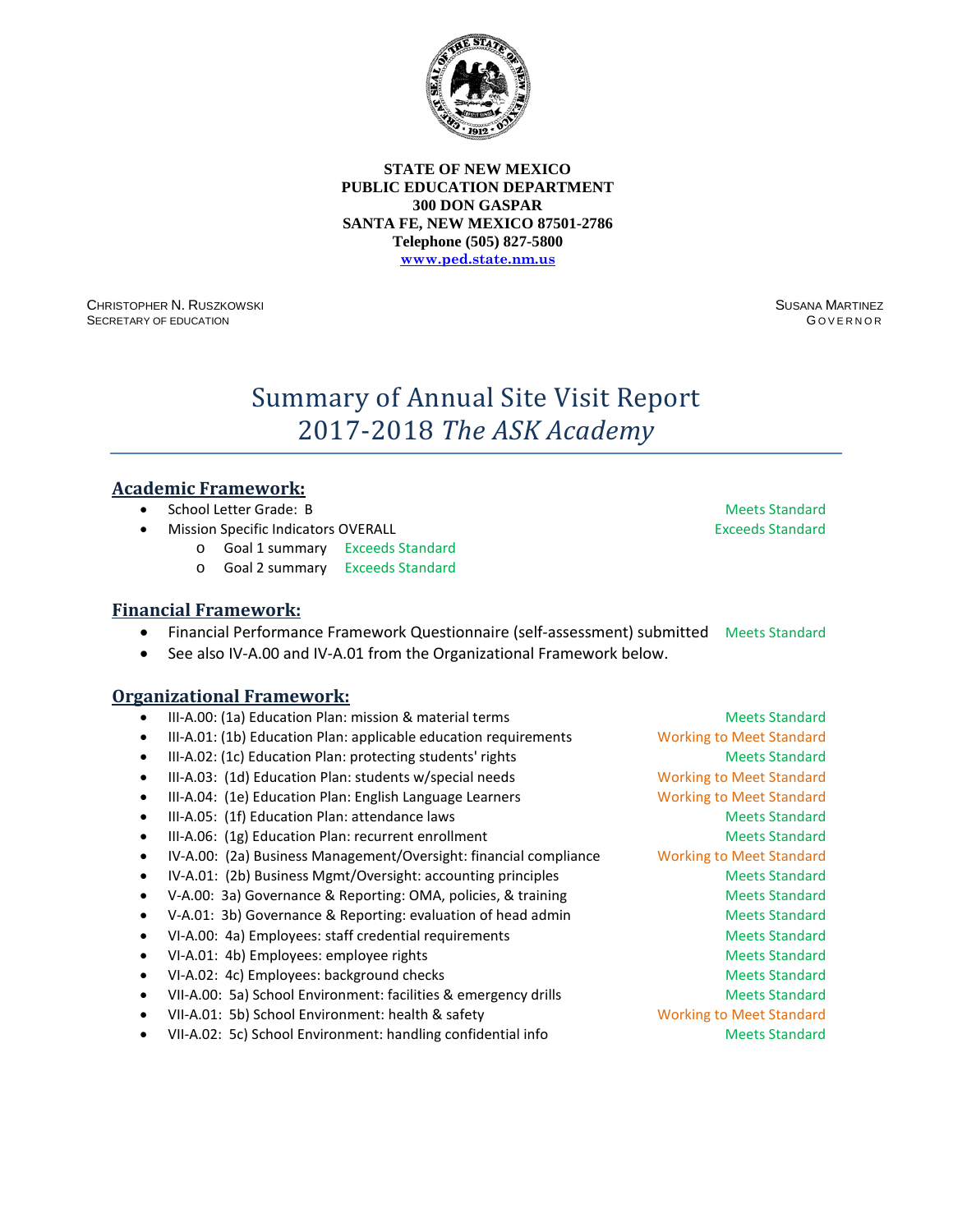**STATE OF NEW MEXICO**
**PUBLIC EDUCATION DEPARTMENT**
**300 DON GASPAR**
**SANTA FE, NEW MEXICO 87501-2786**
**Telephone (505) 827-5800**
**www.ped.state.nm.us**

CHRISTOPHER N. RUSZKOWSKI
SECRETARY OF EDUCATION

SUSANA MARTINEZ
GOVERNOR

# Summary of Annual Site Visit Report 2017-2018 *The ASK Academy*

## Academic Framework:

- School Letter Grade: B — Meets Standard
- Mission Specific Indicators OVERALL — Exceeds Standard
  - Goal 1 summary — Exceeds Standard
  - Goal 2 summary — Exceeds Standard

## Financial Framework:

- Financial Performance Framework Questionnaire (self-assessment) submitted — Meets Standard
- See also IV-A.00 and IV-A.01 from the Organizational Framework below.

## Organizational Framework:

- III-A.00: (1a) Education Plan: mission & material terms — Meets Standard
- III-A.01: (1b) Education Plan: applicable education requirements — Working to Meet Standard
- III-A.02: (1c) Education Plan: protecting students' rights — Meets Standard
- III-A.03: (1d) Education Plan: students w/special needs — Working to Meet Standard
- III-A.04: (1e) Education Plan: English Language Learners — Working to Meet Standard
- III-A.05: (1f) Education Plan: attendance laws — Meets Standard
- III-A.06: (1g) Education Plan: recurrent enrollment — Meets Standard
- IV-A.00: (2a) Business Management/Oversight: financial compliance — Working to Meet Standard
- IV-A.01: (2b) Business Mgmt/Oversight: accounting principles — Meets Standard
- V-A.00: 3a) Governance & Reporting: OMA, policies, & training — Meets Standard
- V-A.01: 3b) Governance & Reporting: evaluation of head admin — Meets Standard
- VI-A.00: 4a) Employees: staff credential requirements — Meets Standard
- VI-A.01: 4b) Employees: employee rights — Meets Standard
- VI-A.02: 4c) Employees: background checks — Meets Standard
- VII-A.00: 5a) School Environment: facilities & emergency drills — Meets Standard
- VII-A.01: 5b) School Environment: health & safety — Working to Meet Standard
- VII-A.02: 5c) School Environment: handling confidential info — Meets Standard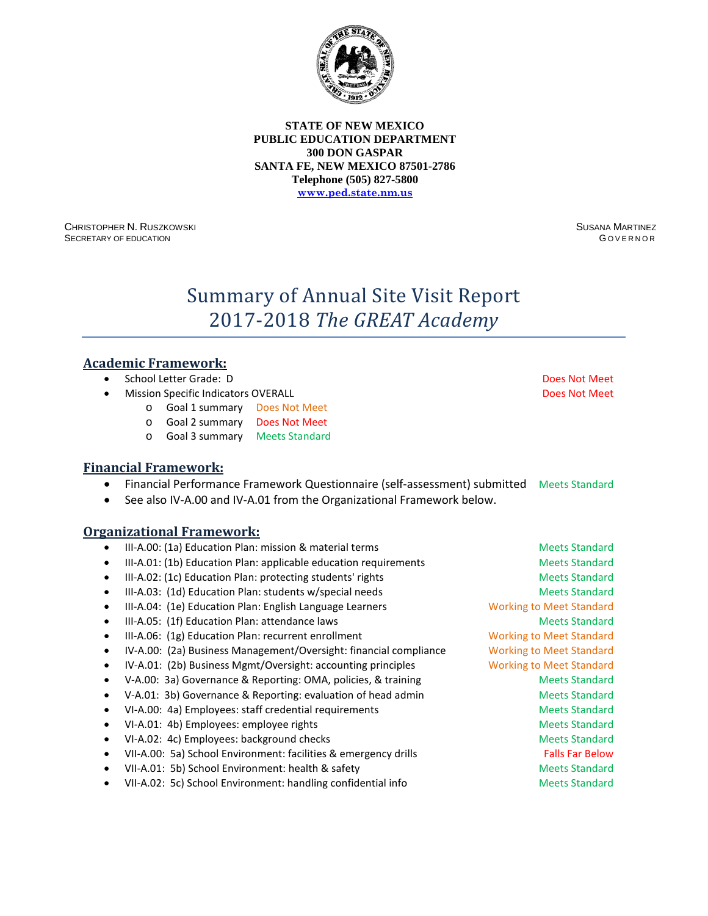**STATE OF NEW MEXICO**
**PUBLIC EDUCATION DEPARTMENT**
**300 DON GASPAR**
**SANTA FE, NEW MEXICO 87501-2786**
**Telephone (505) 827-5800**
**www.ped.state.nm.us**

CHRISTOPHER N. RUSZKOWSKI
SECRETARY OF EDUCATION

SUSANA MARTINEZ
GOVERNOR

# Summary of Annual Site Visit Report 2017-2018 *The GREAT Academy*

## Academic Framework:

- School Letter Grade: D — Does Not Meet
- Mission Specific Indicators OVERALL — Does Not Meet
  - Goal 1 summary — Does Not Meet
  - Goal 2 summary — Does Not Meet
  - Goal 3 summary — Meets Standard

## Financial Framework:

- Financial Performance Framework Questionnaire (self-assessment) submitted — Meets Standard
- See also IV-A.00 and IV-A.01 from the Organizational Framework below.

## Organizational Framework:

- III-A.00: (1a) Education Plan: mission & material terms — Meets Standard
- III-A.01: (1b) Education Plan: applicable education requirements — Meets Standard
- III-A.02: (1c) Education Plan: protecting students' rights — Meets Standard
- III-A.03: (1d) Education Plan: students w/special needs — Meets Standard
- III-A.04: (1e) Education Plan: English Language Learners — Working to Meet Standard
- III-A.05: (1f) Education Plan: attendance laws — Meets Standard
- III-A.06: (1g) Education Plan: recurrent enrollment — Working to Meet Standard
- IV-A.00: (2a) Business Management/Oversight: financial compliance — Working to Meet Standard
- IV-A.01: (2b) Business Mgmt/Oversight: accounting principles — Working to Meet Standard
- V-A.00: 3a) Governance & Reporting: OMA, policies, & training — Meets Standard
- V-A.01: 3b) Governance & Reporting: evaluation of head admin — Meets Standard
- VI-A.00: 4a) Employees: staff credential requirements — Meets Standard
- VI-A.01: 4b) Employees: employee rights — Meets Standard
- VI-A.02: 4c) Employees: background checks — Meets Standard
- VII-A.00: 5a) School Environment: facilities & emergency drills — Falls Far Below
- VII-A.01: 5b) School Environment: health & safety — Meets Standard
- VII-A.02: 5c) School Environment: handling confidential info — Meets Standard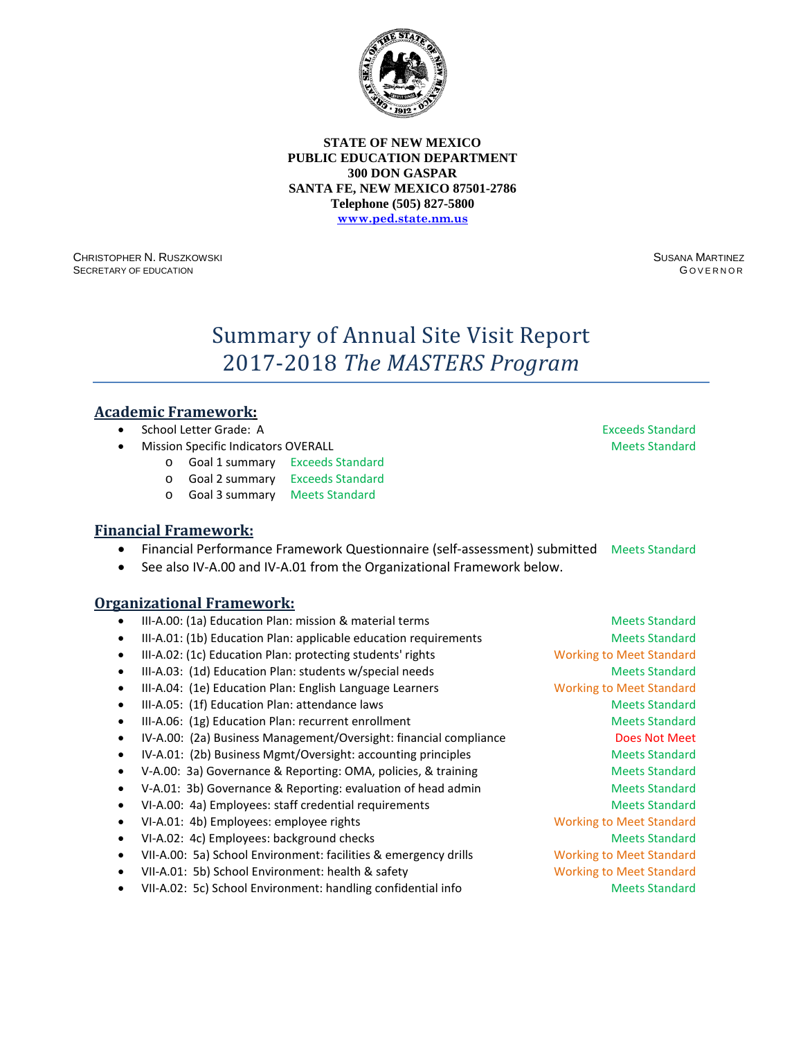**STATE OF NEW MEXICO**
**PUBLIC EDUCATION DEPARTMENT**
**300 DON GASPAR**
**SANTA FE, NEW MEXICO 87501-2786**
**Telephone (505) 827-5800**
**www.ped.state.nm.us**

CHRISTOPHER N. RUSZKOWSKI
SECRETARY OF EDUCATION

SUSANA MARTINEZ
GOVERNOR

# Summary of Annual Site Visit Report 2017-2018 *The MASTERS Program*

## Academic Framework:

- School Letter Grade: A — Exceeds Standard
- Mission Specific Indicators OVERALL — Meets Standard
    - Goal 1 summary — Exceeds Standard
    - Goal 2 summary — Exceeds Standard
    - Goal 3 summary — Meets Standard

## Financial Framework:

- Financial Performance Framework Questionnaire (self-assessment) submitted — Meets Standard
- See also IV-A.00 and IV-A.01 from the Organizational Framework below.

## Organizational Framework:

- III-A.00: (1a) Education Plan: mission & material terms — Meets Standard
- III-A.01: (1b) Education Plan: applicable education requirements — Meets Standard
- III-A.02: (1c) Education Plan: protecting students' rights — Working to Meet Standard
- III-A.03: (1d) Education Plan: students w/special needs — Meets Standard
- III-A.04: (1e) Education Plan: English Language Learners — Working to Meet Standard
- III-A.05: (1f) Education Plan: attendance laws — Meets Standard
- III-A.06: (1g) Education Plan: recurrent enrollment — Meets Standard
- IV-A.00: (2a) Business Management/Oversight: financial compliance — Does Not Meet
- IV-A.01: (2b) Business Mgmt/Oversight: accounting principles — Meets Standard
- V-A.00: 3a) Governance & Reporting: OMA, policies, & training — Meets Standard
- V-A.01: 3b) Governance & Reporting: evaluation of head admin — Meets Standard
- VI-A.00: 4a) Employees: staff credential requirements — Meets Standard
- VI-A.01: 4b) Employees: employee rights — Working to Meet Standard
- VI-A.02: 4c) Employees: background checks — Meets Standard
- VII-A.00: 5a) School Environment: facilities & emergency drills — Working to Meet Standard
- VII-A.01: 5b) School Environment: health & safety — Working to Meet Standard
- VII-A.02: 5c) School Environment: handling confidential info — Meets Standard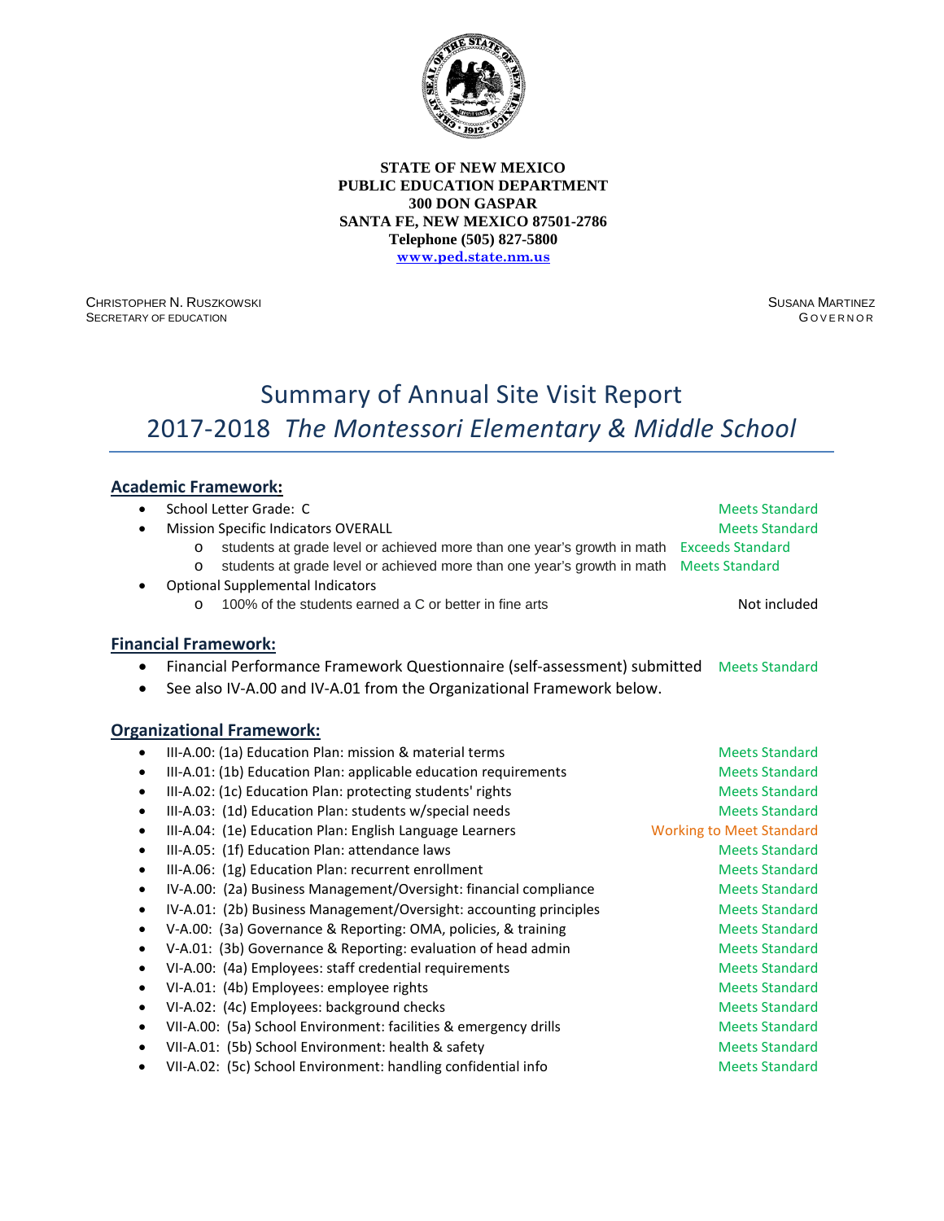**STATE OF NEW MEXICO**
**PUBLIC EDUCATION DEPARTMENT**
**300 DON GASPAR**
**SANTA FE, NEW MEXICO 87501-2786**
**Telephone (505) 827-5800**
**www.ped.state.nm.us**

CHRISTOPHER N. RUSZKOWSKI
SECRETARY OF EDUCATION

SUSANA MARTINEZ
GOVERNOR

# Summary of Annual Site Visit Report
# 2017-2018 *The Montessori Elementary & Middle School*

## Academic Framework:

- School Letter Grade: C — Meets Standard
- Mission Specific Indicators OVERALL — Meets Standard
  - students at grade level or achieved more than one year's growth in math — Exceeds Standard
  - students at grade level or achieved more than one year's growth in math — Meets Standard
- Optional Supplemental Indicators
  - 100% of the students earned a C or better in fine arts — Not included

## Financial Framework:

- Financial Performance Framework Questionnaire (self-assessment) submitted — Meets Standard
- See also IV-A.00 and IV-A.01 from the Organizational Framework below.

## Organizational Framework:

- III-A.00: (1a) Education Plan: mission & material terms — Meets Standard
- III-A.01: (1b) Education Plan: applicable education requirements — Meets Standard
- III-A.02: (1c) Education Plan: protecting students' rights — Meets Standard
- III-A.03: (1d) Education Plan: students w/special needs — Meets Standard
- III-A.04: (1e) Education Plan: English Language Learners — Working to Meet Standard
- III-A.05: (1f) Education Plan: attendance laws — Meets Standard
- III-A.06: (1g) Education Plan: recurrent enrollment — Meets Standard
- IV-A.00: (2a) Business Management/Oversight: financial compliance — Meets Standard
- IV-A.01: (2b) Business Management/Oversight: accounting principles — Meets Standard
- V-A.00: (3a) Governance & Reporting: OMA, policies, & training — Meets Standard
- V-A.01: (3b) Governance & Reporting: evaluation of head admin — Meets Standard
- VI-A.00: (4a) Employees: staff credential requirements — Meets Standard
- VI-A.01: (4b) Employees: employee rights — Meets Standard
- VI-A.02: (4c) Employees: background checks — Meets Standard
- VII-A.00: (5a) School Environment: facilities & emergency drills — Meets Standard
- VII-A.01: (5b) School Environment: health & safety — Meets Standard
- VII-A.02: (5c) School Environment: handling confidential info — Meets Standard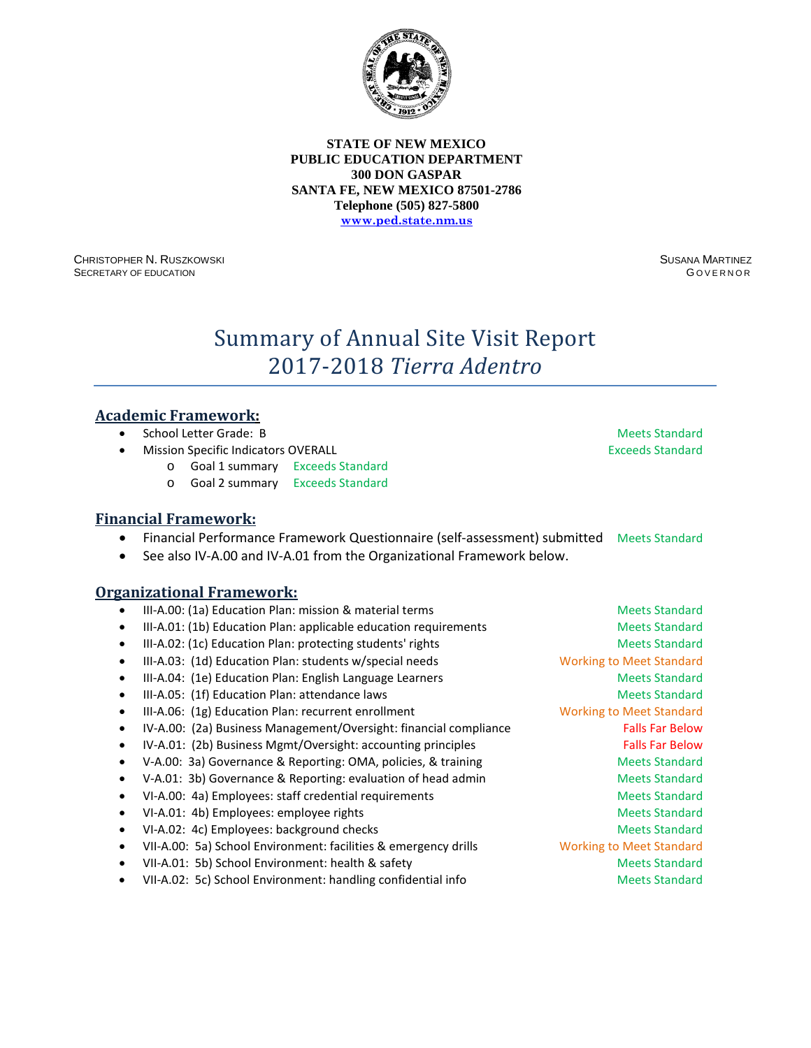**STATE OF NEW MEXICO**
**PUBLIC EDUCATION DEPARTMENT**
**300 DON GASPAR**
**SANTA FE, NEW MEXICO 87501-2786**
**Telephone (505) 827-5800**
**www.ped.state.nm.us**

CHRISTOPHER N. RUSZKOWSKI
SECRETARY OF EDUCATION

SUSANA MARTINEZ
GOVERNOR

# Summary of Annual Site Visit Report 2017-2018 *Tierra Adentro*

## Academic Framework:

- School Letter Grade: B — Meets Standard
- Mission Specific Indicators OVERALL — Exceeds Standard
  - Goal 1 summary — Exceeds Standard
  - Goal 2 summary — Exceeds Standard

## Financial Framework:

- Financial Performance Framework Questionnaire (self-assessment) submitted — Meets Standard
- See also IV-A.00 and IV-A.01 from the Organizational Framework below.

## Organizational Framework:

- III-A.00: (1a) Education Plan: mission & material terms — Meets Standard
- III-A.01: (1b) Education Plan: applicable education requirements — Meets Standard
- III-A.02: (1c) Education Plan: protecting students' rights — Meets Standard
- III-A.03: (1d) Education Plan: students w/special needs — Working to Meet Standard
- III-A.04: (1e) Education Plan: English Language Learners — Meets Standard
- III-A.05: (1f) Education Plan: attendance laws — Meets Standard
- III-A.06: (1g) Education Plan: recurrent enrollment — Working to Meet Standard
- IV-A.00: (2a) Business Management/Oversight: financial compliance — Falls Far Below
- IV-A.01: (2b) Business Mgmt/Oversight: accounting principles — Falls Far Below
- V-A.00: 3a) Governance & Reporting: OMA, policies, & training — Meets Standard
- V-A.01: 3b) Governance & Reporting: evaluation of head admin — Meets Standard
- VI-A.00: 4a) Employees: staff credential requirements — Meets Standard
- VI-A.01: 4b) Employees: employee rights — Meets Standard
- VI-A.02: 4c) Employees: background checks — Meets Standard
- VII-A.00: 5a) School Environment: facilities & emergency drills — Working to Meet Standard
- VII-A.01: 5b) School Environment: health & safety — Meets Standard
- VII-A.02: 5c) School Environment: handling confidential info — Meets Standard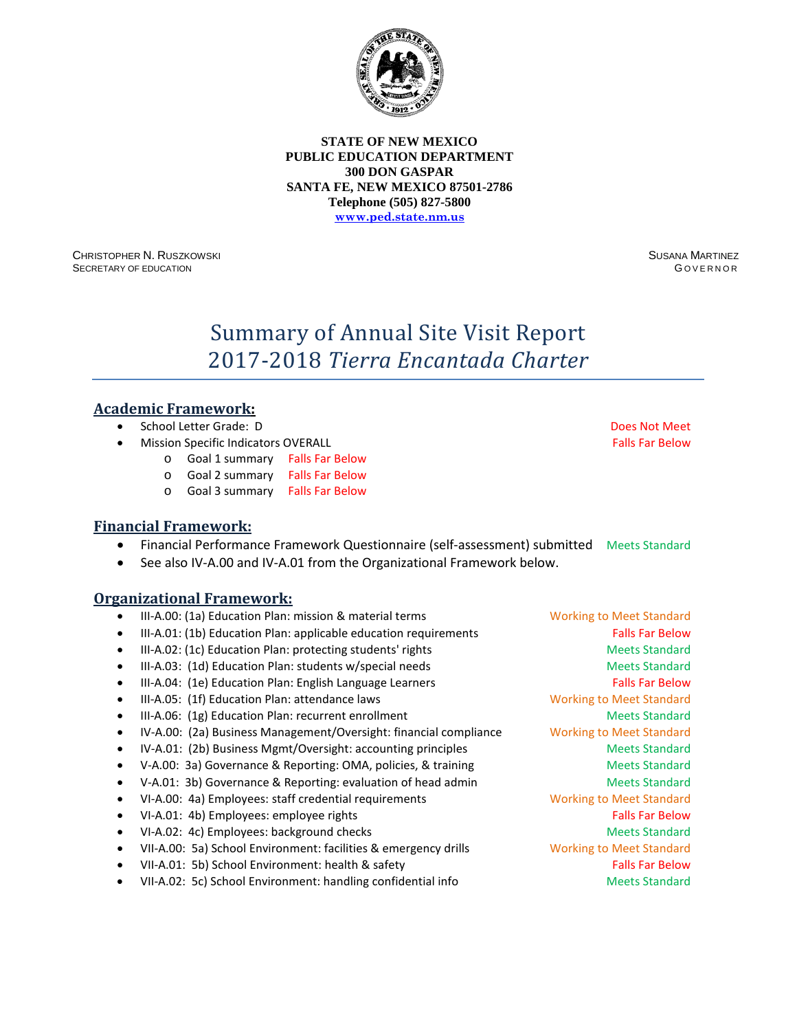**STATE OF NEW MEXICO**
**PUBLIC EDUCATION DEPARTMENT**
**300 DON GASPAR**
**SANTA FE, NEW MEXICO 87501-2786**
**Telephone (505) 827-5800**
**www.ped.state.nm.us**

CHRISTOPHER N. RUSZKOWSKI
SECRETARY OF EDUCATION

SUSANA MARTINEZ
GOVERNOR

# Summary of Annual Site Visit Report
# 2017-2018 *Tierra Encantada Charter*

## Academic Framework:

- School Letter Grade: D — Does Not Meet
- Mission Specific Indicators OVERALL — Falls Far Below
  - Goal 1 summary — Falls Far Below
  - Goal 2 summary — Falls Far Below
  - Goal 3 summary — Falls Far Below

## Financial Framework:

- Financial Performance Framework Questionnaire (self-assessment) submitted — Meets Standard
- See also IV-A.00 and IV-A.01 from the Organizational Framework below.

## Organizational Framework:

- III-A.00: (1a) Education Plan: mission & material terms — Working to Meet Standard
- III-A.01: (1b) Education Plan: applicable education requirements — Falls Far Below
- III-A.02: (1c) Education Plan: protecting students' rights — Meets Standard
- III-A.03: (1d) Education Plan: students w/special needs — Meets Standard
- III-A.04: (1e) Education Plan: English Language Learners — Falls Far Below
- III-A.05: (1f) Education Plan: attendance laws — Working to Meet Standard
- III-A.06: (1g) Education Plan: recurrent enrollment — Meets Standard
- IV-A.00: (2a) Business Management/Oversight: financial compliance — Working to Meet Standard
- IV-A.01: (2b) Business Mgmt/Oversight: accounting principles — Meets Standard
- V-A.00: 3a) Governance & Reporting: OMA, policies, & training — Meets Standard
- V-A.01: 3b) Governance & Reporting: evaluation of head admin — Meets Standard
- VI-A.00: 4a) Employees: staff credential requirements — Working to Meet Standard
- VI-A.01: 4b) Employees: employee rights — Falls Far Below
- VI-A.02: 4c) Employees: background checks — Meets Standard
- VII-A.00: 5a) School Environment: facilities & emergency drills — Working to Meet Standard
- VII-A.01: 5b) School Environment: health & safety — Falls Far Below
- VII-A.02: 5c) School Environment: handling confidential info — Meets Standard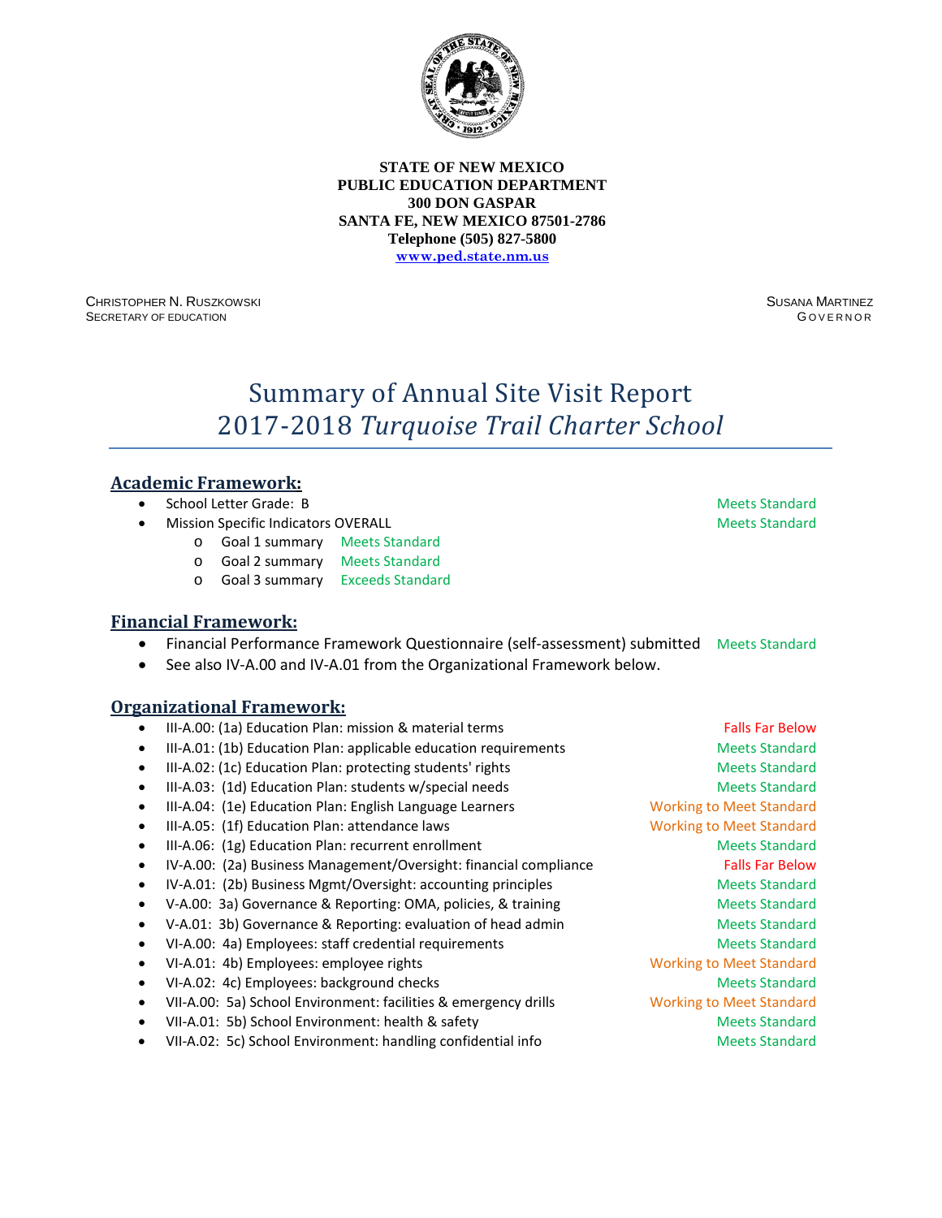**STATE OF NEW MEXICO**
**PUBLIC EDUCATION DEPARTMENT**
**300 DON GASPAR**
**SANTA FE, NEW MEXICO 87501-2786**
**Telephone (505) 827-5800**
**www.ped.state.nm.us**

CHRISTOPHER N. RUSZKOWSKI
SECRETARY OF EDUCATION

SUSANA MARTINEZ
GOVERNOR

# Summary of Annual Site Visit Report 2017-2018 *Turquoise Trail Charter School*

## Academic Framework:

- School Letter Grade: B — Meets Standard
- Mission Specific Indicators OVERALL — Meets Standard
  - Goal 1 summary — Meets Standard
  - Goal 2 summary — Meets Standard
  - Goal 3 summary — Exceeds Standard

## Financial Framework:

- Financial Performance Framework Questionnaire (self-assessment) submitted — Meets Standard
- See also IV-A.00 and IV-A.01 from the Organizational Framework below.

## Organizational Framework:

- III-A.00: (1a) Education Plan: mission & material terms — Falls Far Below
- III-A.01: (1b) Education Plan: applicable education requirements — Meets Standard
- III-A.02: (1c) Education Plan: protecting students' rights — Meets Standard
- III-A.03: (1d) Education Plan: students w/special needs — Meets Standard
- III-A.04: (1e) Education Plan: English Language Learners — Working to Meet Standard
- III-A.05: (1f) Education Plan: attendance laws — Working to Meet Standard
- III-A.06: (1g) Education Plan: recurrent enrollment — Meets Standard
- IV-A.00: (2a) Business Management/Oversight: financial compliance — Falls Far Below
- IV-A.01: (2b) Business Mgmt/Oversight: accounting principles — Meets Standard
- V-A.00: 3a) Governance & Reporting: OMA, policies, & training — Meets Standard
- V-A.01: 3b) Governance & Reporting: evaluation of head admin — Meets Standard
- VI-A.00: 4a) Employees: staff credential requirements — Meets Standard
- VI-A.01: 4b) Employees: employee rights — Working to Meet Standard
- VI-A.02: 4c) Employees: background checks — Meets Standard
- VII-A.00: 5a) School Environment: facilities & emergency drills — Working to Meet Standard
- VII-A.01: 5b) School Environment: health & safety — Meets Standard
- VII-A.02: 5c) School Environment: handling confidential info — Meets Standard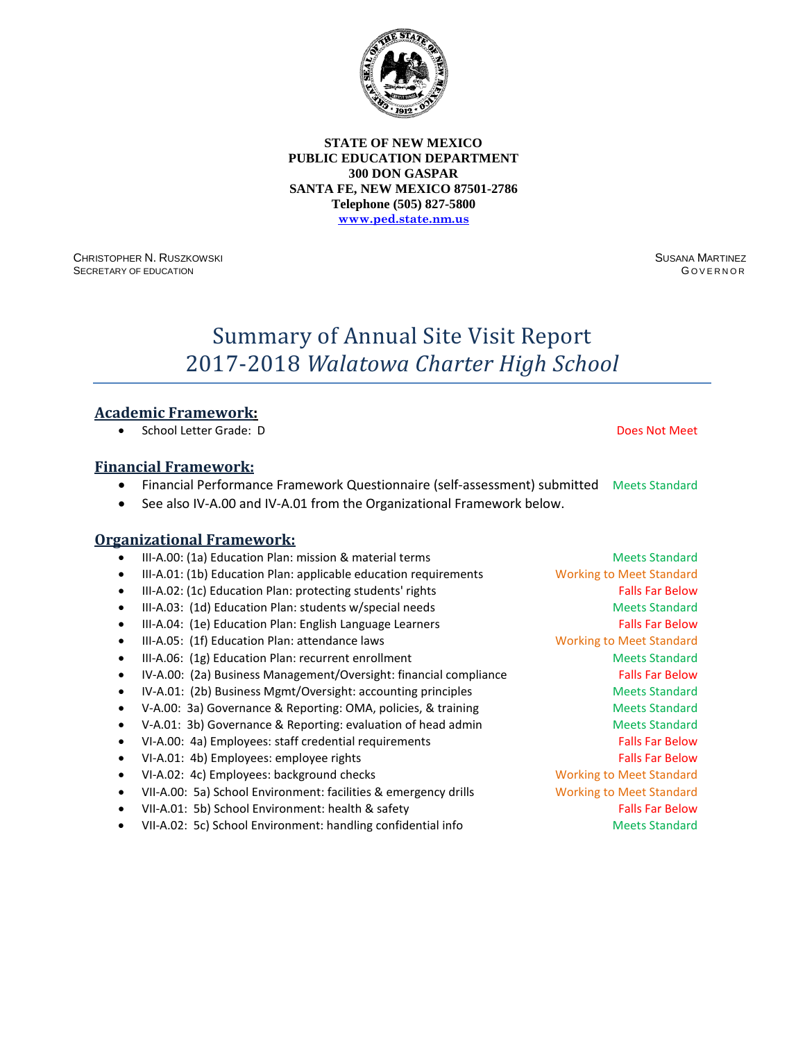**STATE OF NEW MEXICO**
**PUBLIC EDUCATION DEPARTMENT**
**300 DON GASPAR**
**SANTA FE, NEW MEXICO 87501-2786**
**Telephone (505) 827-5800**
**www.ped.state.nm.us**

CHRISTOPHER N. RUSZKOWSKI
SECRETARY OF EDUCATION

SUSANA MARTINEZ
GOVERNOR

# Summary of Annual Site Visit Report 2017-2018 *Walatowa Charter High School*

## Academic Framework:

- School Letter Grade: D — Does Not Meet

## Financial Framework:

- Financial Performance Framework Questionnaire (self-assessment) submitted — Meets Standard
- See also IV-A.00 and IV-A.01 from the Organizational Framework below.

## Organizational Framework:

- III-A.00: (1a) Education Plan: mission & material terms — Meets Standard
- III-A.01: (1b) Education Plan: applicable education requirements — Working to Meet Standard
- III-A.02: (1c) Education Plan: protecting students' rights — Falls Far Below
- III-A.03: (1d) Education Plan: students w/special needs — Meets Standard
- III-A.04: (1e) Education Plan: English Language Learners — Falls Far Below
- III-A.05: (1f) Education Plan: attendance laws — Working to Meet Standard
- III-A.06: (1g) Education Plan: recurrent enrollment — Meets Standard
- IV-A.00: (2a) Business Management/Oversight: financial compliance — Falls Far Below
- IV-A.01: (2b) Business Mgmt/Oversight: accounting principles — Meets Standard
- V-A.00: 3a) Governance & Reporting: OMA, policies, & training — Meets Standard
- V-A.01: 3b) Governance & Reporting: evaluation of head admin — Meets Standard
- VI-A.00: 4a) Employees: staff credential requirements — Falls Far Below
- VI-A.01: 4b) Employees: employee rights — Falls Far Below
- VI-A.02: 4c) Employees: background checks — Working to Meet Standard
- VII-A.00: 5a) School Environment: facilities & emergency drills — Working to Meet Standard
- VII-A.01: 5b) School Environment: health & safety — Falls Far Below
- VII-A.02: 5c) School Environment: handling confidential info — Meets Standard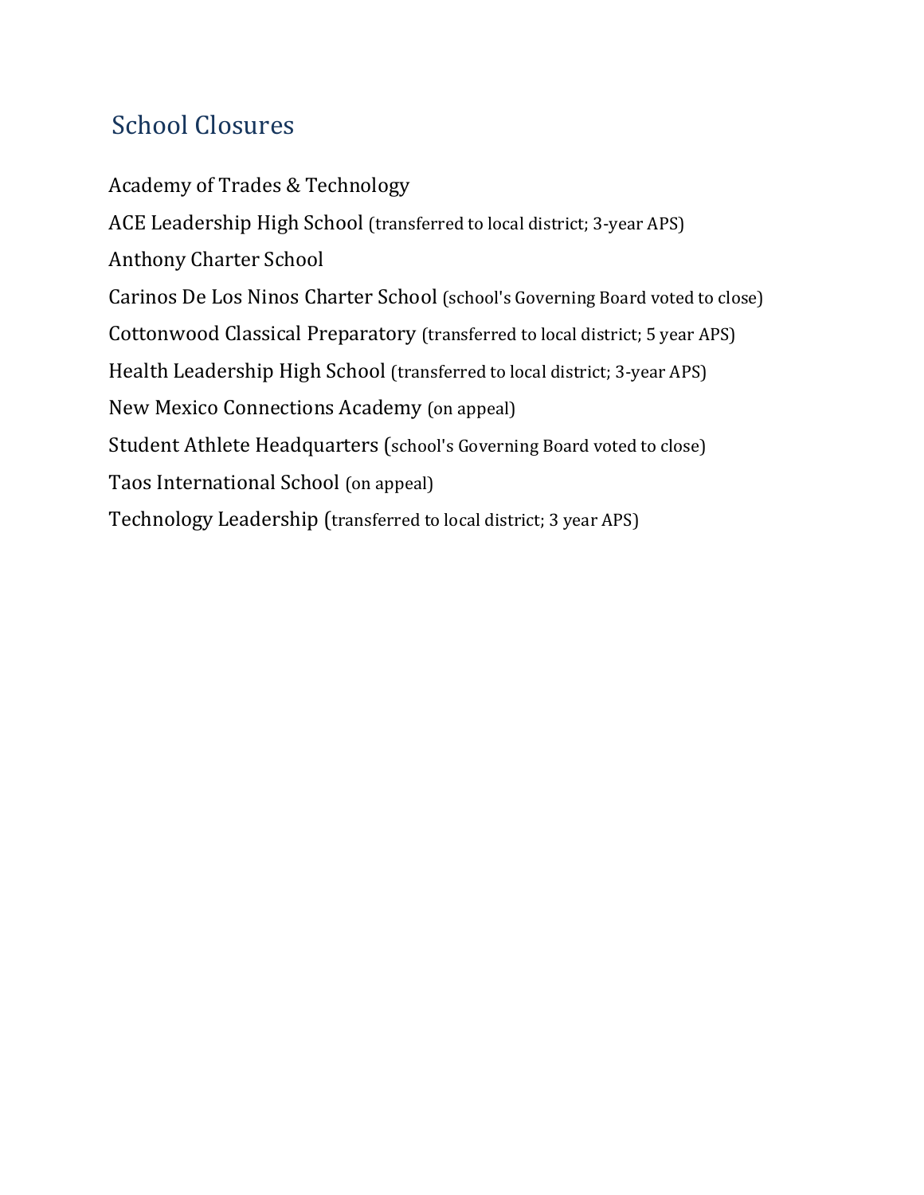## School Closures

Academy of Trades & Technology

ACE Leadership High School (transferred to local district; 3-year APS)

Anthony Charter School

Carinos De Los Ninos Charter School (school's Governing Board voted to close)

Cottonwood Classical Preparatory (transferred to local district; 5 year APS)

Health Leadership High School (transferred to local district; 3-year APS)

New Mexico Connections Academy (on appeal)

Student Athlete Headquarters (school's Governing Board voted to close)

Taos International School (on appeal)

Technology Leadership (transferred to local district; 3 year APS)